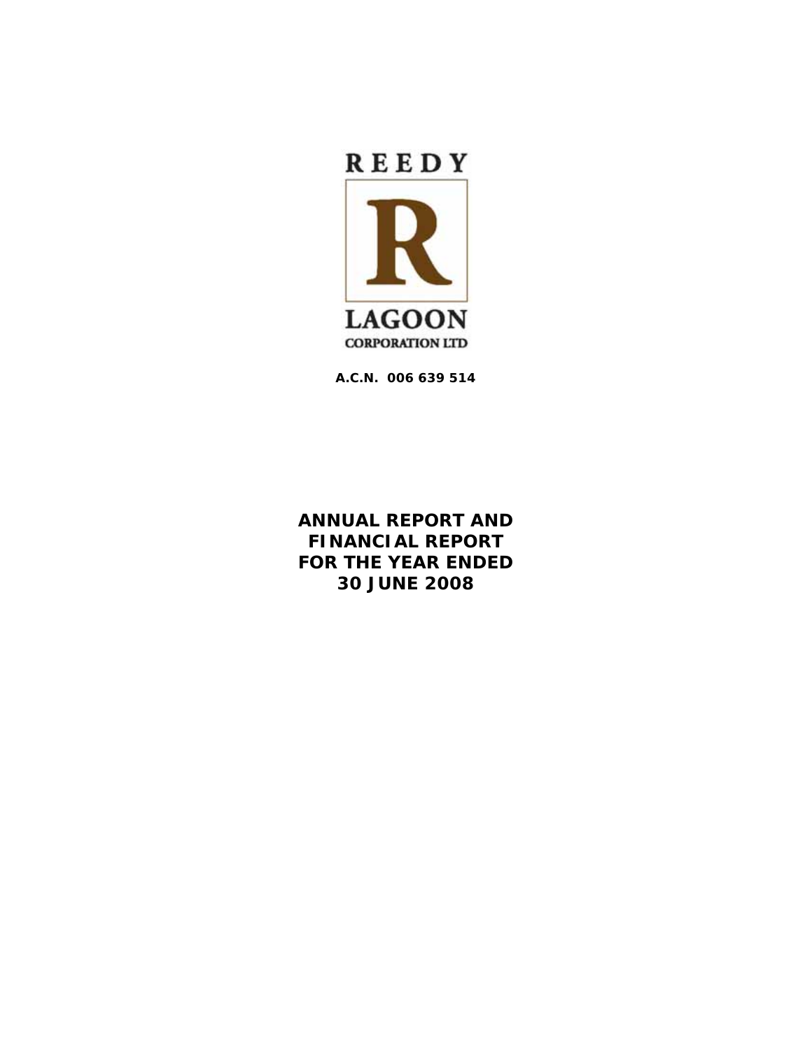REEDY

R

LAGOON

CORPORATION LTD

**A.C.N. 006 639 514**

# ANNUAL REPORT AND FINANCIAL REPORT FOR THE YEAR ENDED 30 JUNE 2008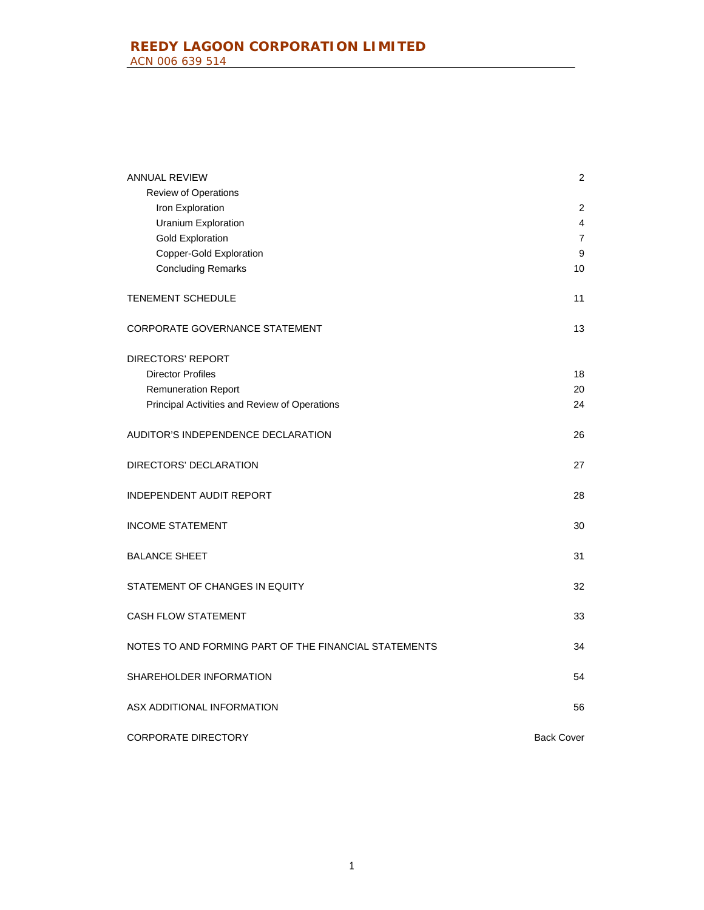# REEDY LAGOON CORPORATION LIMITED

ACN 006 639 514

| | |
|---|---|
| ANNUAL REVIEW | 2 |
| Review of Operations | |
| Iron Exploration | 2 |
| Uranium Exploration | 4 |
| Gold Exploration | 7 |
| Copper-Gold Exploration | 9 |
| Concluding Remarks | 10 |
| TENEMENT SCHEDULE | 11 |
| CORPORATE GOVERNANCE STATEMENT | 13 |
| DIRECTORS' REPORT | |
| Director Profiles | 18 |
| Remuneration Report | 20 |
| Principal Activities and Review of Operations | 24 |
| AUDITOR'S INDEPENDENCE DECLARATION | 26 |
| DIRECTORS' DECLARATION | 27 |
| INDEPENDENT AUDIT REPORT | 28 |
| INCOME STATEMENT | 30 |
| BALANCE SHEET | 31 |
| STATEMENT OF CHANGES IN EQUITY | 32 |
| CASH FLOW STATEMENT | 33 |
| NOTES TO AND FORMING PART OF THE FINANCIAL STATEMENTS | 34 |
| SHAREHOLDER INFORMATION | 54 |
| ASX ADDITIONAL INFORMATION | 56 |
| CORPORATE DIRECTORY | Back Cover |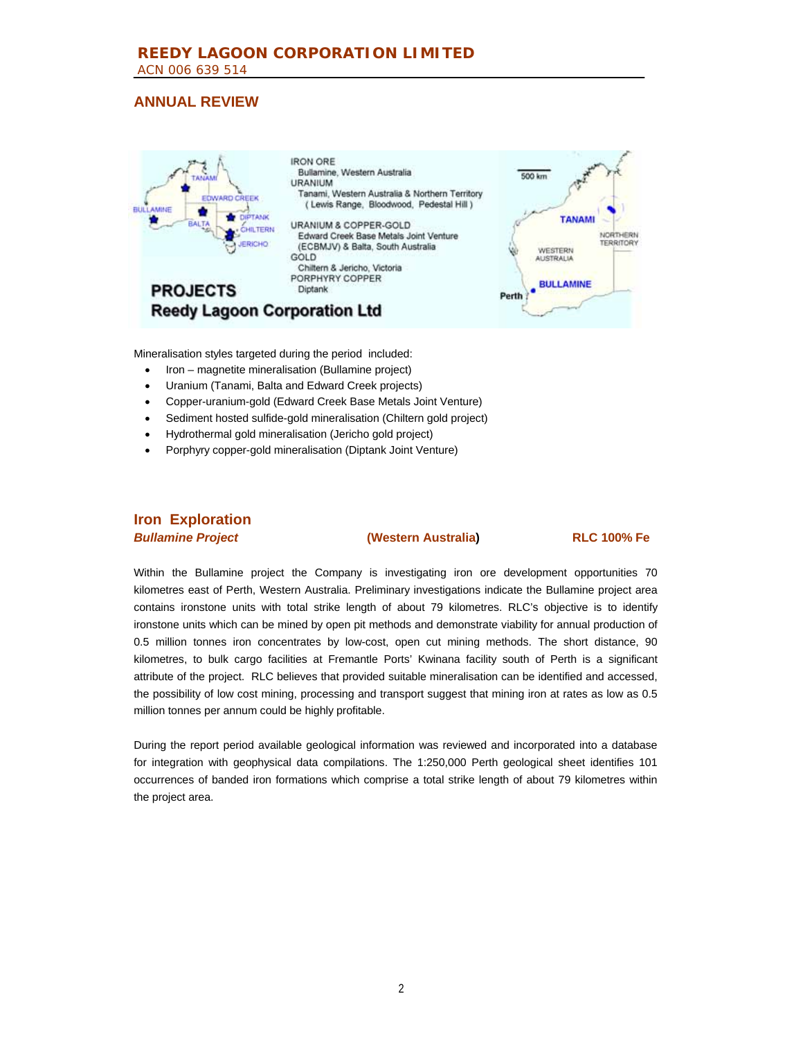# ANNUAL REVIEW

IRON ORE
Bullamine, Western Australia
URANIUM
Tanami, Western Australia & Northern Territory
(Lewis Range, Bloodwood, Pedestal Hill)

URANIUM & COPPER-GOLD
Edward Creek Base Metals Joint Venture
(ECBMJV) & Balta, South Australia
GOLD
Chiltern & Jericho, Victoria
PORPHYRY COPPER
Diptank

**PROJECTS**
**Reedy Lagoon Corporation Ltd**

Mineralisation styles targeted during the period included:

- Iron – magnetite mineralisation (Bullamine project)
- Uranium (Tanami, Balta and Edward Creek projects)
- Copper-uranium-gold (Edward Creek Base Metals Joint Venture)
- Sediment hosted sulfide-gold mineralisation (Chiltern gold project)
- Hydrothermal gold mineralisation (Jericho gold project)
- Porphyry copper-gold mineralisation (Diptank Joint Venture)

## Iron Exploration

***Bullamine Project*** **(Western Australia)** **RLC 100% Fe**

Within the Bullamine project the Company is investigating iron ore development opportunities 70 kilometres east of Perth, Western Australia. Preliminary investigations indicate the Bullamine project area contains ironstone units with total strike length of about 79 kilometres. RLC's objective is to identify ironstone units which can be mined by open pit methods and demonstrate viability for annual production of 0.5 million tonnes iron concentrates by low-cost, open cut mining methods. The short distance, 90 kilometres, to bulk cargo facilities at Fremantle Ports' Kwinana facility south of Perth is a significant attribute of the project. RLC believes that provided suitable mineralisation can be identified and accessed, the possibility of low cost mining, processing and transport suggest that mining iron at rates as low as 0.5 million tonnes per annum could be highly profitable.

During the report period available geological information was reviewed and incorporated into a database for integration with geophysical data compilations. The 1:250,000 Perth geological sheet identifies 101 occurrences of banded iron formations which comprise a total strike length of about 79 kilometres within the project area.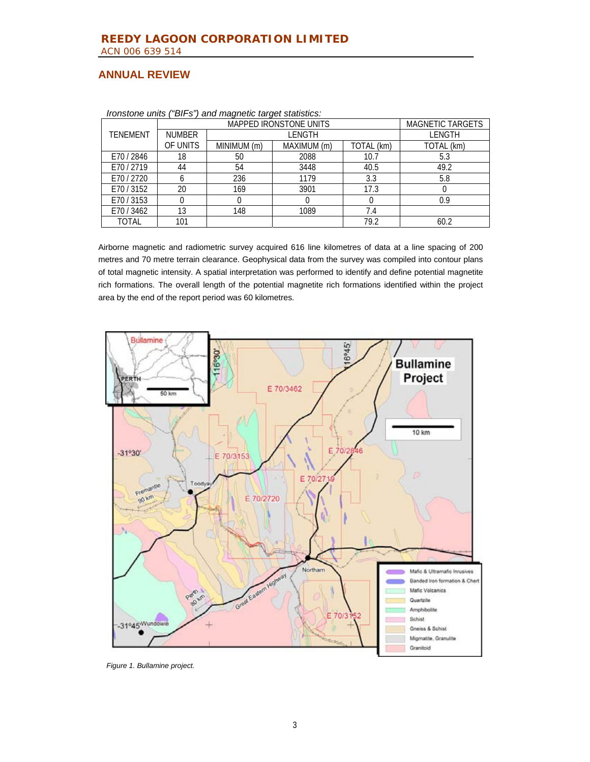## ANNUAL REVIEW

*Ironstone units ("BIFs") and magnetic target statistics:*

| TENEMENT | MAPPED IRONSTONE UNITS | | | | MAGNETIC TARGETS |
|---|---|---|---|---|---|
| | NUMBER | LENGTH | | | LENGTH |
| | OF UNITS | MINIMUM (m) | MAXIMUM (m) | TOTAL (km) | TOTAL (km) |
| E70 / 2846 | 18 | 50 | 2088 | 10.7 | 5.3 |
| E70 / 2719 | 44 | 54 | 3448 | 40.5 | 49.2 |
| E70 / 2720 | 6 | 236 | 1179 | 3.3 | 5.8 |
| E70 / 3152 | 20 | 169 | 3901 | 17.3 | 0 |
| E70 / 3153 | 0 | 0 | 0 | 0 | 0.9 |
| E70 / 3462 | 13 | 148 | 1089 | 7.4 | |
| TOTAL | 101 | | | 79.2 | 60.2 |

Airborne magnetic and radiometric survey acquired 616 line kilometres of data at a line spacing of 200 metres and 70 metre terrain clearance. Geophysical data from the survey was compiled into contour plans of total magnetic intensity. A spatial interpretation was performed to identify and define potential magnetite rich formations. The overall length of the potential magnetite rich formations identified within the project area by the end of the report period was 60 kilometres.

*Figure 1. Bullamine project.*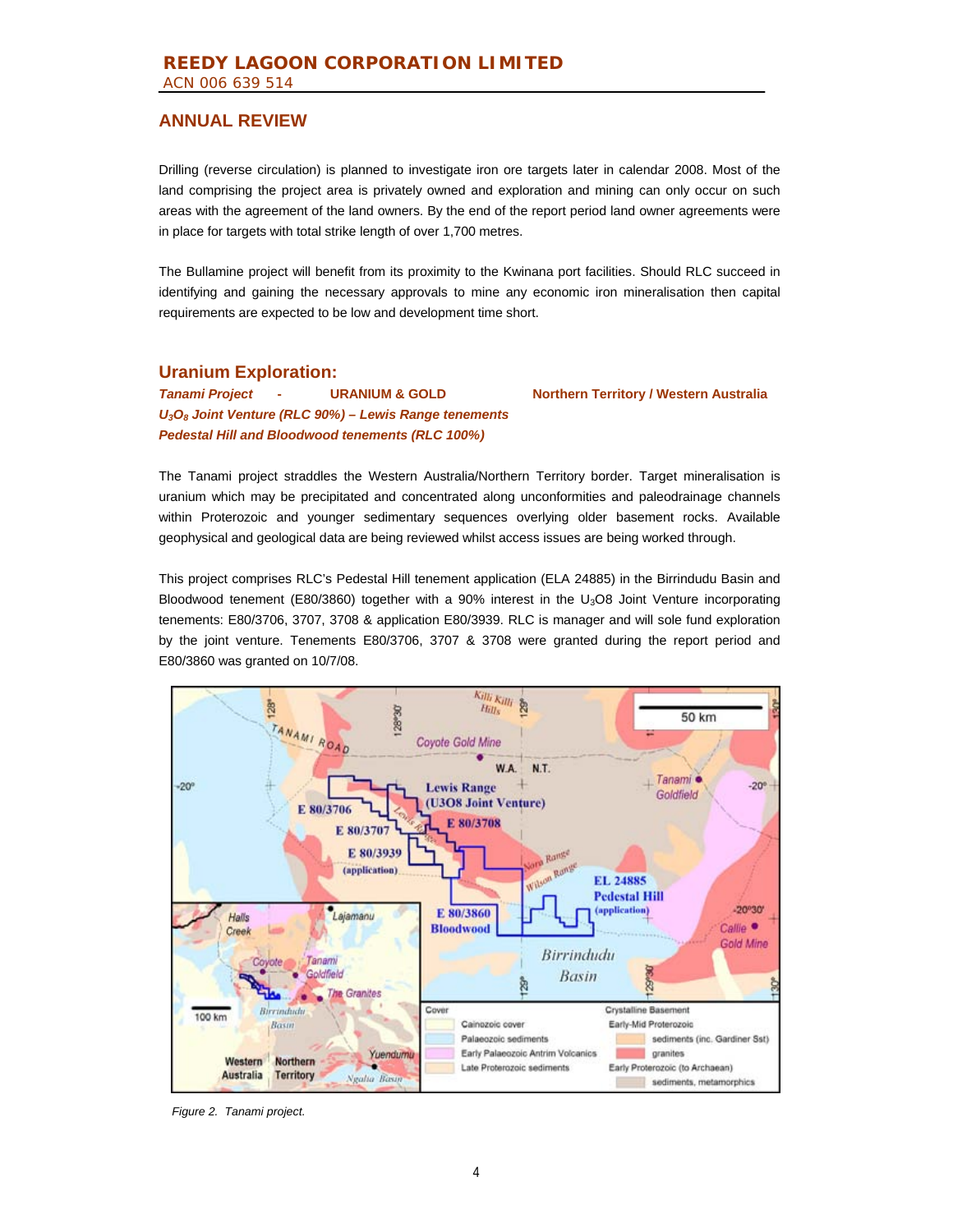## ANNUAL REVIEW

Drilling (reverse circulation) is planned to investigate iron ore targets later in calendar 2008. Most of the land comprising the project area is privately owned and exploration and mining can only occur on such areas with the agreement of the land owners. By the end of the report period land owner agreements were in place for targets with total strike length of over 1,700 metres.

The Bullamine project will benefit from its proximity to the Kwinana port facilities. Should RLC succeed in identifying and gaining the necessary approvals to mine any economic iron mineralisation then capital requirements are expected to be low and development time short.

## Uranium Exploration:

***Tanami Project - URANIUM & GOLD*** **Northern Territory / Western Australia**
***$U_3O_8$ Joint Venture (RLC 90%) – Lewis Range tenements***
***Pedestal Hill and Bloodwood tenements (RLC 100%)***

The Tanami project straddles the Western Australia/Northern Territory border. Target mineralisation is uranium which may be precipitated and concentrated along unconformities and paleodrainage channels within Proterozoic and younger sedimentary sequences overlying older basement rocks. Available geophysical and geological data are being reviewed whilst access issues are being worked through.

This project comprises RLC's Pedestal Hill tenement application (ELA 24885) in the Birrindudu Basin and Bloodwood tenement (E80/3860) together with a 90% interest in the $U_3O8$ Joint Venture incorporating tenements: E80/3706, 3707, 3708 & application E80/3939. RLC is manager and will sole fund exploration by the joint venture. Tenements E80/3706, 3707 & 3708 were granted during the report period and E80/3860 was granted on 10/7/08.

*Figure 2. Tanami project.*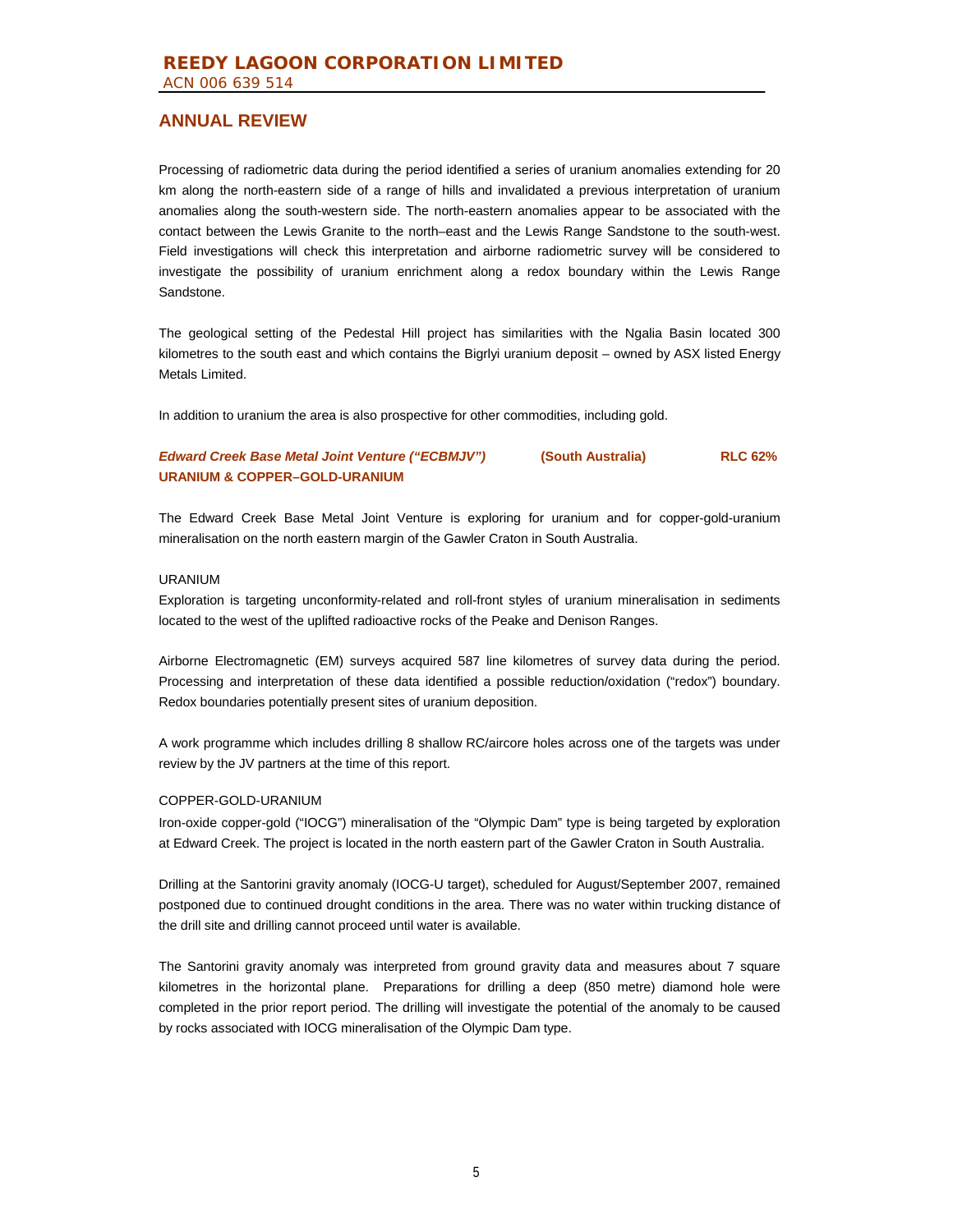Processing of radiometric data during the period identified a series of uranium anomalies extending for 20 km along the north-eastern side of a range of hills and invalidated a previous interpretation of uranium anomalies along the south-western side. The north-eastern anomalies appear to be associated with the contact between the Lewis Granite to the north–east and the Lewis Range Sandstone to the south-west. Field investigations will check this interpretation and airborne radiometric survey will be considered to investigate the possibility of uranium enrichment along a redox boundary within the Lewis Range Sandstone.

The geological setting of the Pedestal Hill project has similarities with the Ngalia Basin located 300 kilometres to the south east and which contains the Bigrlyi uranium deposit – owned by ASX listed Energy Metals Limited.

In addition to uranium the area is also prospective for other commodities, including gold.

***Edward Creek Base Metal Joint Venture ("ECBMJV")*** **(South Australia)** **RLC 62%**
**URANIUM & COPPER–GOLD-URANIUM**

The Edward Creek Base Metal Joint Venture is exploring for uranium and for copper-gold-uranium mineralisation on the north eastern margin of the Gawler Craton in South Australia.

URANIUM

Exploration is targeting unconformity-related and roll-front styles of uranium mineralisation in sediments located to the west of the uplifted radioactive rocks of the Peake and Denison Ranges.

Airborne Electromagnetic (EM) surveys acquired 587 line kilometres of survey data during the period. Processing and interpretation of these data identified a possible reduction/oxidation ("redox") boundary. Redox boundaries potentially present sites of uranium deposition.

A work programme which includes drilling 8 shallow RC/aircore holes across one of the targets was under review by the JV partners at the time of this report.

COPPER-GOLD-URANIUM

Iron-oxide copper-gold ("IOCG") mineralisation of the "Olympic Dam" type is being targeted by exploration at Edward Creek. The project is located in the north eastern part of the Gawler Craton in South Australia.

Drilling at the Santorini gravity anomaly (IOCG-U target), scheduled for August/September 2007, remained postponed due to continued drought conditions in the area. There was no water within trucking distance of the drill site and drilling cannot proceed until water is available.

The Santorini gravity anomaly was interpreted from ground gravity data and measures about 7 square kilometres in the horizontal plane. Preparations for drilling a deep (850 metre) diamond hole were completed in the prior report period. The drilling will investigate the potential of the anomaly to be caused by rocks associated with IOCG mineralisation of the Olympic Dam type.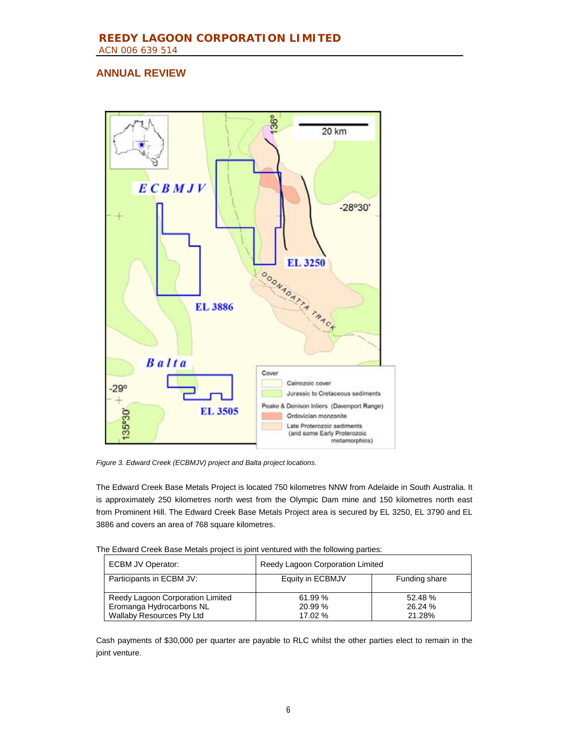## ANNUAL REVIEW

*Figure 3. Edward Creek (ECBMJV) project and Balta project locations.*

The Edward Creek Base Metals Project is located 750 kilometres NNW from Adelaide in South Australia. It is approximately 250 kilometres north west from the Olympic Dam mine and 150 kilometres north east from Prominent Hill. The Edward Creek Base Metals Project area is secured by EL 3250, EL 3790 and EL 3886 and covers an area of 768 square kilometres.

The Edward Creek Base Metals project is joint ventured with the following parties:

| ECBM JV Operator: | Reedy Lagoon Corporation Limited | |
|---|---|---|
| Participants in ECBM JV: | Equity in ECBMJV | Funding share |
| Reedy Lagoon Corporation Limited | 61.99 % | 52.48 % |
| Eromanga Hydrocarbons NL | 20.99 % | 26.24 % |
| Wallaby Resources Pty Ltd | 17.02 % | 21.28% |

Cash payments of $30,000 per quarter are payable to RLC whilst the other parties elect to remain in the joint venture.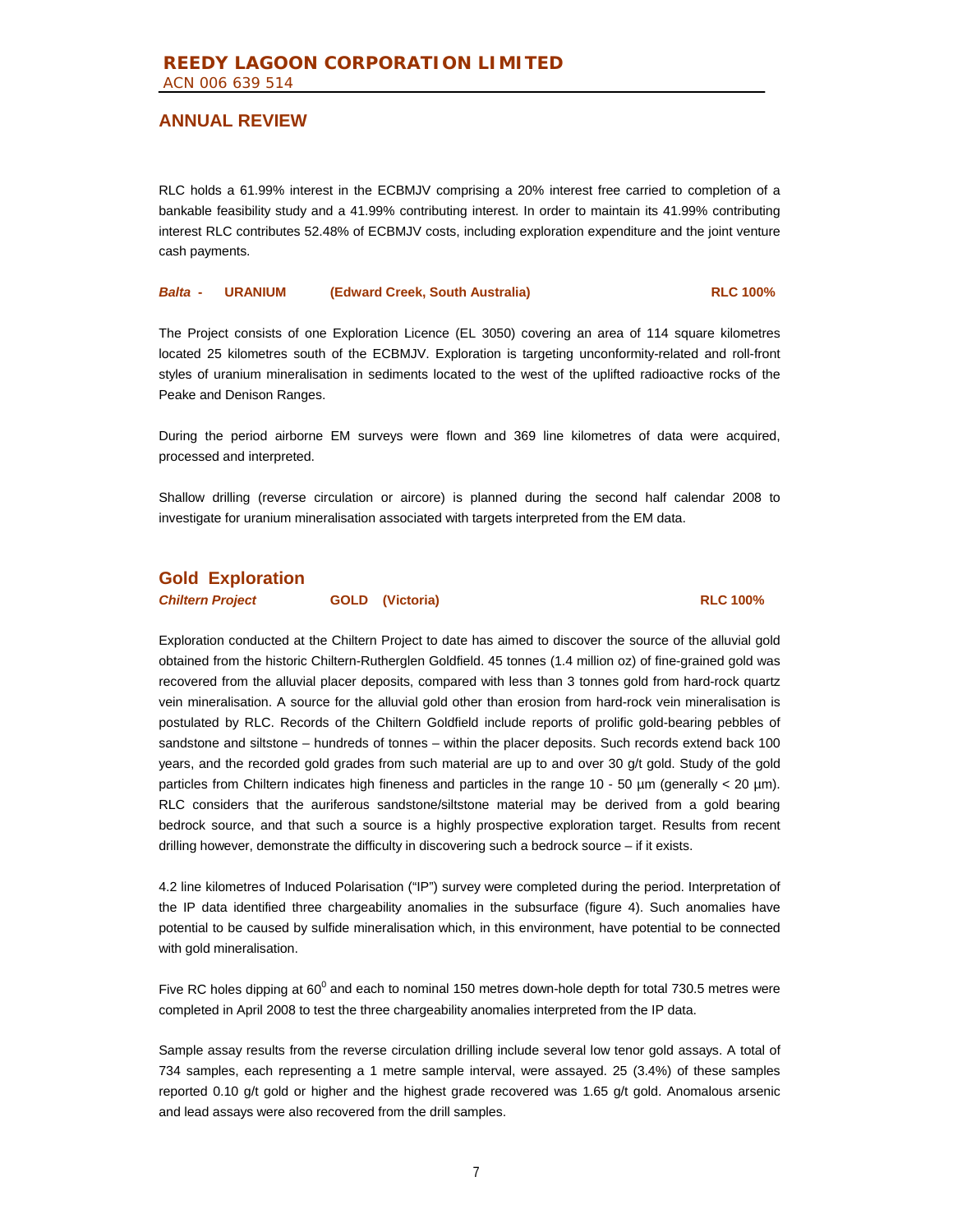## ANNUAL REVIEW

RLC holds a 61.99% interest in the ECBMJV comprising a 20% interest free carried to completion of a bankable feasibility study and a 41.99% contributing interest. In order to maintain its 41.99% contributing interest RLC contributes 52.48% of ECBMJV costs, including exploration expenditure and the joint venture cash payments.

***Balta* - URANIUM (Edward Creek, South Australia) RLC 100%**

The Project consists of one Exploration Licence (EL 3050) covering an area of 114 square kilometres located 25 kilometres south of the ECBMJV. Exploration is targeting unconformity-related and roll-front styles of uranium mineralisation in sediments located to the west of the uplifted radioactive rocks of the Peake and Denison Ranges.

During the period airborne EM surveys were flown and 369 line kilometres of data were acquired, processed and interpreted.

Shallow drilling (reverse circulation or aircore) is planned during the second half calendar 2008 to investigate for uranium mineralisation associated with targets interpreted from the EM data.

## Gold Exploration

***Chiltern Project* GOLD (Victoria) RLC 100%**

Exploration conducted at the Chiltern Project to date has aimed to discover the source of the alluvial gold obtained from the historic Chiltern-Rutherglen Goldfield. 45 tonnes (1.4 million oz) of fine-grained gold was recovered from the alluvial placer deposits, compared with less than 3 tonnes gold from hard-rock quartz vein mineralisation. A source for the alluvial gold other than erosion from hard-rock vein mineralisation is postulated by RLC. Records of the Chiltern Goldfield include reports of prolific gold-bearing pebbles of sandstone and siltstone – hundreds of tonnes – within the placer deposits. Such records extend back 100 years, and the recorded gold grades from such material are up to and over 30 g/t gold. Study of the gold particles from Chiltern indicates high fineness and particles in the range 10 - 50 µm (generally < 20 µm). RLC considers that the auriferous sandstone/siltstone material may be derived from a gold bearing bedrock source, and that such a source is a highly prospective exploration target. Results from recent drilling however, demonstrate the difficulty in discovering such a bedrock source – if it exists.

4.2 line kilometres of Induced Polarisation ("IP") survey were completed during the period. Interpretation of the IP data identified three chargeability anomalies in the subsurface (figure 4). Such anomalies have potential to be caused by sulfide mineralisation which, in this environment, have potential to be connected with gold mineralisation.

Five RC holes dipping at $60^0$ and each to nominal 150 metres down-hole depth for total 730.5 metres were completed in April 2008 to test the three chargeability anomalies interpreted from the IP data.

Sample assay results from the reverse circulation drilling include several low tenor gold assays. A total of 734 samples, each representing a 1 metre sample interval, were assayed. 25 (3.4%) of these samples reported 0.10 g/t gold or higher and the highest grade recovered was 1.65 g/t gold. Anomalous arsenic and lead assays were also recovered from the drill samples.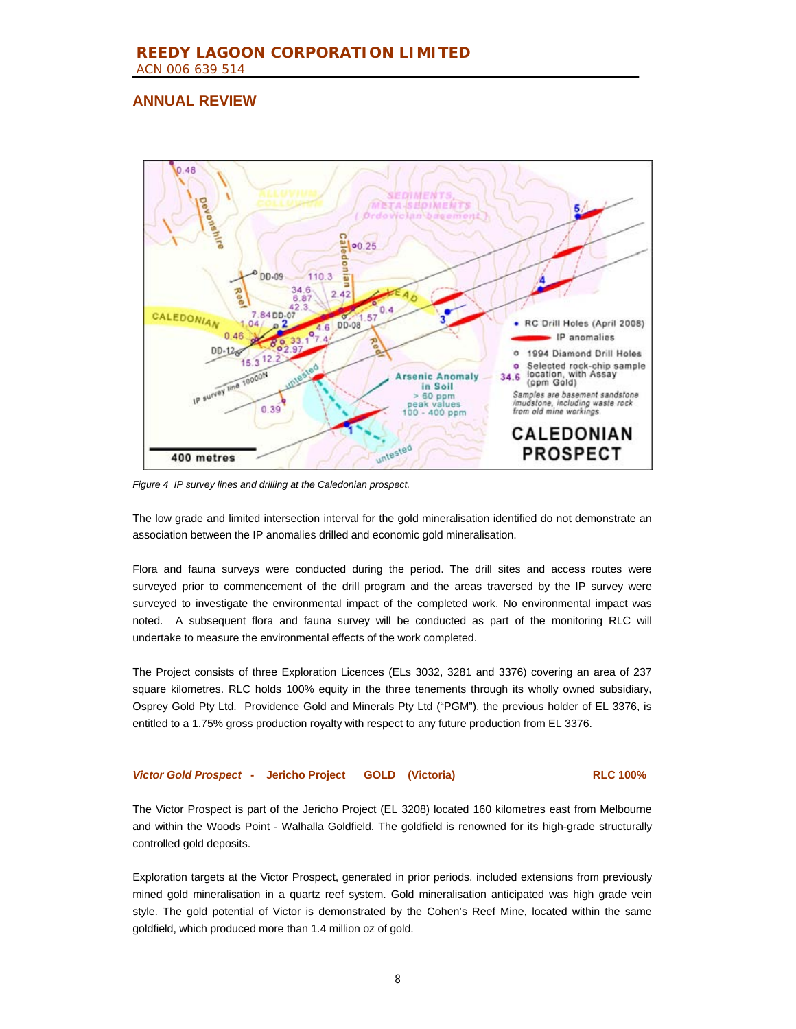## ANNUAL REVIEW

*Figure 4 IP survey lines and drilling at the Caledonian prospect.*

The low grade and limited intersection interval for the gold mineralisation identified do not demonstrate an association between the IP anomalies drilled and economic gold mineralisation.

Flora and fauna surveys were conducted during the period. The drill sites and access routes were surveyed prior to commencement of the drill program and the areas traversed by the IP survey were surveyed to investigate the environmental impact of the completed work. No environmental impact was noted. A subsequent flora and fauna survey will be conducted as part of the monitoring RLC will undertake to measure the environmental effects of the work completed.

The Project consists of three Exploration Licences (ELs 3032, 3281 and 3376) covering an area of 237 square kilometres. RLC holds 100% equity in the three tenements through its wholly owned subsidiary, Osprey Gold Pty Ltd. Providence Gold and Minerals Pty Ltd ("PGM"), the previous holder of EL 3376, is entitled to a 1.75% gross production royalty with respect to any future production from EL 3376.

### *Victor Gold Prospect* - Jericho Project GOLD (Victoria) RLC 100%

The Victor Prospect is part of the Jericho Project (EL 3208) located 160 kilometres east from Melbourne and within the Woods Point - Walhalla Goldfield. The goldfield is renowned for its high-grade structurally controlled gold deposits.

Exploration targets at the Victor Prospect, generated in prior periods, included extensions from previously mined gold mineralisation in a quartz reef system. Gold mineralisation anticipated was high grade vein style. The gold potential of Victor is demonstrated by the Cohen's Reef Mine, located within the same goldfield, which produced more than 1.4 million oz of gold.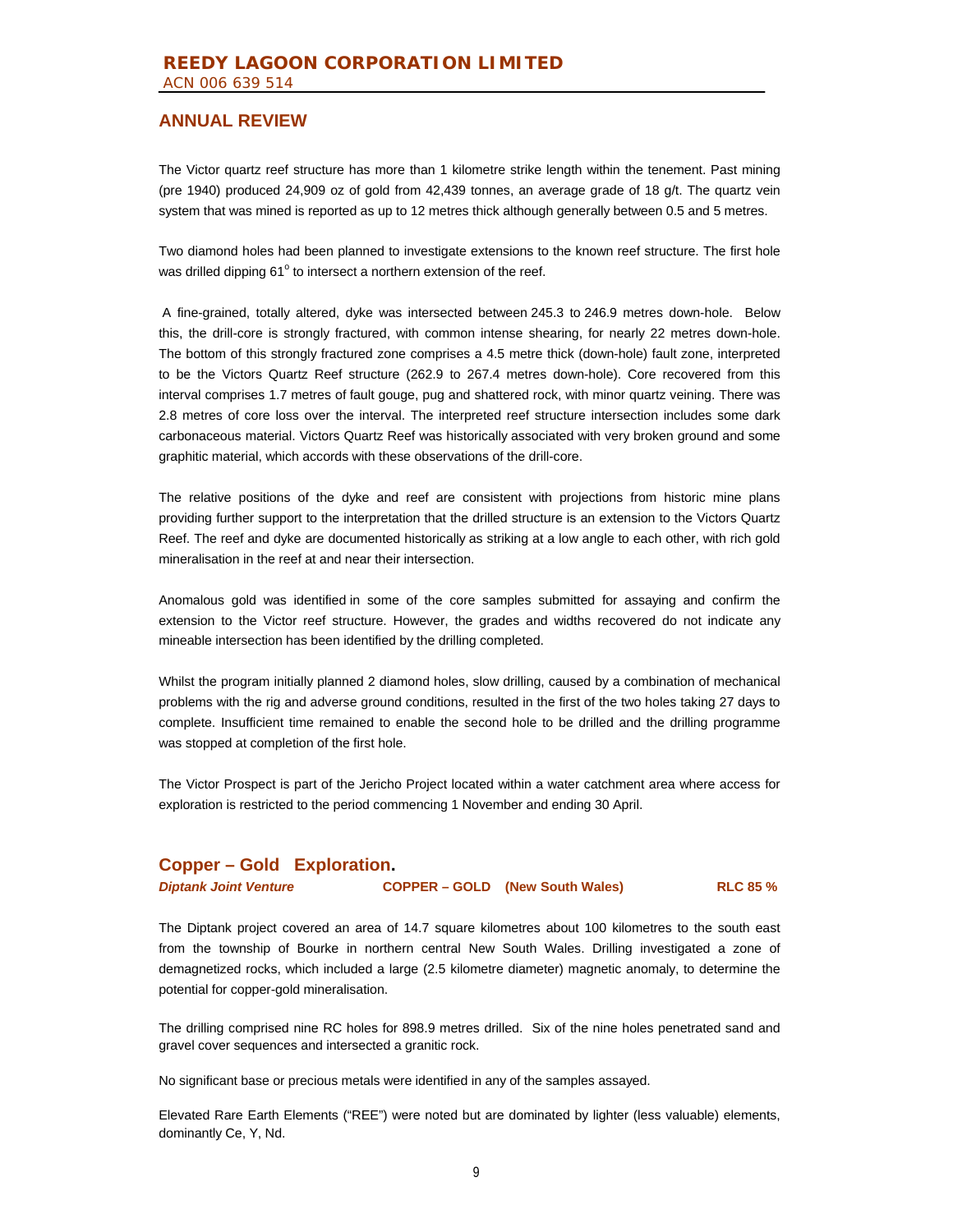## ANNUAL REVIEW

The Victor quartz reef structure has more than 1 kilometre strike length within the tenement. Past mining (pre 1940) produced 24,909 oz of gold from 42,439 tonnes, an average grade of 18 g/t. The quartz vein system that was mined is reported as up to 12 metres thick although generally between 0.5 and 5 metres.

Two diamond holes had been planned to investigate extensions to the known reef structure. The first hole was drilled dipping 61$^{o}$ to intersect a northern extension of the reef.

A fine-grained, totally altered, dyke was intersected between 245.3 to 246.9 metres down-hole. Below this, the drill-core is strongly fractured, with common intense shearing, for nearly 22 metres down-hole. The bottom of this strongly fractured zone comprises a 4.5 metre thick (down-hole) fault zone, interpreted to be the Victors Quartz Reef structure (262.9 to 267.4 metres down-hole). Core recovered from this interval comprises 1.7 metres of fault gouge, pug and shattered rock, with minor quartz veining. There was 2.8 metres of core loss over the interval. The interpreted reef structure intersection includes some dark carbonaceous material. Victors Quartz Reef was historically associated with very broken ground and some graphitic material, which accords with these observations of the drill-core.

The relative positions of the dyke and reef are consistent with projections from historic mine plans providing further support to the interpretation that the drilled structure is an extension to the Victors Quartz Reef. The reef and dyke are documented historically as striking at a low angle to each other, with rich gold mineralisation in the reef at and near their intersection.

Anomalous gold was identified in some of the core samples submitted for assaying and confirm the extension to the Victor reef structure. However, the grades and widths recovered do not indicate any mineable intersection has been identified by the drilling completed.

Whilst the program initially planned 2 diamond holes, slow drilling, caused by a combination of mechanical problems with the rig and adverse ground conditions, resulted in the first of the two holes taking 27 days to complete. Insufficient time remained to enable the second hole to be drilled and the drilling programme was stopped at completion of the first hole.

The Victor Prospect is part of the Jericho Project located within a water catchment area where access for exploration is restricted to the period commencing 1 November and ending 30 April.

## Copper – Gold Exploration.

***Diptank Joint Venture*** **COPPER – GOLD (New South Wales)** **RLC 85 %**

The Diptank project covered an area of 14.7 square kilometres about 100 kilometres to the south east from the township of Bourke in northern central New South Wales. Drilling investigated a zone of demagnetized rocks, which included a large (2.5 kilometre diameter) magnetic anomaly, to determine the potential for copper-gold mineralisation.

The drilling comprised nine RC holes for 898.9 metres drilled. Six of the nine holes penetrated sand and gravel cover sequences and intersected a granitic rock.

No significant base or precious metals were identified in any of the samples assayed.

Elevated Rare Earth Elements ("REE") were noted but are dominated by lighter (less valuable) elements, dominantly Ce, Y, Nd.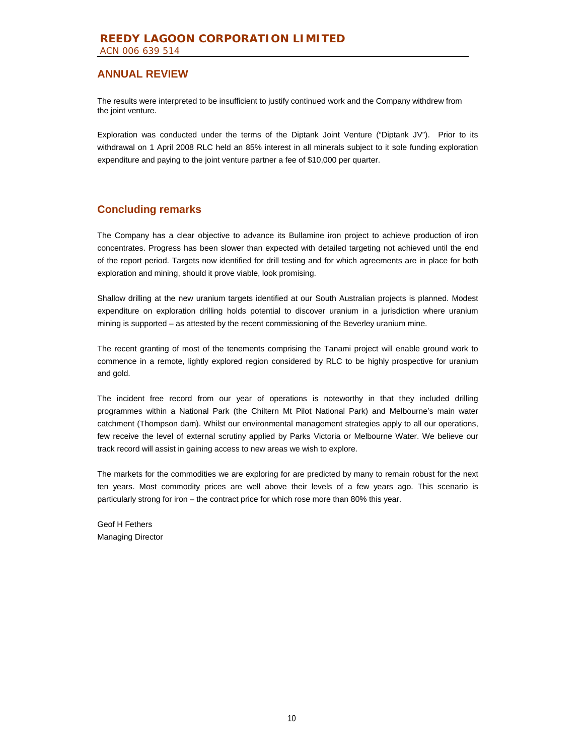## ANNUAL REVIEW

The results were interpreted to be insufficient to justify continued work and the Company withdrew from the joint venture.

Exploration was conducted under the terms of the Diptank Joint Venture ("Diptank JV"). Prior to its withdrawal on 1 April 2008 RLC held an 85% interest in all minerals subject to it sole funding exploration expenditure and paying to the joint venture partner a fee of $10,000 per quarter.

## Concluding remarks

The Company has a clear objective to advance its Bullamine iron project to achieve production of iron concentrates. Progress has been slower than expected with detailed targeting not achieved until the end of the report period. Targets now identified for drill testing and for which agreements are in place for both exploration and mining, should it prove viable, look promising.

Shallow drilling at the new uranium targets identified at our South Australian projects is planned. Modest expenditure on exploration drilling holds potential to discover uranium in a jurisdiction where uranium mining is supported – as attested by the recent commissioning of the Beverley uranium mine.

The recent granting of most of the tenements comprising the Tanami project will enable ground work to commence in a remote, lightly explored region considered by RLC to be highly prospective for uranium and gold.

The incident free record from our year of operations is noteworthy in that they included drilling programmes within a National Park (the Chiltern Mt Pilot National Park) and Melbourne's main water catchment (Thompson dam). Whilst our environmental management strategies apply to all our operations, few receive the level of external scrutiny applied by Parks Victoria or Melbourne Water. We believe our track record will assist in gaining access to new areas we wish to explore.

The markets for the commodities we are exploring for are predicted by many to remain robust for the next ten years. Most commodity prices are well above their levels of a few years ago. This scenario is particularly strong for iron – the contract price for which rose more than 80% this year.

Geof H Fethers
Managing Director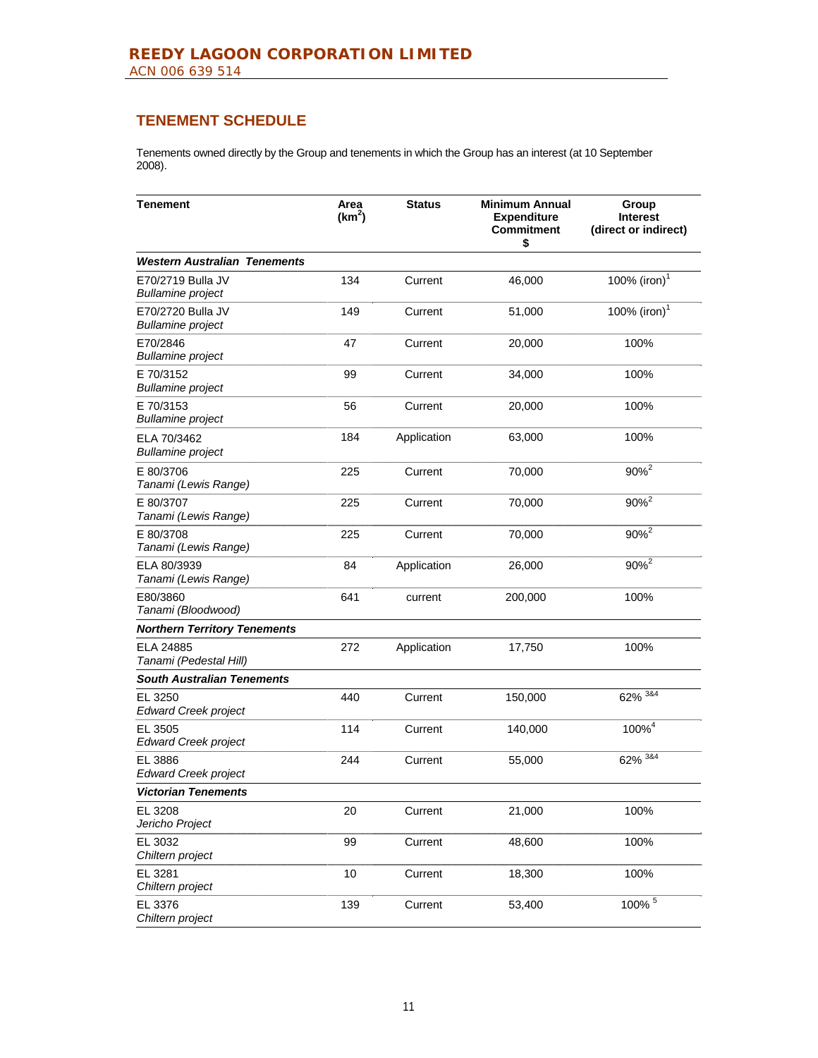## TENEMENT SCHEDULE

Tenements owned directly by the Group and tenements in which the Group has an interest (at 10 September 2008).

| Tenement | Area ($km^2$) | Status | Minimum Annual Expenditure Commitment $ | Group Interest (direct or indirect) |
|---|---|---|---|---|
| ***Western Australian Tenements*** | | | | |
| E70/2719 Bulla JV *Bullamine project* | 134 | Current | 46,000 | 100% (iron)[1] |
| E70/2720 Bulla JV *Bullamine project* | 149 | Current | 51,000 | 100% (iron)[1] |
| E70/2846 *Bullamine project* | 47 | Current | 20,000 | 100% |
| E 70/3152 *Bullamine project* | 99 | Current | 34,000 | 100% |
| E 70/3153 *Bullamine project* | 56 | Current | 20,000 | 100% |
| ELA 70/3462 *Bullamine project* | 184 | Application | 63,000 | 100% |
| E 80/3706 *Tanami (Lewis Range)* | 225 | Current | 70,000 | 90%[2] |
| E 80/3707 *Tanami (Lewis Range)* | 225 | Current | 70,000 | 90%[2] |
| E 80/3708 *Tanami (Lewis Range)* | 225 | Current | 70,000 | 90%[2] |
| ELA 80/3939 *Tanami (Lewis Range)* | 84 | Application | 26,000 | 90%[2] |
| E80/3860 *Tanami (Bloodwood)* | 641 | current | 200,000 | 100% |
| ***Northern Territory Tenements*** | | | | |
| ELA 24885 *Tanami (Pedestal Hill)* | 272 | Application | 17,750 | 100% |
| ***South Australian Tenements*** | | | | |
| EL 3250 *Edward Creek project* | 440 | Current | 150,000 | 62% [3&4] |
| EL 3505 *Edward Creek project* | 114 | Current | 140,000 | 100%[4] |
| EL 3886 *Edward Creek project* | 244 | Current | 55,000 | 62% [3&4] |
| ***Victorian Tenements*** | | | | |
| EL 3208 *Jericho Project* | 20 | Current | 21,000 | 100% |
| EL 3032 *Chiltern project* | 99 | Current | 48,600 | 100% |
| EL 3281 *Chiltern project* | 10 | Current | 18,300 | 100% |
| EL 3376 *Chiltern project* | 139 | Current | 53,400 | 100% [5] |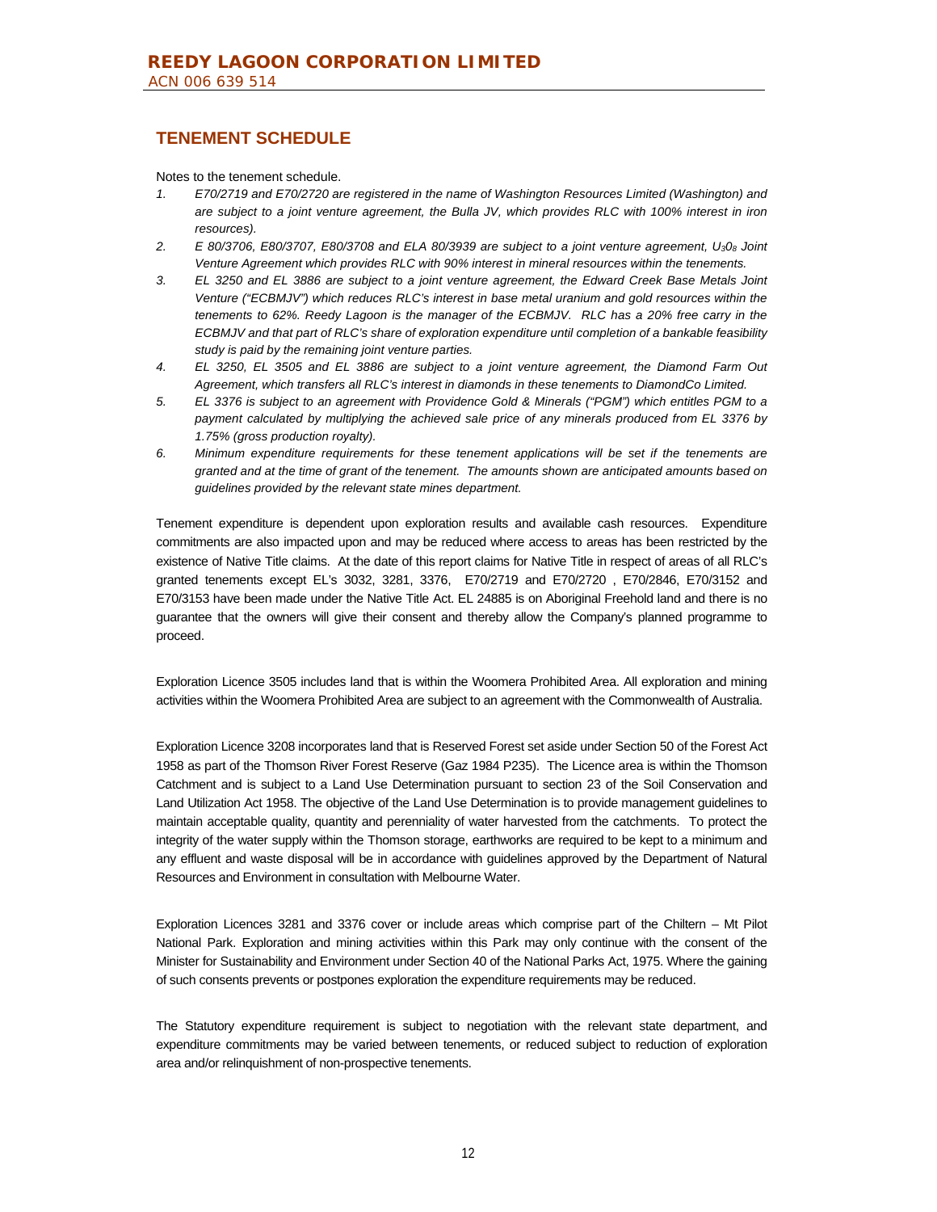## TENEMENT SCHEDULE

Notes to the tenement schedule.

1. *E70/2719 and E70/2720 are registered in the name of Washington Resources Limited (Washington) and are subject to a joint venture agreement, the Bulla JV, which provides RLC with 100% interest in iron resources).*
2. *E 80/3706, E80/3707, E80/3708 and ELA 80/3939 are subject to a joint venture agreement, $U_3O_8$ Joint Venture Agreement which provides RLC with 90% interest in mineral resources within the tenements.*
3. *EL 3250 and EL 3886 are subject to a joint venture agreement, the Edward Creek Base Metals Joint Venture ("ECBMJV") which reduces RLC's interest in base metal uranium and gold resources within the tenements to 62%. Reedy Lagoon is the manager of the ECBMJV. RLC has a 20% free carry in the ECBMJV and that part of RLC's share of exploration expenditure until completion of a bankable feasibility study is paid by the remaining joint venture parties.*
4. *EL 3250, EL 3505 and EL 3886 are subject to a joint venture agreement, the Diamond Farm Out Agreement, which transfers all RLC's interest in diamonds in these tenements to DiamondCo Limited.*
5. *EL 3376 is subject to an agreement with Providence Gold & Minerals ("PGM") which entitles PGM to a payment calculated by multiplying the achieved sale price of any minerals produced from EL 3376 by 1.75% (gross production royalty).*
6. *Minimum expenditure requirements for these tenement applications will be set if the tenements are granted and at the time of grant of the tenement. The amounts shown are anticipated amounts based on guidelines provided by the relevant state mines department.*

Tenement expenditure is dependent upon exploration results and available cash resources. Expenditure commitments are also impacted upon and may be reduced where access to areas has been restricted by the existence of Native Title claims. At the date of this report claims for Native Title in respect of areas of all RLC's granted tenements except EL's 3032, 3281, 3376, E70/2719 and E70/2720 , E70/2846, E70/3152 and E70/3153 have been made under the Native Title Act. EL 24885 is on Aboriginal Freehold land and there is no guarantee that the owners will give their consent and thereby allow the Company's planned programme to proceed.

Exploration Licence 3505 includes land that is within the Woomera Prohibited Area. All exploration and mining activities within the Woomera Prohibited Area are subject to an agreement with the Commonwealth of Australia.

Exploration Licence 3208 incorporates land that is Reserved Forest set aside under Section 50 of the Forest Act 1958 as part of the Thomson River Forest Reserve (Gaz 1984 P235). The Licence area is within the Thomson Catchment and is subject to a Land Use Determination pursuant to section 23 of the Soil Conservation and Land Utilization Act 1958. The objective of the Land Use Determination is to provide management guidelines to maintain acceptable quality, quantity and perenniality of water harvested from the catchments. To protect the integrity of the water supply within the Thomson storage, earthworks are required to be kept to a minimum and any effluent and waste disposal will be in accordance with guidelines approved by the Department of Natural Resources and Environment in consultation with Melbourne Water.

Exploration Licences 3281 and 3376 cover or include areas which comprise part of the Chiltern – Mt Pilot National Park. Exploration and mining activities within this Park may only continue with the consent of the Minister for Sustainability and Environment under Section 40 of the National Parks Act, 1975. Where the gaining of such consents prevents or postpones exploration the expenditure requirements may be reduced.

The Statutory expenditure requirement is subject to negotiation with the relevant state department, and expenditure commitments may be varied between tenements, or reduced subject to reduction of exploration area and/or relinquishment of non-prospective tenements.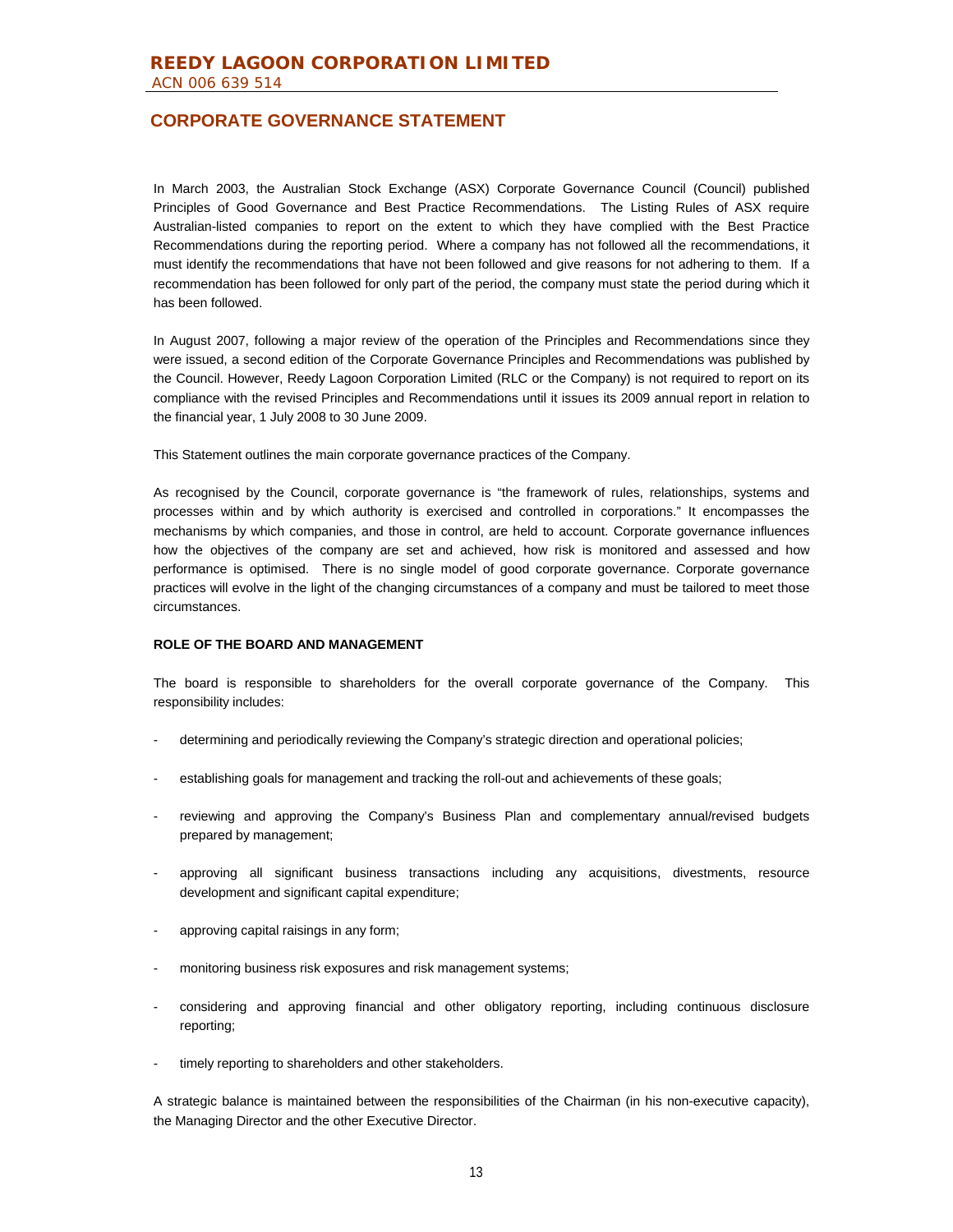# CORPORATE GOVERNANCE STATEMENT

In March 2003, the Australian Stock Exchange (ASX) Corporate Governance Council (Council) published Principles of Good Governance and Best Practice Recommendations. The Listing Rules of ASX require Australian-listed companies to report on the extent to which they have complied with the Best Practice Recommendations during the reporting period. Where a company has not followed all the recommendations, it must identify the recommendations that have not been followed and give reasons for not adhering to them. If a recommendation has been followed for only part of the period, the company must state the period during which it has been followed.

In August 2007, following a major review of the operation of the Principles and Recommendations since they were issued, a second edition of the Corporate Governance Principles and Recommendations was published by the Council. However, Reedy Lagoon Corporation Limited (RLC or the Company) is not required to report on its compliance with the revised Principles and Recommendations until it issues its 2009 annual report in relation to the financial year, 1 July 2008 to 30 June 2009.

This Statement outlines the main corporate governance practices of the Company.

As recognised by the Council, corporate governance is "the framework of rules, relationships, systems and processes within and by which authority is exercised and controlled in corporations." It encompasses the mechanisms by which companies, and those in control, are held to account. Corporate governance influences how the objectives of the company are set and achieved, how risk is monitored and assessed and how performance is optimised. There is no single model of good corporate governance. Corporate governance practices will evolve in the light of the changing circumstances of a company and must be tailored to meet those circumstances.

**ROLE OF THE BOARD AND MANAGEMENT**

The board is responsible to shareholders for the overall corporate governance of the Company. This responsibility includes:

- determining and periodically reviewing the Company's strategic direction and operational policies;
- establishing goals for management and tracking the roll-out and achievements of these goals;
- reviewing and approving the Company's Business Plan and complementary annual/revised budgets prepared by management;
- approving all significant business transactions including any acquisitions, divestments, resource development and significant capital expenditure;
- approving capital raisings in any form;
- monitoring business risk exposures and risk management systems;
- considering and approving financial and other obligatory reporting, including continuous disclosure reporting;
- timely reporting to shareholders and other stakeholders.

A strategic balance is maintained between the responsibilities of the Chairman (in his non-executive capacity), the Managing Director and the other Executive Director.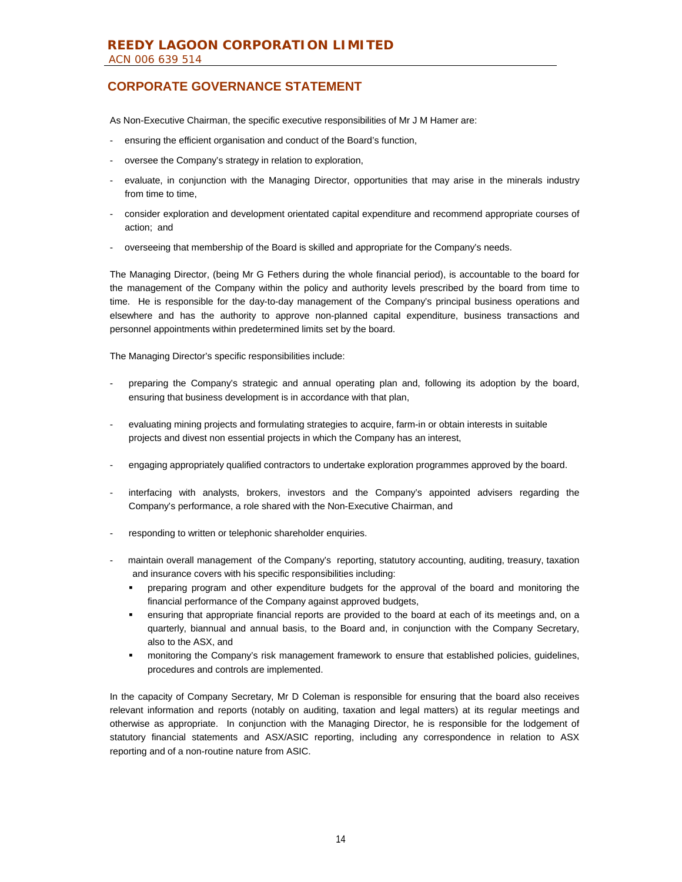## CORPORATE GOVERNANCE STATEMENT

As Non-Executive Chairman, the specific executive responsibilities of Mr J M Hamer are:

- ensuring the efficient organisation and conduct of the Board's function,
- oversee the Company's strategy in relation to exploration,
- evaluate, in conjunction with the Managing Director, opportunities that may arise in the minerals industry from time to time,
- consider exploration and development orientated capital expenditure and recommend appropriate courses of action; and
- overseeing that membership of the Board is skilled and appropriate for the Company's needs.

The Managing Director, (being Mr G Fethers during the whole financial period), is accountable to the board for the management of the Company within the policy and authority levels prescribed by the board from time to time. He is responsible for the day-to-day management of the Company's principal business operations and elsewhere and has the authority to approve non-planned capital expenditure, business transactions and personnel appointments within predetermined limits set by the board.

The Managing Director's specific responsibilities include:

- preparing the Company's strategic and annual operating plan and, following its adoption by the board, ensuring that business development is in accordance with that plan,
- evaluating mining projects and formulating strategies to acquire, farm-in or obtain interests in suitable projects and divest non essential projects in which the Company has an interest,
- engaging appropriately qualified contractors to undertake exploration programmes approved by the board.
- interfacing with analysts, brokers, investors and the Company's appointed advisers regarding the Company's performance, a role shared with the Non-Executive Chairman, and
- responding to written or telephonic shareholder enquiries.
- maintain overall management of the Company's reporting, statutory accounting, auditing, treasury, taxation and insurance covers with his specific responsibilities including:
  - preparing program and other expenditure budgets for the approval of the board and monitoring the financial performance of the Company against approved budgets,
  - ensuring that appropriate financial reports are provided to the board at each of its meetings and, on a quarterly, biannual and annual basis, to the Board and, in conjunction with the Company Secretary, also to the ASX, and
  - monitoring the Company's risk management framework to ensure that established policies, guidelines, procedures and controls are implemented.

In the capacity of Company Secretary, Mr D Coleman is responsible for ensuring that the board also receives relevant information and reports (notably on auditing, taxation and legal matters) at its regular meetings and otherwise as appropriate. In conjunction with the Managing Director, he is responsible for the lodgement of statutory financial statements and ASX/ASIC reporting, including any correspondence in relation to ASX reporting and of a non-routine nature from ASIC.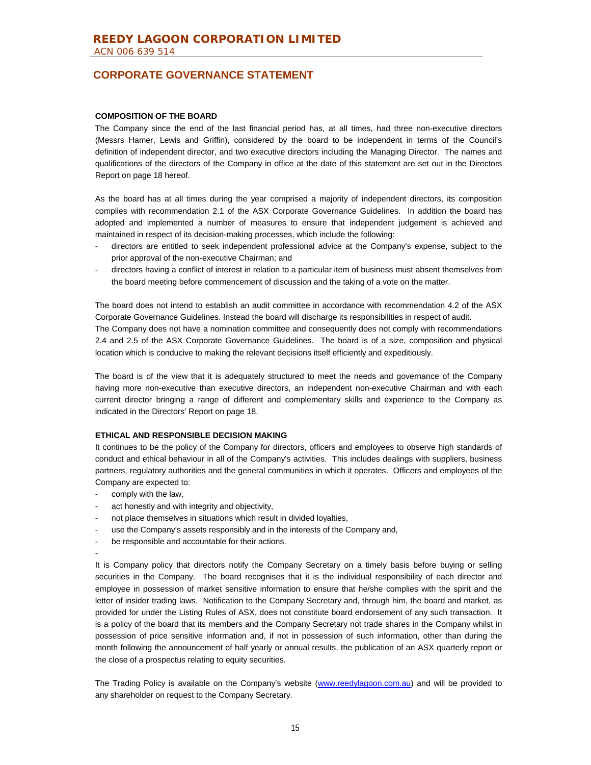# REEDY LAGOON CORPORATION LIMITED

ACN 006 639 514

## CORPORATE GOVERNANCE STATEMENT

**COMPOSITION OF THE BOARD**

The Company since the end of the last financial period has, at all times, had three non-executive directors (Messrs Hamer, Lewis and Griffin), considered by the board to be independent in terms of the Council's definition of independent director, and two executive directors including the Managing Director. The names and qualifications of the directors of the Company in office at the date of this statement are set out in the Directors Report on page 18 hereof.

As the board has at all times during the year comprised a majority of independent directors, its composition complies with recommendation 2.1 of the ASX Corporate Governance Guidelines. In addition the board has adopted and implemented a number of measures to ensure that independent judgement is achieved and maintained in respect of its decision-making processes, which include the following:

- directors are entitled to seek independent professional advice at the Company's expense, subject to the prior approval of the non-executive Chairman; and
- directors having a conflict of interest in relation to a particular item of business must absent themselves from the board meeting before commencement of discussion and the taking of a vote on the matter.

The board does not intend to establish an audit committee in accordance with recommendation 4.2 of the ASX Corporate Governance Guidelines. Instead the board will discharge its responsibilities in respect of audit.
The Company does not have a nomination committee and consequently does not comply with recommendations 2.4 and 2.5 of the ASX Corporate Governance Guidelines. The board is of a size, composition and physical location which is conducive to making the relevant decisions itself efficiently and expeditiously.

The board is of the view that it is adequately structured to meet the needs and governance of the Company having more non-executive than executive directors, an independent non-executive Chairman and with each current director bringing a range of different and complementary skills and experience to the Company as indicated in the Directors' Report on page 18.

**ETHICAL AND RESPONSIBLE DECISION MAKING**

It continues to be the policy of the Company for directors, officers and employees to observe high standards of conduct and ethical behaviour in all of the Company's activities. This includes dealings with suppliers, business partners, regulatory authorities and the general communities in which it operates. Officers and employees of the Company are expected to:

- comply with the law,
- act honestly and with integrity and objectivity,
- not place themselves in situations which result in divided loyalties,
- use the Company's assets responsibly and in the interests of the Company and,
- be responsible and accountable for their actions.
-

It is Company policy that directors notify the Company Secretary on a timely basis before buying or selling securities in the Company. The board recognises that it is the individual responsibility of each director and employee in possession of market sensitive information to ensure that he/she complies with the spirit and the letter of insider trading laws. Notification to the Company Secretary and, through him, the board and market, as provided for under the Listing Rules of ASX, does not constitute board endorsement of any such transaction. It is a policy of the board that its members and the Company Secretary not trade shares in the Company whilst in possession of price sensitive information and, if not in possession of such information, other than during the month following the announcement of half yearly or annual results, the publication of an ASX quarterly report or the close of a prospectus relating to equity securities.

The Trading Policy is available on the Company's website (www.reedylagoon.com.au) and will be provided to any shareholder on request to the Company Secretary.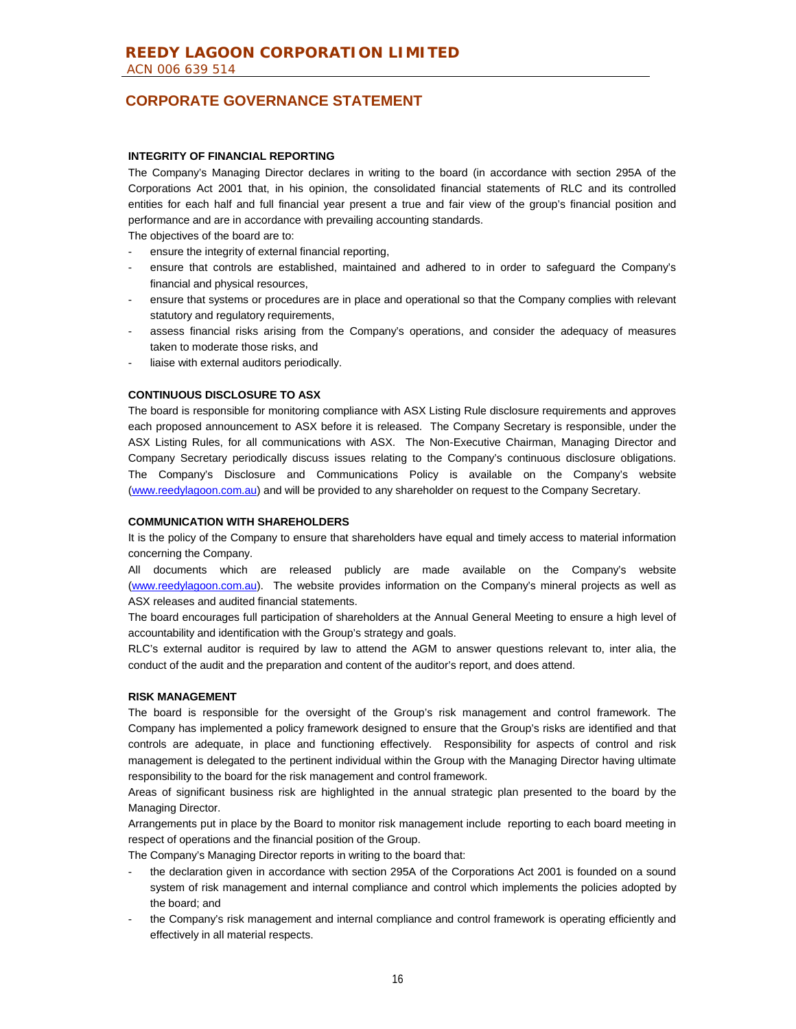## CORPORATE GOVERNANCE STATEMENT

### INTEGRITY OF FINANCIAL REPORTING

The Company's Managing Director declares in writing to the board (in accordance with section 295A of the Corporations Act 2001 that, in his opinion, the consolidated financial statements of RLC and its controlled entities for each half and full financial year present a true and fair view of the group's financial position and performance and are in accordance with prevailing accounting standards.

The objectives of the board are to:

- ensure the integrity of external financial reporting,
- ensure that controls are established, maintained and adhered to in order to safeguard the Company's financial and physical resources,
- ensure that systems or procedures are in place and operational so that the Company complies with relevant statutory and regulatory requirements,
- assess financial risks arising from the Company's operations, and consider the adequacy of measures taken to moderate those risks, and
- liaise with external auditors periodically.

### CONTINUOUS DISCLOSURE TO ASX

The board is responsible for monitoring compliance with ASX Listing Rule disclosure requirements and approves each proposed announcement to ASX before it is released. The Company Secretary is responsible, under the ASX Listing Rules, for all communications with ASX. The Non-Executive Chairman, Managing Director and Company Secretary periodically discuss issues relating to the Company's continuous disclosure obligations. The Company's Disclosure and Communications Policy is available on the Company's website (www.reedylagoon.com.au) and will be provided to any shareholder on request to the Company Secretary.

### COMMUNICATION WITH SHAREHOLDERS

It is the policy of the Company to ensure that shareholders have equal and timely access to material information concerning the Company.

All documents which are released publicly are made available on the Company's website (www.reedylagoon.com.au). The website provides information on the Company's mineral projects as well as ASX releases and audited financial statements.

The board encourages full participation of shareholders at the Annual General Meeting to ensure a high level of accountability and identification with the Group's strategy and goals.

RLC's external auditor is required by law to attend the AGM to answer questions relevant to, inter alia, the conduct of the audit and the preparation and content of the auditor's report, and does attend.

### RISK MANAGEMENT

The board is responsible for the oversight of the Group's risk management and control framework. The Company has implemented a policy framework designed to ensure that the Group's risks are identified and that controls are adequate, in place and functioning effectively. Responsibility for aspects of control and risk management is delegated to the pertinent individual within the Group with the Managing Director having ultimate responsibility to the board for the risk management and control framework.

Areas of significant business risk are highlighted in the annual strategic plan presented to the board by the Managing Director.

Arrangements put in place by the Board to monitor risk management include reporting to each board meeting in respect of operations and the financial position of the Group.

The Company's Managing Director reports in writing to the board that:

- the declaration given in accordance with section 295A of the Corporations Act 2001 is founded on a sound system of risk management and internal compliance and control which implements the policies adopted by the board; and
- the Company's risk management and internal compliance and control framework is operating efficiently and effectively in all material respects.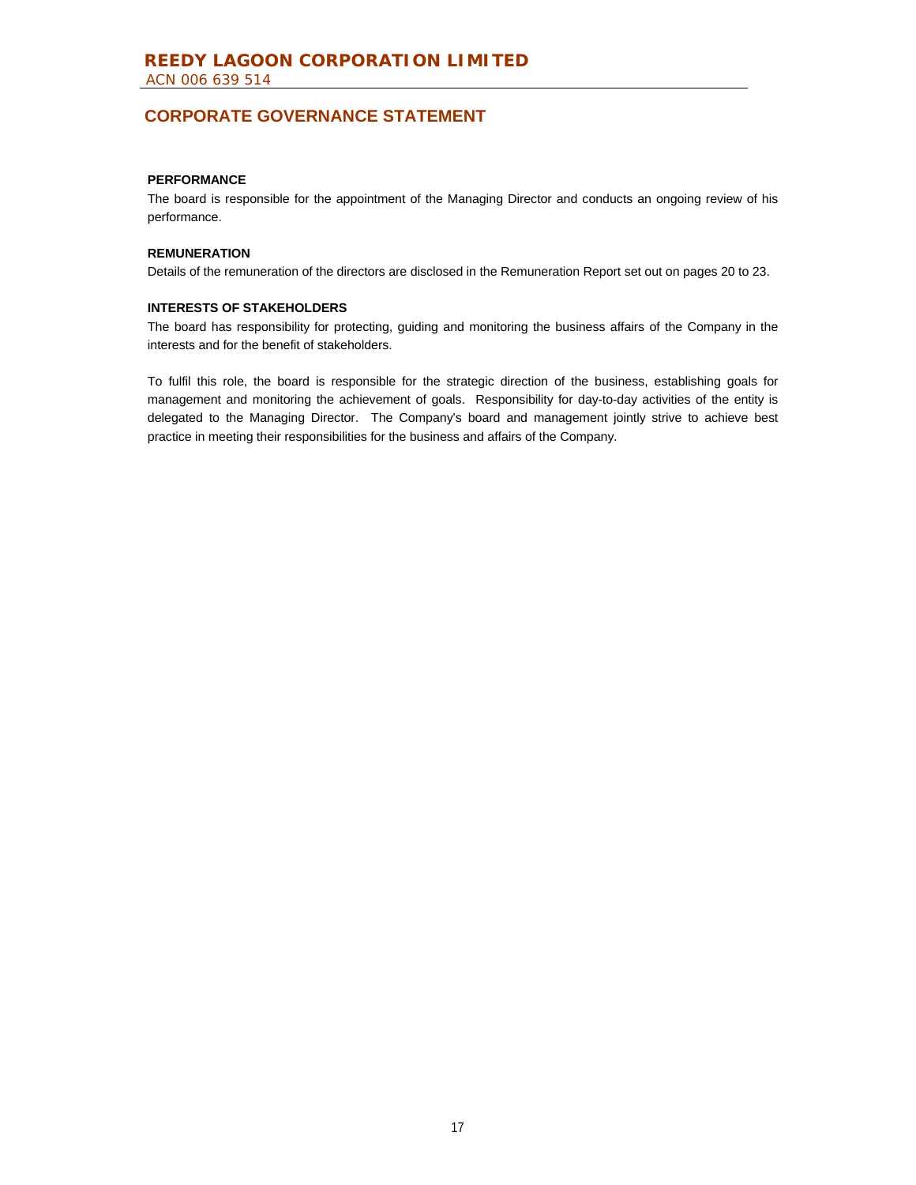## CORPORATE GOVERNANCE STATEMENT

**PERFORMANCE**

The board is responsible for the appointment of the Managing Director and conducts an ongoing review of his performance.

**REMUNERATION**

Details of the remuneration of the directors are disclosed in the Remuneration Report set out on pages 20 to 23.

**INTERESTS OF STAKEHOLDERS**

The board has responsibility for protecting, guiding and monitoring the business affairs of the Company in the interests and for the benefit of stakeholders.

To fulfil this role, the board is responsible for the strategic direction of the business, establishing goals for management and monitoring the achievement of goals. Responsibility for day-to-day activities of the entity is delegated to the Managing Director. The Company's board and management jointly strive to achieve best practice in meeting their responsibilities for the business and affairs of the Company.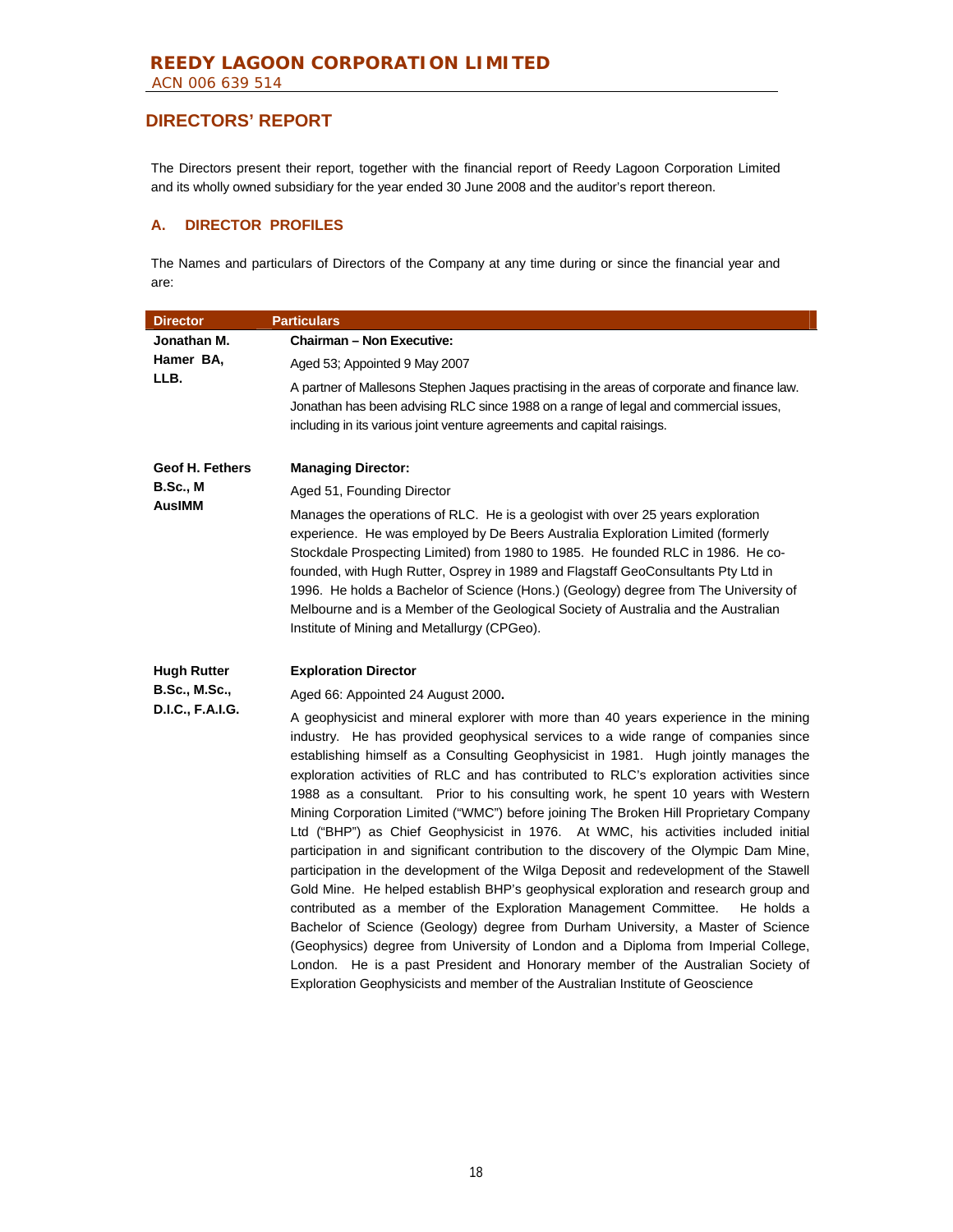## DIRECTORS' REPORT

The Directors present their report, together with the financial report of Reedy Lagoon Corporation Limited and its wholly owned subsidiary for the year ended 30 June 2008 and the auditor's report thereon.

### A. DIRECTOR PROFILES

The Names and particulars of Directors of the Company at any time during or since the financial year and are:

| Director | Particulars |
|---|---|
| **Jonathan M. Hamer BA, LLB.** | **Chairman – Non Executive:**<br>Aged 53; Appointed 9 May 2007<br>A partner of Mallesons Stephen Jaques practising in the areas of corporate and finance law. Jonathan has been advising RLC since 1988 on a range of legal and commercial issues, including in its various joint venture agreements and capital raisings. |
| **Geof H. Fethers B.Sc., M AusIMM** | **Managing Director:**<br>Aged 51, Founding Director<br>Manages the operations of RLC. He is a geologist with over 25 years exploration experience. He was employed by De Beers Australia Exploration Limited (formerly Stockdale Prospecting Limited) from 1980 to 1985. He founded RLC in 1986. He co-founded, with Hugh Rutter, Osprey in 1989 and Flagstaff GeoConsultants Pty Ltd in 1996. He holds a Bachelor of Science (Hons.) (Geology) degree from The University of Melbourne and is a Member of the Geological Society of Australia and the Australian Institute of Mining and Metallurgy (CPGeo). |
| **Hugh Rutter B.Sc., M.Sc., D.I.C., F.A.I.G.** | **Exploration Director**<br>Aged 66: Appointed 24 August 2000.<br>A geophysicist and mineral explorer with more than 40 years experience in the mining industry. He has provided geophysical services to a wide range of companies since establishing himself as a Consulting Geophysicist in 1981. Hugh jointly manages the exploration activities of RLC and has contributed to RLC's exploration activities since 1988 as a consultant. Prior to his consulting work, he spent 10 years with Western Mining Corporation Limited ("WMC") before joining The Broken Hill Proprietary Company Ltd ("BHP") as Chief Geophysicist in 1976. At WMC, his activities included initial participation in and significant contribution to the discovery of the Olympic Dam Mine, participation in the development of the Wilga Deposit and redevelopment of the Stawell Gold Mine. He helped establish BHP's geophysical exploration and research group and contributed as a member of the Exploration Management Committee. He holds a Bachelor of Science (Geology) degree from Durham University, a Master of Science (Geophysics) degree from University of London and a Diploma from Imperial College, London. He is a past President and Honorary member of the Australian Society of Exploration Geophysicists and member of the Australian Institute of Geoscience |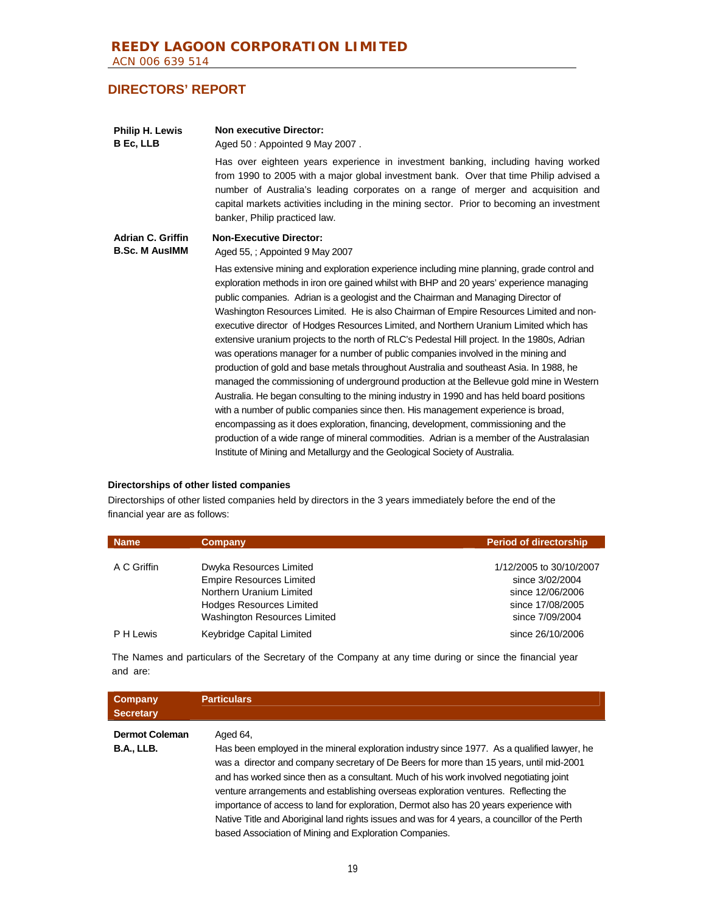## DIRECTORS' REPORT

**Philip H. Lewis**
**B Ec, LLB**

**Non executive Director:**
Aged 50 : Appointed 9 May 2007 .

Has over eighteen years experience in investment banking, including having worked from 1990 to 2005 with a major global investment bank. Over that time Philip advised a number of Australia's leading corporates on a range of merger and acquisition and capital markets activities including in the mining sector. Prior to becoming an investment banker, Philip practiced law.

**Adrian C. Griffin**
**B.Sc. M AusIMM**

**Non-Executive Director:**
Aged 55, ; Appointed 9 May 2007

Has extensive mining and exploration experience including mine planning, grade control and exploration methods in iron ore gained whilst with BHP and 20 years' experience managing public companies. Adrian is a geologist and the Chairman and Managing Director of Washington Resources Limited. He is also Chairman of Empire Resources Limited and non-executive director of Hodges Resources Limited, and Northern Uranium Limited which has extensive uranium projects to the north of RLC's Pedestal Hill project. In the 1980s, Adrian was operations manager for a number of public companies involved in the mining and production of gold and base metals throughout Australia and southeast Asia. In 1988, he managed the commissioning of underground production at the Bellevue gold mine in Western Australia. He began consulting to the mining industry in 1990 and has held board positions with a number of public companies since then. His management experience is broad, encompassing as it does exploration, financing, development, commissioning and the production of a wide range of mineral commodities. Adrian is a member of the Australasian Institute of Mining and Metallurgy and the Geological Society of Australia.

#### Directorships of other listed companies

Directorships of other listed companies held by directors in the 3 years immediately before the end of the financial year are as follows:

| Name | Company | Period of directorship |
|---|---|---|
| A C Griffin | Dwyka Resources Limited | 1/12/2005 to 30/10/2007 |
| | Empire Resources Limited | since 3/02/2004 |
| | Northern Uranium Limited | since 12/06/2006 |
| | Hodges Resources Limited | since 17/08/2005 |
| | Washington Resources Limited | since 7/09/2004 |
| P H Lewis | Keybridge Capital Limited | since 26/10/2006 |

The Names and particulars of the Secretary of the Company at any time during or since the financial year and are:

| Company Secretary | Particulars |
|---|---|
| **Dermot Coleman B.A., LLB.** | Aged 64, Has been employed in the mineral exploration industry since 1977. As a qualified lawyer, he was a director and company secretary of De Beers for more than 15 years, until mid-2001 and has worked since then as a consultant. Much of his work involved negotiating joint venture arrangements and establishing overseas exploration ventures. Reflecting the importance of access to land for exploration, Dermot also has 20 years experience with Native Title and Aboriginal land rights issues and was for 4 years, a councillor of the Perth based Association of Mining and Exploration Companies. |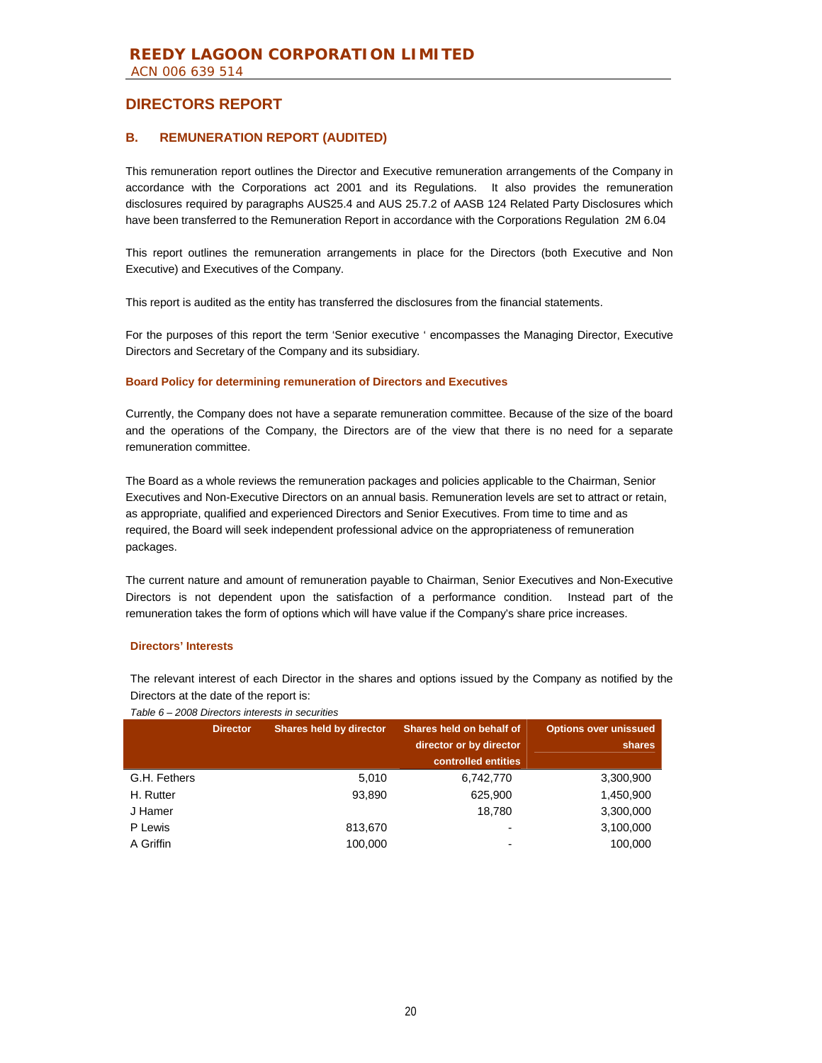REEDY LAGOON CORPORATION LIMITED

ACN 006 639 514

# DIRECTORS REPORT

## B. REMUNERATION REPORT (AUDITED)

This remuneration report outlines the Director and Executive remuneration arrangements of the Company in accordance with the Corporations act 2001 and its Regulations. It also provides the remuneration disclosures required by paragraphs AUS25.4 and AUS 25.7.2 of AASB 124 Related Party Disclosures which have been transferred to the Remuneration Report in accordance with the Corporations Regulation 2M 6.04

This report outlines the remuneration arrangements in place for the Directors (both Executive and Non Executive) and Executives of the Company.

This report is audited as the entity has transferred the disclosures from the financial statements.

For the purposes of this report the term 'Senior executive ' encompasses the Managing Director, Executive Directors and Secretary of the Company and its subsidiary.

### Board Policy for determining remuneration of Directors and Executives

Currently, the Company does not have a separate remuneration committee. Because of the size of the board and the operations of the Company, the Directors are of the view that there is no need for a separate remuneration committee.

The Board as a whole reviews the remuneration packages and policies applicable to the Chairman, Senior Executives and Non-Executive Directors on an annual basis. Remuneration levels are set to attract or retain, as appropriate, qualified and experienced Directors and Senior Executives. From time to time and as required, the Board will seek independent professional advice on the appropriateness of remuneration packages.

The current nature and amount of remuneration payable to Chairman, Senior Executives and Non-Executive Directors is not dependent upon the satisfaction of a performance condition. Instead part of the remuneration takes the form of options which will have value if the Company's share price increases.

### Directors' Interests

The relevant interest of each Director in the shares and options issued by the Company as notified by the Directors at the date of the report is:

*Table 6 – 2008 Directors interests in securities*

| Director | Shares held by director | Shares held on behalf of director or by director controlled entities | Options over unissued shares |
|---|---|---|---|
| G.H. Fethers | 5,010 | 6,742,770 | 3,300,900 |
| H. Rutter | 93,890 | 625,900 | 1,450,900 |
| J Hamer | | 18,780 | 3,300,000 |
| P Lewis | 813,670 | - | 3,100,000 |
| A Griffin | 100,000 | - | 100,000 |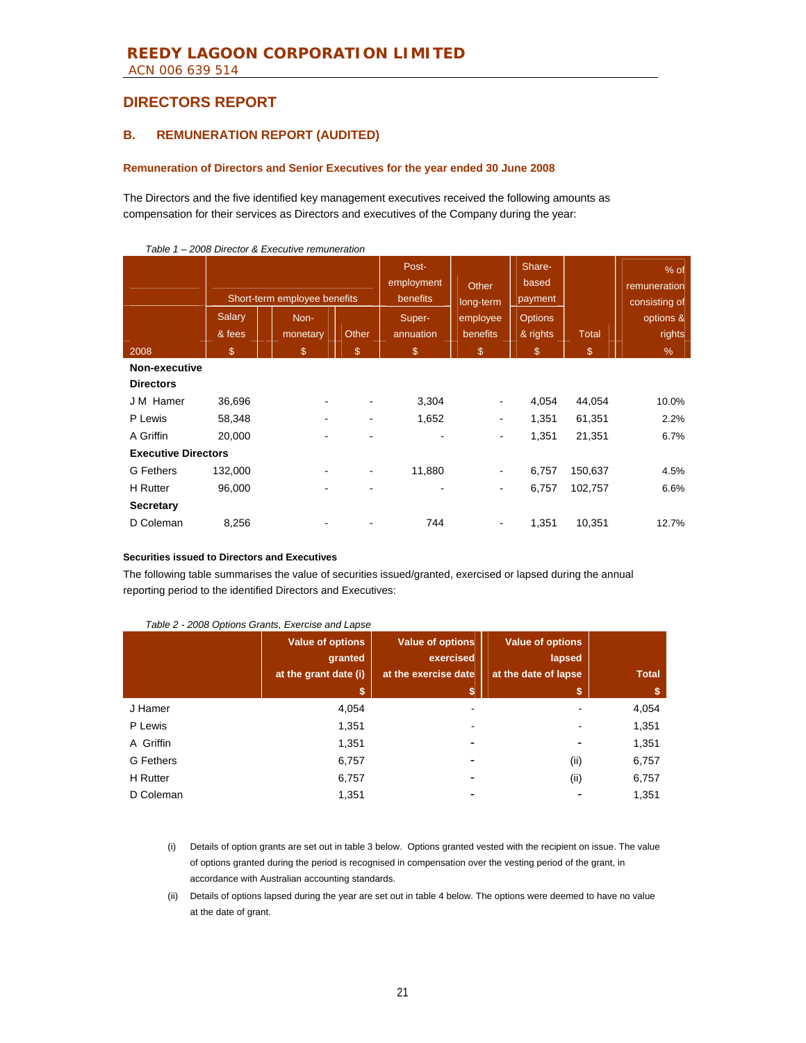# REEDY LAGOON CORPORATION LIMITED

ACN 006 639 514

## DIRECTORS REPORT

### B. REMUNERATION REPORT (AUDITED)

**Remuneration of Directors and Senior Executives for the year ended 30 June 2008**

The Directors and the five identified key management executives received the following amounts as compensation for their services as Directors and executives of the Company during the year:

*Table 1 – 2008 Director & Executive remuneration*

| | Short-term employee benefits | | | Post-employment benefits | Other long-term employee benefits | Share-based payment | | % of remuneration consisting of options & rights |
|---|---|---|---|---|---|---|---|---|
| | Salary & fees | Non-monetary | Other | Super-annuation | | Options & rights | Total | |
| 2008 | $ | $ | $ | $ | $ | $ | $ | % |
| **Non-executive Directors** | | | | | | | | |
| J M Hamer | 36,696 | - | - | 3,304 | - | 4,054 | 44,054 | 10.0% |
| P Lewis | 58,348 | - | - | 1,652 | - | 1,351 | 61,351 | 2.2% |
| A Griffin | 20,000 | - | - | - | - | 1,351 | 21,351 | 6.7% |
| **Executive Directors** | | | | | | | | |
| G Fethers | 132,000 | - | - | 11,880 | - | 6,757 | 150,637 | 4.5% |
| H Rutter | 96,000 | - | - | - | - | 6,757 | 102,757 | 6.6% |
| **Secretary** | | | | | | | | |
| D Coleman | 8,256 | - | - | 744 | - | 1,351 | 10,351 | 12.7% |

**Securities issued to Directors and Executives**

The following table summarises the value of securities issued/granted, exercised or lapsed during the annual reporting period to the identified Directors and Executives:

*Table 2 - 2008 Options Grants, Exercise and Lapse*

| | Value of options granted at the grant date (i) | Value of options exercised at the exercise date | Value of options lapsed at the date of lapse | Total |
|---|---|---|---|---|
| | $ | $ | $ | $ |
| J Hamer | 4,054 | - | - | 4,054 |
| P Lewis | 1,351 | - | - | 1,351 |
| A Griffin | 1,351 | - | - | 1,351 |
| G Fethers | 6,757 | - | (ii) | 6,757 |
| H Rutter | 6,757 | - | (ii) | 6,757 |
| D Coleman | 1,351 | - | - | 1,351 |

(i) Details of option grants are set out in table 3 below. Options granted vested with the recipient on issue. The value of options granted during the period is recognised in compensation over the vesting period of the grant, in accordance with Australian accounting standards.

(ii) Details of options lapsed during the year are set out in table 4 below. The options were deemed to have no value at the date of grant.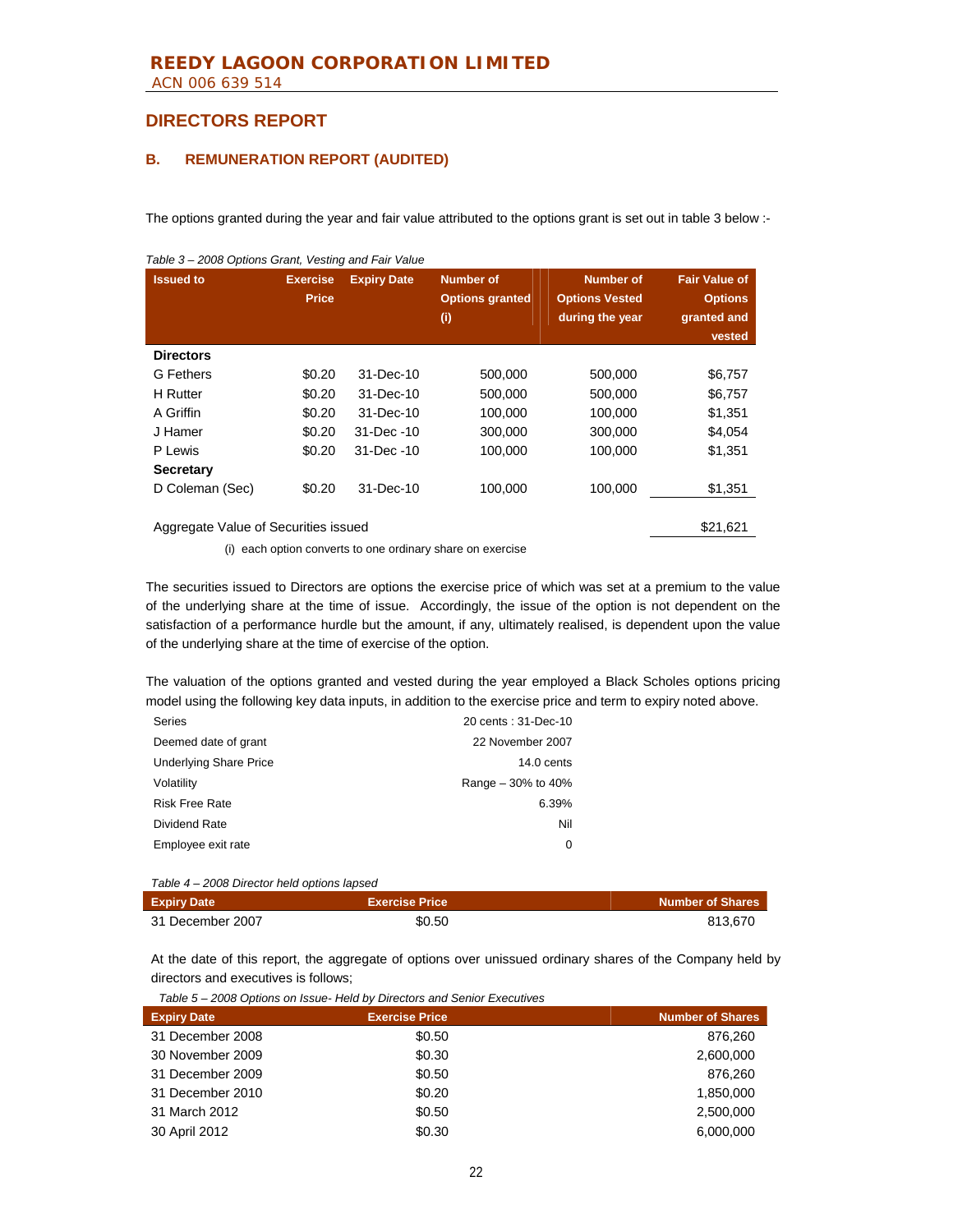# REEDY LAGOON CORPORATION LIMITED

ACN 006 639 514

## DIRECTORS REPORT

### B. REMUNERATION REPORT (AUDITED)

The options granted during the year and fair value attributed to the options grant is set out in table 3 below :-

*Table 3 – 2008 Options Grant, Vesting and Fair Value*

| Issued to | Exercise Price | Expiry Date | Number of Options granted (i) | Number of Options Vested during the year | Fair Value of Options granted and vested |
|---|---|---|---|---|---|
| **Directors** | | | | | |
| G Fethers | $0.20 | 31-Dec-10 | 500,000 | 500,000 | $6,757 |
| H Rutter | $0.20 | 31-Dec-10 | 500,000 | 500,000 | $6,757 |
| A Griffin | $0.20 | 31-Dec-10 | 100,000 | 100,000 | $1,351 |
| J Hamer | $0.20 | 31-Dec -10 | 300,000 | 300,000 | $4,054 |
| P Lewis | $0.20 | 31-Dec -10 | 100,000 | 100,000 | $1,351 |
| **Secretary** | | | | | |
| D Coleman (Sec) | $0.20 | 31-Dec-10 | 100,000 | 100,000 | $1,351 |
| Aggregate Value of Securities issued | | | | | $21,621 |

(i) each option converts to one ordinary share on exercise

The securities issued to Directors are options the exercise price of which was set at a premium to the value of the underlying share at the time of issue. Accordingly, the issue of the option is not dependent on the satisfaction of a performance hurdle but the amount, if any, ultimately realised, is dependent upon the value of the underlying share at the time of exercise of the option.

The valuation of the options granted and vested during the year employed a Black Scholes options pricing model using the following key data inputs, in addition to the exercise price and term to expiry noted above.

| | |
|---|---|
| Series | 20 cents : 31-Dec-10 |
| Deemed date of grant | 22 November 2007 |
| Underlying Share Price | 14.0 cents |
| Volatility | Range – 30% to 40% |
| Risk Free Rate | 6.39% |
| Dividend Rate | Nil |
| Employee exit rate | 0 |

*Table 4 – 2008 Director held options lapsed*

| Expiry Date | Exercise Price | Number of Shares |
|---|---|---|
| 31 December 2007 | $0.50 | 813,670 |

At the date of this report, the aggregate of options over unissued ordinary shares of the Company held by directors and executives is follows;

*Table 5 – 2008 Options on Issue- Held by Directors and Senior Executives*

| Expiry Date | Exercise Price | Number of Shares |
|---|---|---|
| 31 December 2008 | $0.50 | 876,260 |
| 30 November 2009 | $0.30 | 2,600,000 |
| 31 December 2009 | $0.50 | 876,260 |
| 31 December 2010 | $0.20 | 1,850,000 |
| 31 March 2012 | $0.50 | 2,500,000 |
| 30 April 2012 | $0.30 | 6,000,000 |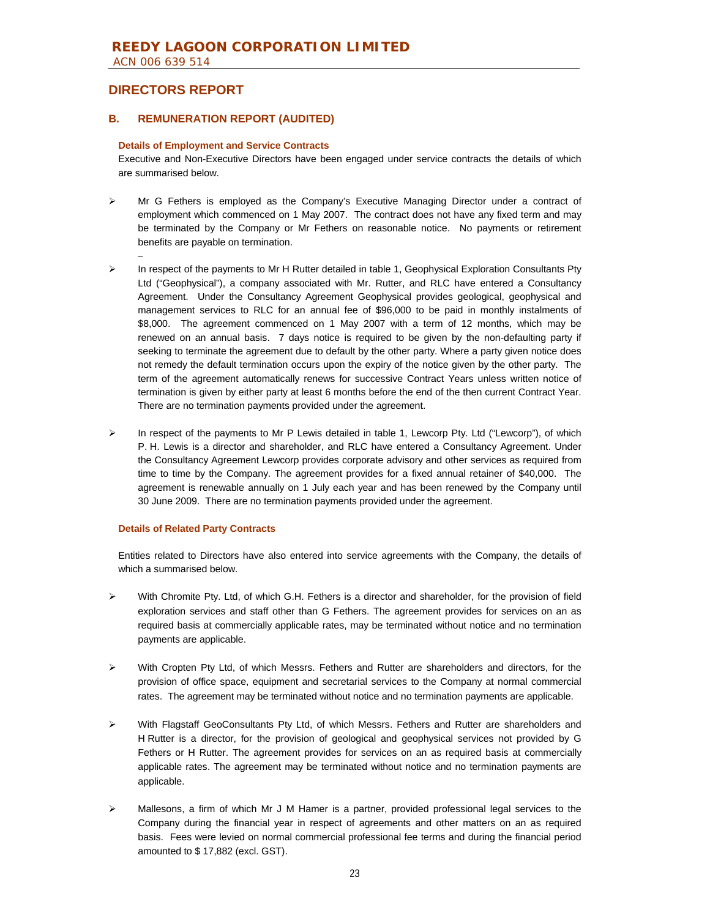## DIRECTORS REPORT

### B. REMUNERATION REPORT (AUDITED)

**Details of Employment and Service Contracts**

Executive and Non-Executive Directors have been engaged under service contracts the details of which are summarised below.

- Mr G Fethers is employed as the Company's Executive Managing Director under a contract of employment which commenced on 1 May 2007. The contract does not have any fixed term and may be terminated by the Company or Mr Fethers on reasonable notice. No payments or retirement benefits are payable on termination.
- In respect of the payments to Mr H Rutter detailed in table 1, Geophysical Exploration Consultants Pty Ltd ("Geophysical"), a company associated with Mr. Rutter, and RLC have entered a Consultancy Agreement. Under the Consultancy Agreement Geophysical provides geological, geophysical and management services to RLC for an annual fee of $96,000 to be paid in monthly instalments of $8,000. The agreement commenced on 1 May 2007 with a term of 12 months, which may be renewed on an annual basis. 7 days notice is required to be given by the non-defaulting party if seeking to terminate the agreement due to default by the other party. Where a party given notice does not remedy the default termination occurs upon the expiry of the notice given by the other party. The term of the agreement automatically renews for successive Contract Years unless written notice of termination is given by either party at least 6 months before the end of the then current Contract Year. There are no termination payments provided under the agreement.
- In respect of the payments to Mr P Lewis detailed in table 1, Lewcorp Pty. Ltd ("Lewcorp"), of which P. H. Lewis is a director and shareholder, and RLC have entered a Consultancy Agreement. Under the Consultancy Agreement Lewcorp provides corporate advisory and other services as required from time to time by the Company. The agreement provides for a fixed annual retainer of $40,000. The agreement is renewable annually on 1 July each year and has been renewed by the Company until 30 June 2009. There are no termination payments provided under the agreement.

**Details of Related Party Contracts**

Entities related to Directors have also entered into service agreements with the Company, the details of which a summarised below.

- With Chromite Pty. Ltd, of which G.H. Fethers is a director and shareholder, for the provision of field exploration services and staff other than G Fethers. The agreement provides for services on an as required basis at commercially applicable rates, may be terminated without notice and no termination payments are applicable.
- With Cropten Pty Ltd, of which Messrs. Fethers and Rutter are shareholders and directors, for the provision of office space, equipment and secretarial services to the Company at normal commercial rates. The agreement may be terminated without notice and no termination payments are applicable.
- With Flagstaff GeoConsultants Pty Ltd, of which Messrs. Fethers and Rutter are shareholders and H Rutter is a director, for the provision of geological and geophysical services not provided by G Fethers or H Rutter. The agreement provides for services on an as required basis at commercially applicable rates. The agreement may be terminated without notice and no termination payments are applicable.
- Mallesons, a firm of which Mr J M Hamer is a partner, provided professional legal services to the Company during the financial year in respect of agreements and other matters on an as required basis. Fees were levied on normal commercial professional fee terms and during the financial period amounted to $ 17,882 (excl. GST).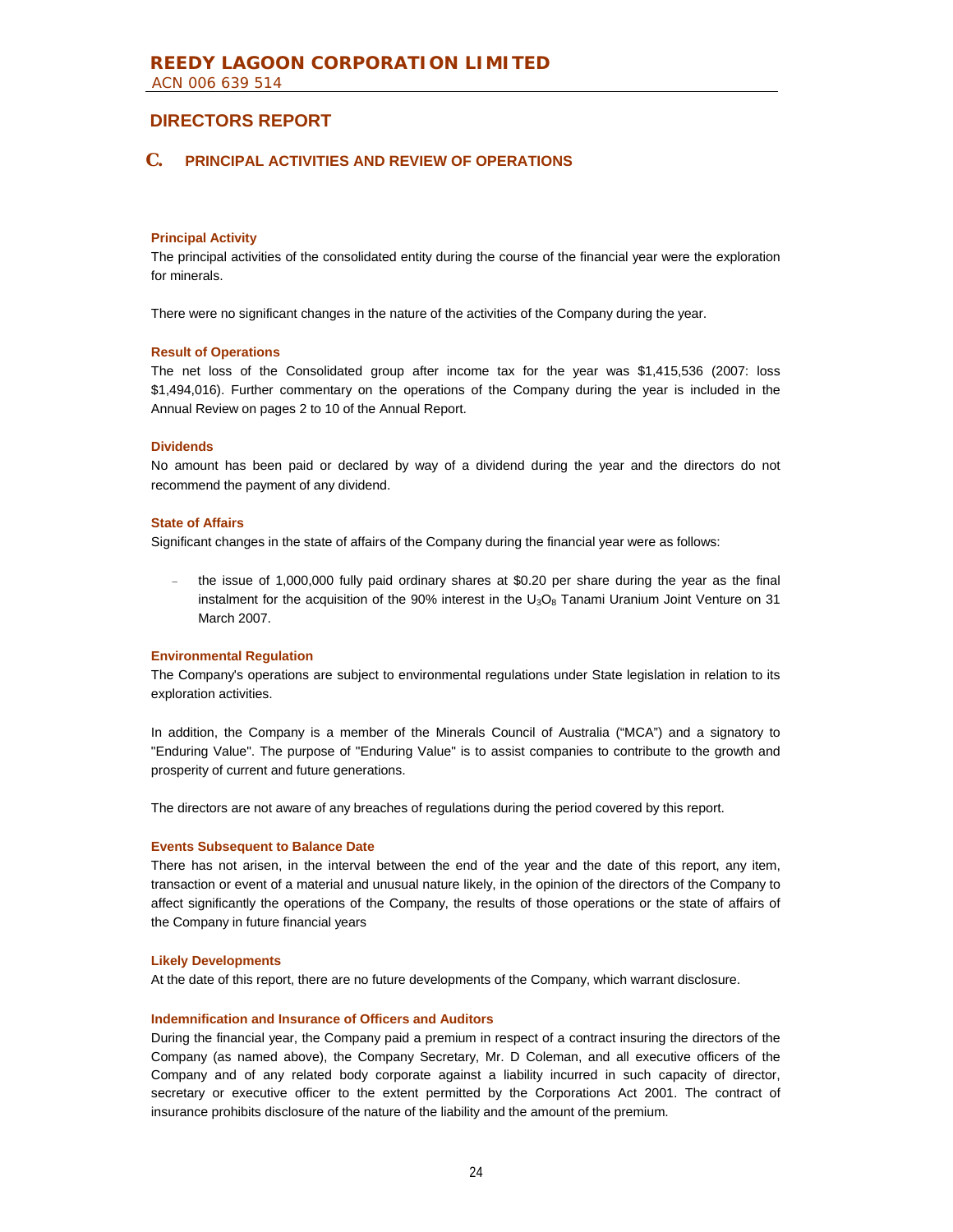# REEDY LAGOON CORPORATION LIMITED

ACN 006 639 514

## DIRECTORS REPORT

### C. PRINCIPAL ACTIVITIES AND REVIEW OF OPERATIONS

**Principal Activity**

The principal activities of the consolidated entity during the course of the financial year were the exploration for minerals.

There were no significant changes in the nature of the activities of the Company during the year.

**Result of Operations**

The net loss of the Consolidated group after income tax for the year was $1,415,536 (2007: loss $1,494,016). Further commentary on the operations of the Company during the year is included in the Annual Review on pages 2 to 10 of the Annual Report.

**Dividends**

No amount has been paid or declared by way of a dividend during the year and the directors do not recommend the payment of any dividend.

**State of Affairs**

Significant changes in the state of affairs of the Company during the financial year were as follows:

- the issue of 1,000,000 fully paid ordinary shares at $0.20 per share during the year as the final instalment for the acquisition of the 90% interest in the $U_3O_8$ Tanami Uranium Joint Venture on 31 March 2007.

**Environmental Regulation**

The Company's operations are subject to environmental regulations under State legislation in relation to its exploration activities.

In addition, the Company is a member of the Minerals Council of Australia ("MCA") and a signatory to "Enduring Value". The purpose of "Enduring Value" is to assist companies to contribute to the growth and prosperity of current and future generations.

The directors are not aware of any breaches of regulations during the period covered by this report.

**Events Subsequent to Balance Date**

There has not arisen, in the interval between the end of the year and the date of this report, any item, transaction or event of a material and unusual nature likely, in the opinion of the directors of the Company to affect significantly the operations of the Company, the results of those operations or the state of affairs of the Company in future financial years

**Likely Developments**

At the date of this report, there are no future developments of the Company, which warrant disclosure.

**Indemnification and Insurance of Officers and Auditors**

During the financial year, the Company paid a premium in respect of a contract insuring the directors of the Company (as named above), the Company Secretary, Mr. D Coleman, and all executive officers of the Company and of any related body corporate against a liability incurred in such capacity of director, secretary or executive officer to the extent permitted by the Corporations Act 2001. The contract of insurance prohibits disclosure of the nature of the liability and the amount of the premium.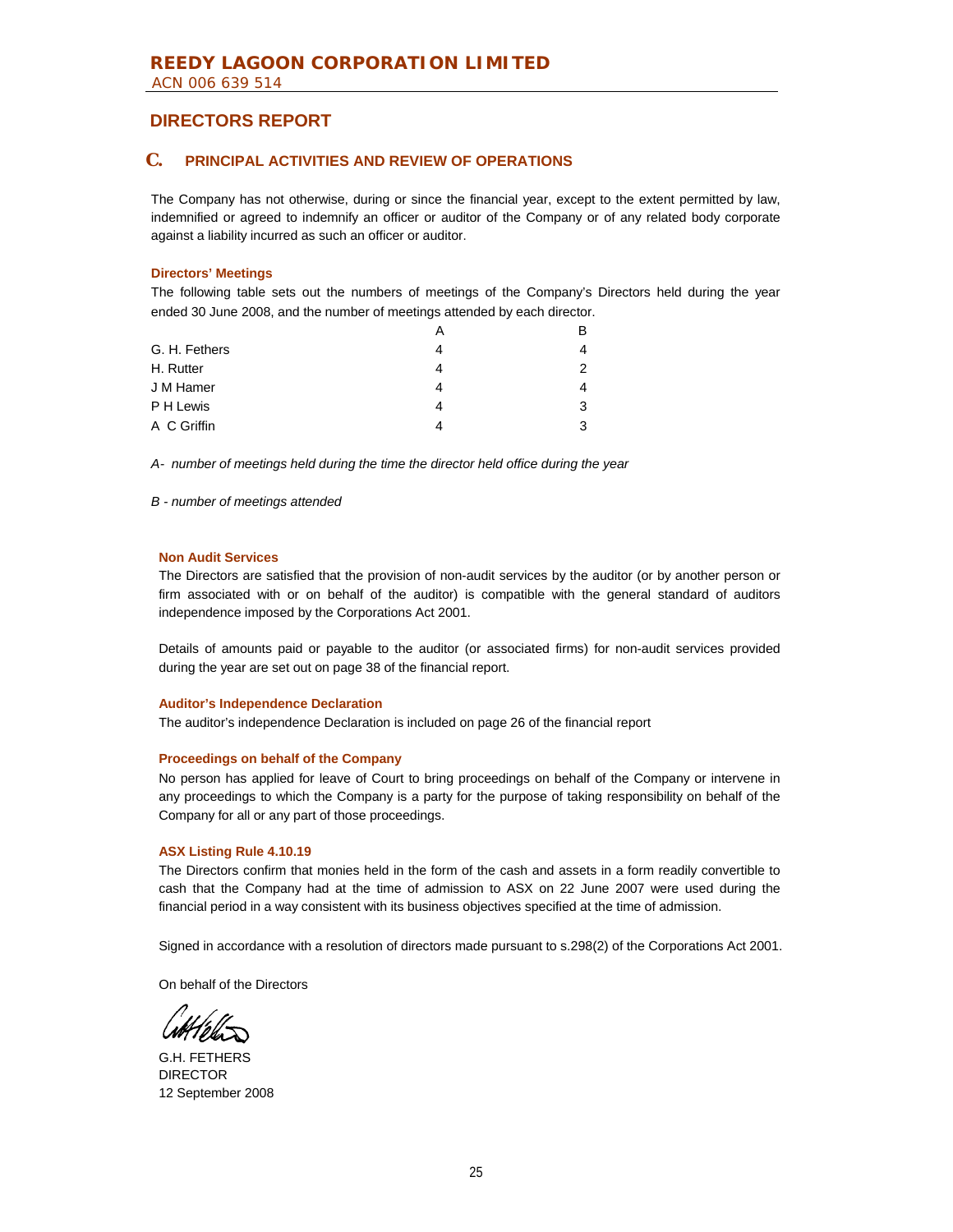## DIRECTORS REPORT

### C. PRINCIPAL ACTIVITIES AND REVIEW OF OPERATIONS

The Company has not otherwise, during or since the financial year, except to the extent permitted by law, indemnified or agreed to indemnify an officer or auditor of the Company or of any related body corporate against a liability incurred as such an officer or auditor.

**Directors' Meetings**

The following table sets out the numbers of meetings of the Company's Directors held during the year ended 30 June 2008, and the number of meetings attended by each director.

| | A | B |
|---|---|---|
| G. H. Fethers | 4 | 4 |
| H. Rutter | 4 | 2 |
| J M Hamer | 4 | 4 |
| P H Lewis | 4 | 3 |
| A C Griffin | 4 | 3 |

*A- number of meetings held during the time the director held office during the year*

*B - number of meetings attended*

**Non Audit Services**

The Directors are satisfied that the provision of non-audit services by the auditor (or by another person or firm associated with or on behalf of the auditor) is compatible with the general standard of auditors independence imposed by the Corporations Act 2001.

Details of amounts paid or payable to the auditor (or associated firms) for non-audit services provided during the year are set out on page 38 of the financial report.

**Auditor's Independence Declaration**

The auditor's independence Declaration is included on page 26 of the financial report

**Proceedings on behalf of the Company**

No person has applied for leave of Court to bring proceedings on behalf of the Company or intervene in any proceedings to which the Company is a party for the purpose of taking responsibility on behalf of the Company for all or any part of those proceedings.

**ASX Listing Rule 4.10.19**

The Directors confirm that monies held in the form of the cash and assets in a form readily convertible to cash that the Company had at the time of admission to ASX on 22 June 2007 were used during the financial period in a way consistent with its business objectives specified at the time of admission.

Signed in accordance with a resolution of directors made pursuant to s.298(2) of the Corporations Act 2001.

On behalf of the Directors

G.H. FETHERS
DIRECTOR
12 September 2008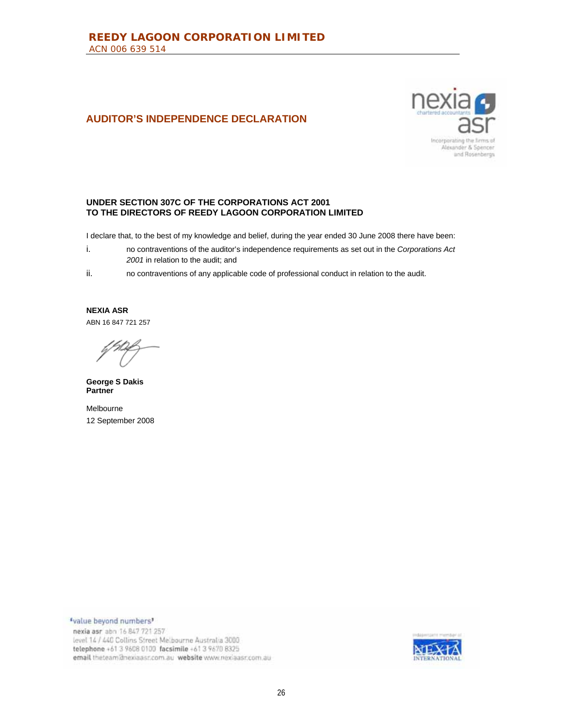## AUDITOR'S INDEPENDENCE DECLARATION

**UNDER SECTION 307C OF THE CORPORATIONS ACT 2001**
**TO THE DIRECTORS OF REEDY LAGOON CORPORATION LIMITED**

I declare that, to the best of my knowledge and belief, during the year ended 30 June 2008 there have been:

i. no contraventions of the auditor's independence requirements as set out in the *Corporations Act 2001* in relation to the audit; and

ii. no contraventions of any applicable code of professional conduct in relation to the audit.

**NEXIA ASR**
ABN 16 847 721 257

**George S Dakis**
**Partner**

Melbourne
12 September 2008

'value beyond numbers'
**nexia asr** abn 16 847 721 257
level 14 / 440 Collins Street Melbourne Australia 3000
**telephone** +61 3 9608 0100 **facsimile** +61 3 9670 8325
**email** theteam@nexiaasr.com.au **website** www.nexiaasr.com.au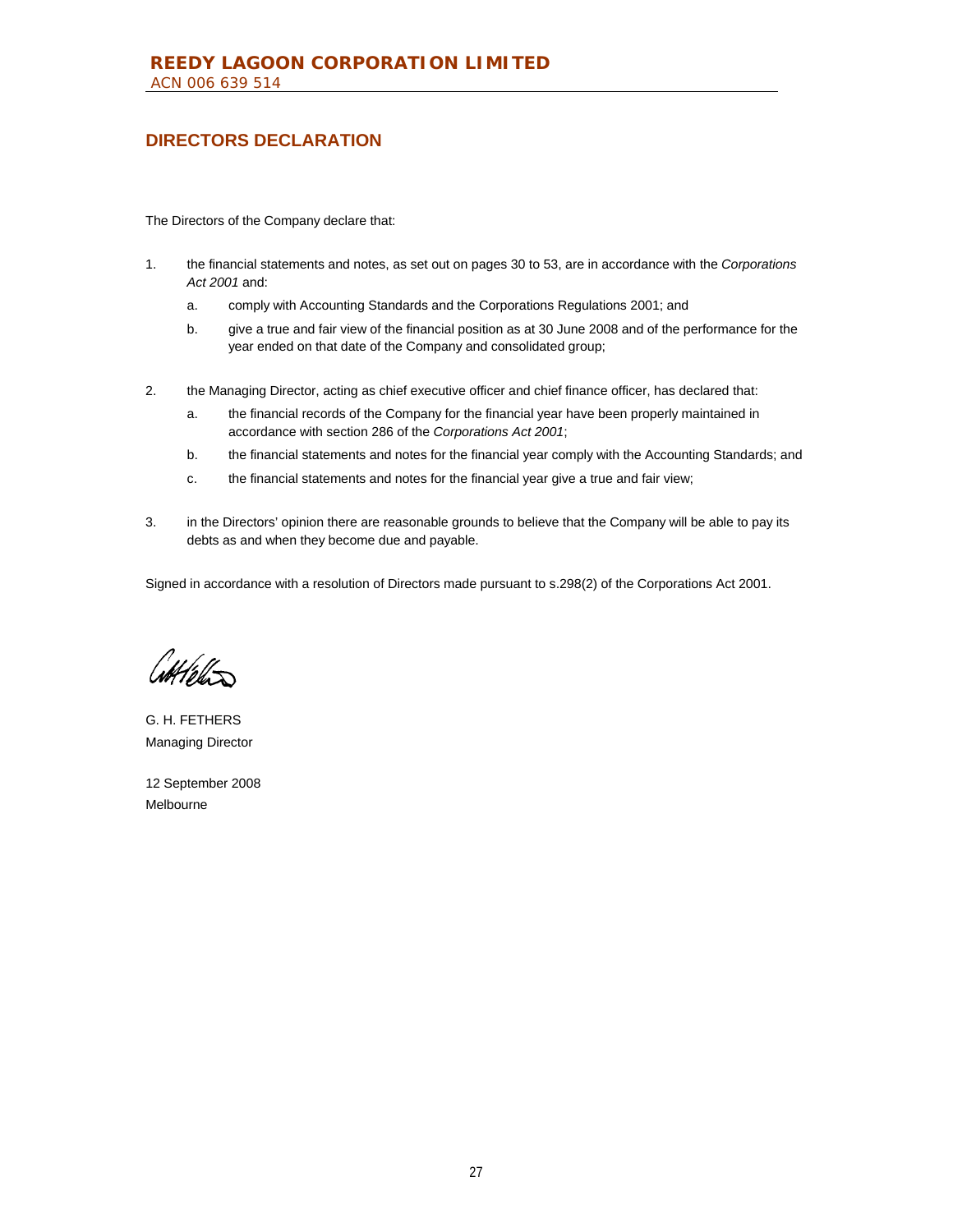## DIRECTORS DECLARATION

The Directors of the Company declare that:

1. the financial statements and notes, as set out on pages 30 to 53, are in accordance with the *Corporations Act 2001* and:
   a. comply with Accounting Standards and the Corporations Regulations 2001; and
   b. give a true and fair view of the financial position as at 30 June 2008 and of the performance for the year ended on that date of the Company and consolidated group;

2. the Managing Director, acting as chief executive officer and chief finance officer, has declared that:
   a. the financial records of the Company for the financial year have been properly maintained in accordance with section 286 of the *Corporations Act 2001*;
   b. the financial statements and notes for the financial year comply with the Accounting Standards; and
   c. the financial statements and notes for the financial year give a true and fair view;

3. in the Directors' opinion there are reasonable grounds to believe that the Company will be able to pay its debts as and when they become due and payable.

Signed in accordance with a resolution of Directors made pursuant to s.298(2) of the Corporations Act 2001.

G. H. FETHERS
Managing Director

12 September 2008
Melbourne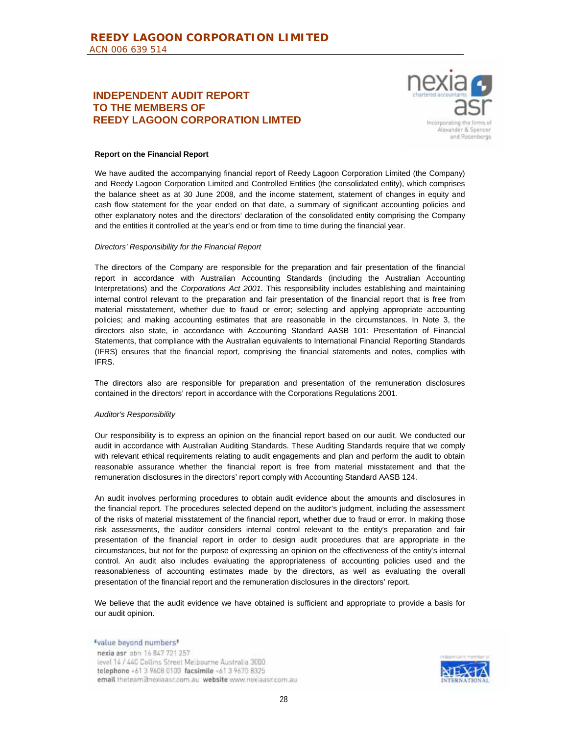## INDEPENDENT AUDIT REPORT TO THE MEMBERS OF REEDY LAGOON CORPORATION LIMTED

**Report on the Financial Report**

We have audited the accompanying financial report of Reedy Lagoon Corporation Limited (the Company) and Reedy Lagoon Corporation Limited and Controlled Entities (the consolidated entity), which comprises the balance sheet as at 30 June 2008, and the income statement, statement of changes in equity and cash flow statement for the year ended on that date, a summary of significant accounting policies and other explanatory notes and the directors' declaration of the consolidated entity comprising the Company and the entities it controlled at the year's end or from time to time during the financial year.

*Directors' Responsibility for the Financial Report*

The directors of the Company are responsible for the preparation and fair presentation of the financial report in accordance with Australian Accounting Standards (including the Australian Accounting Interpretations) and the *Corporations Act 2001*. This responsibility includes establishing and maintaining internal control relevant to the preparation and fair presentation of the financial report that is free from material misstatement, whether due to fraud or error; selecting and applying appropriate accounting policies; and making accounting estimates that are reasonable in the circumstances. In Note 3, the directors also state, in accordance with Accounting Standard AASB 101: Presentation of Financial Statements, that compliance with the Australian equivalents to International Financial Reporting Standards (IFRS) ensures that the financial report, comprising the financial statements and notes, complies with IFRS.

The directors also are responsible for preparation and presentation of the remuneration disclosures contained in the directors' report in accordance with the Corporations Regulations 2001.

*Auditor's Responsibility*

Our responsibility is to express an opinion on the financial report based on our audit. We conducted our audit in accordance with Australian Auditing Standards. These Auditing Standards require that we comply with relevant ethical requirements relating to audit engagements and plan and perform the audit to obtain reasonable assurance whether the financial report is free from material misstatement and that the remuneration disclosures in the directors' report comply with Accounting Standard AASB 124.

An audit involves performing procedures to obtain audit evidence about the amounts and disclosures in the financial report. The procedures selected depend on the auditor's judgment, including the assessment of the risks of material misstatement of the financial report, whether due to fraud or error. In making those risk assessments, the auditor considers internal control relevant to the entity's preparation and fair presentation of the financial report in order to design audit procedures that are appropriate in the circumstances, but not for the purpose of expressing an opinion on the effectiveness of the entity's internal control. An audit also includes evaluating the appropriateness of accounting policies used and the reasonableness of accounting estimates made by the directors, as well as evaluating the overall presentation of the financial report and the remuneration disclosures in the directors' report.

We believe that the audit evidence we have obtained is sufficient and appropriate to provide a basis for our audit opinion.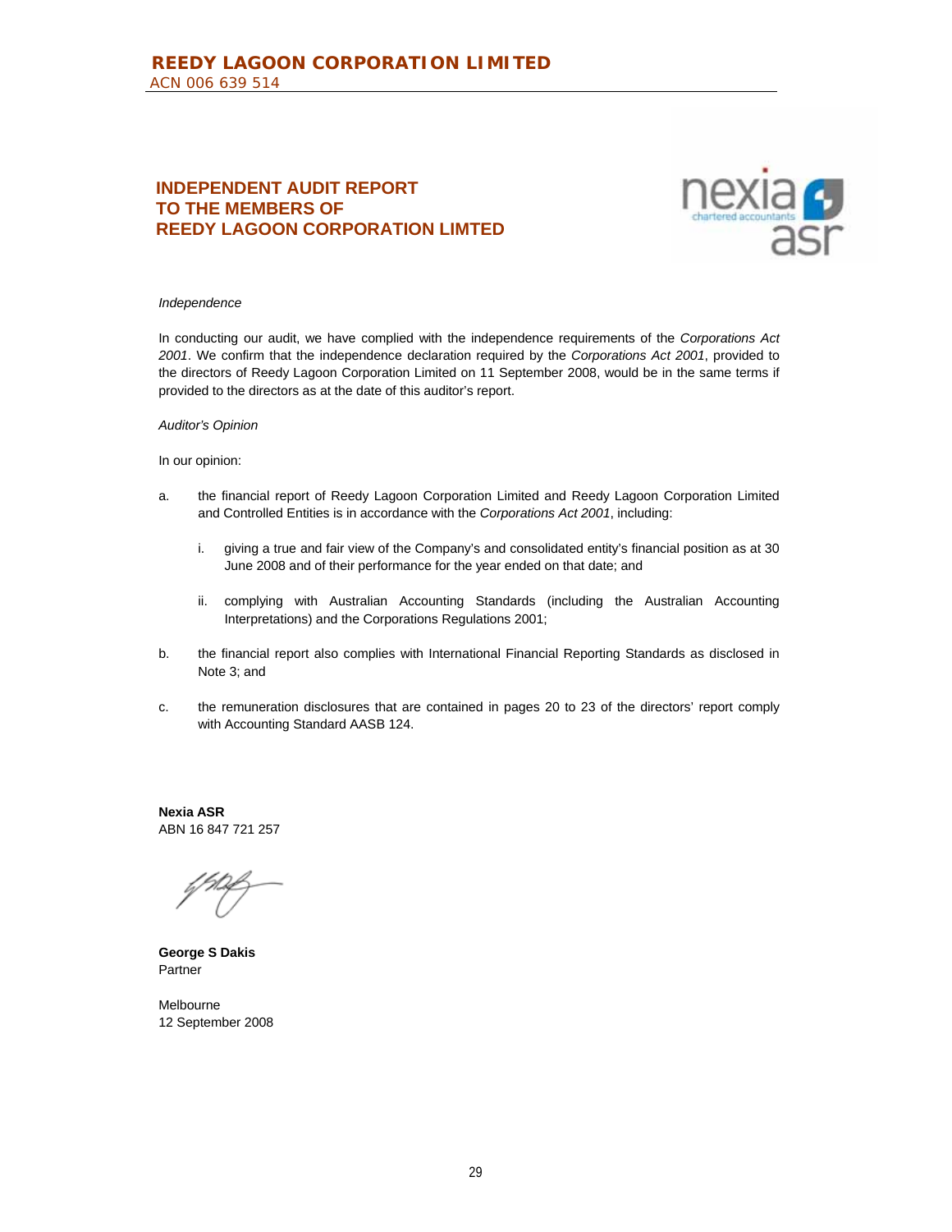## INDEPENDENT AUDIT REPORT TO THE MEMBERS OF REEDY LAGOON CORPORATION LIMTED

*Independence*

In conducting our audit, we have complied with the independence requirements of the *Corporations Act 2001*. We confirm that the independence declaration required by the *Corporations Act 2001*, provided to the directors of Reedy Lagoon Corporation Limited on 11 September 2008, would be in the same terms if provided to the directors as at the date of this auditor's report.

*Auditor's Opinion*

In our opinion:

a. the financial report of Reedy Lagoon Corporation Limited and Reedy Lagoon Corporation Limited and Controlled Entities is in accordance with the *Corporations Act 2001*, including:

   i. giving a true and fair view of the Company's and consolidated entity's financial position as at 30 June 2008 and of their performance for the year ended on that date; and

   ii. complying with Australian Accounting Standards (including the Australian Accounting Interpretations) and the Corporations Regulations 2001;

b. the financial report also complies with International Financial Reporting Standards as disclosed in Note 3; and

c. the remuneration disclosures that are contained in pages 20 to 23 of the directors' report comply with Accounting Standard AASB 124.

**Nexia ASR**
ABN 16 847 721 257

**George S Dakis**
Partner

Melbourne
12 September 2008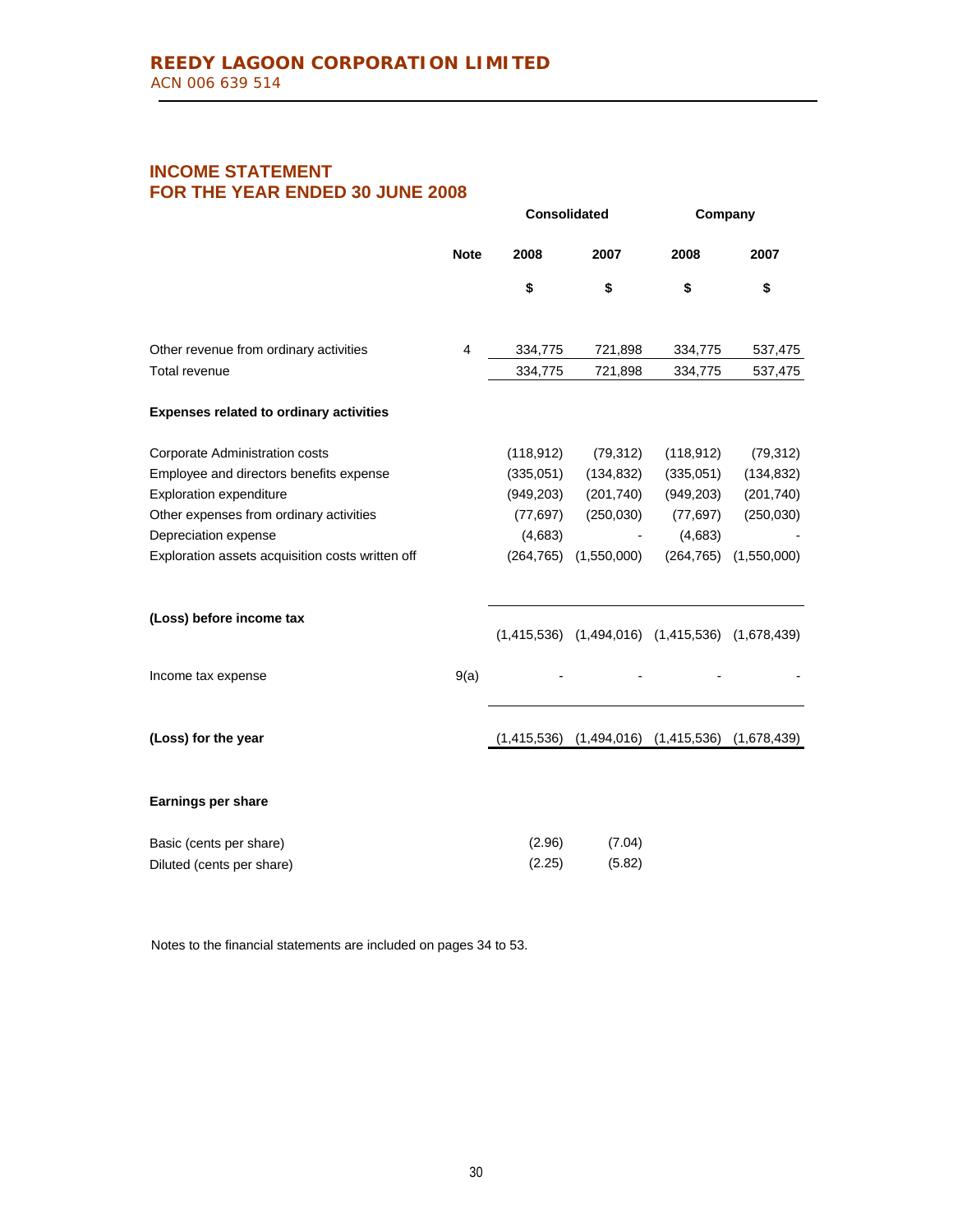# REEDY LAGOON CORPORATION LIMITED

ACN 006 639 514

## INCOME STATEMENT
## FOR THE YEAR ENDED 30 JUNE 2008

| | Note | Consolidated | | Company | |
|---|---|---|---|---|---|
| | | 2008 | 2007 | 2008 | 2007 |
| | | $ | $ | $ | $ |
| Other revenue from ordinary activities | 4 | 334,775 | 721,898 | 334,775 | 537,475 |
| Total revenue | | 334,775 | 721,898 | 334,775 | 537,475 |
| **Expenses related to ordinary activities** | | | | | |
| Corporate Administration costs | | (118,912) | (79,312) | (118,912) | (79,312) |
| Employee and directors benefits expense | | (335,051) | (134,832) | (335,051) | (134,832) |
| Exploration expenditure | | (949,203) | (201,740) | (949,203) | (201,740) |
| Other expenses from ordinary activities | | (77,697) | (250,030) | (77,697) | (250,030) |
| Depreciation expense | | (4,683) | - | (4,683) | - |
| Exploration assets acquisition costs written off | | (264,765) | (1,550,000) | (264,765) | (1,550,000) |
| **(Loss) before income tax** | | (1,415,536) | (1,494,016) | (1,415,536) | (1,678,439) |
| Income tax expense | 9(a) | - | - | - | - |
| **(Loss) for the year** | | (1,415,536) | (1,494,016) | (1,415,536) | (1,678,439) |
| **Earnings per share** | | | | | |
| Basic (cents per share) | | (2.96) | (7.04) | | |
| Diluted (cents per share) | | (2.25) | (5.82) | | |

Notes to the financial statements are included on pages 34 to 53.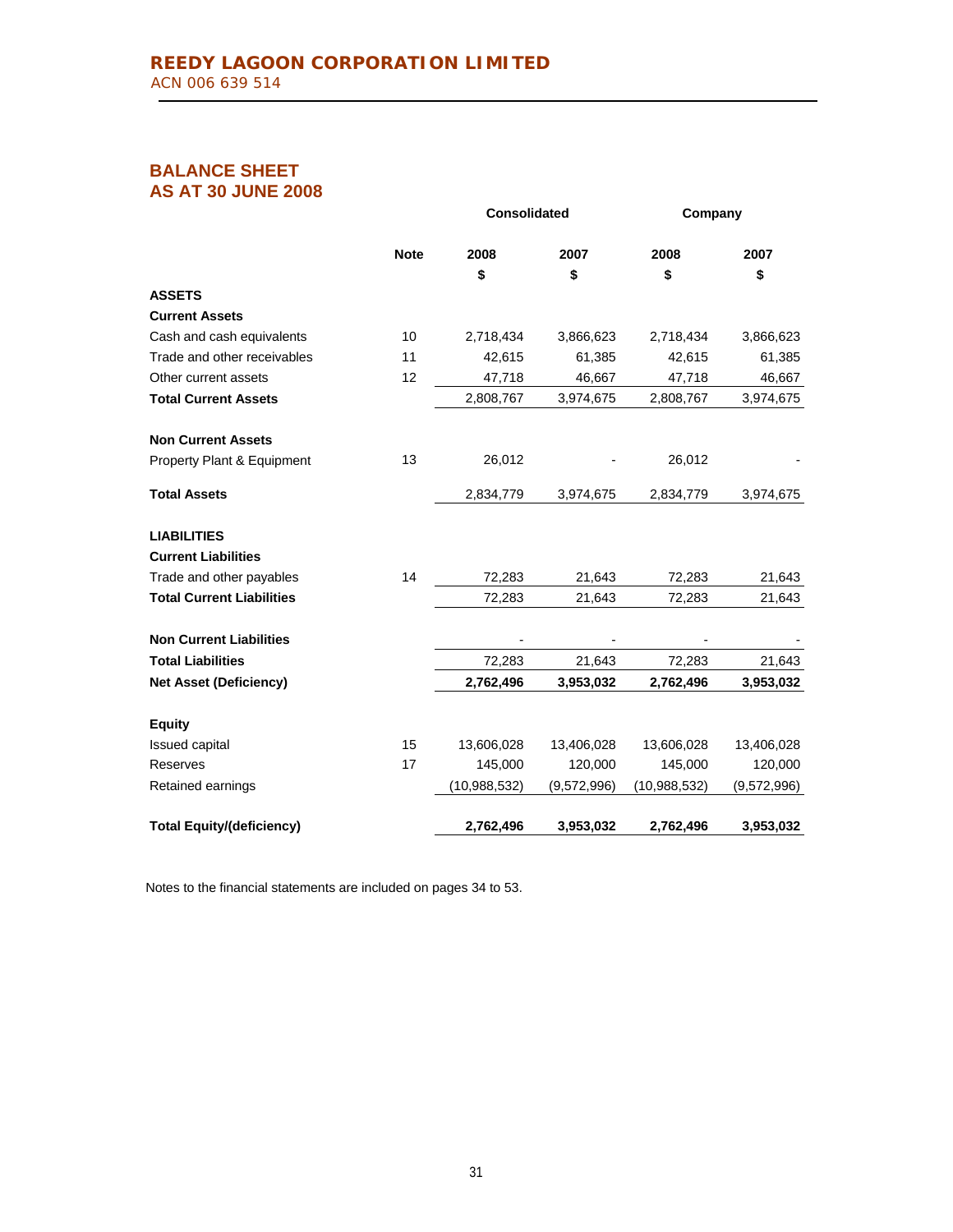# REEDY LAGOON CORPORATION LIMITED

ACN 006 639 514

## BALANCE SHEET
## AS AT 30 JUNE 2008

| | Note | Consolidated | | Company | |
|---|---|---|---|---|---|
| | | 2008 | 2007 | 2008 | 2007 |
| | | $ | $ | $ | $ |
| **ASSETS** | | | | | |
| **Current Assets** | | | | | |
| Cash and cash equivalents | 10 | 2,718,434 | 3,866,623 | 2,718,434 | 3,866,623 |
| Trade and other receivables | 11 | 42,615 | 61,385 | 42,615 | 61,385 |
| Other current assets | 12 | 47,718 | 46,667 | 47,718 | 46,667 |
| **Total Current Assets** | | 2,808,767 | 3,974,675 | 2,808,767 | 3,974,675 |
| | | | | | |
| **Non Current Assets** | | | | | |
| Property Plant & Equipment | 13 | 26,012 | - | 26,012 | - |
| | | | | | |
| **Total Assets** | | 2,834,779 | 3,974,675 | 2,834,779 | 3,974,675 |
| | | | | | |
| **LIABILITIES** | | | | | |
| **Current Liabilities** | | | | | |
| Trade and other payables | 14 | 72,283 | 21,643 | 72,283 | 21,643 |
| **Total Current Liabilities** | | 72,283 | 21,643 | 72,283 | 21,643 |
| | | | | | |
| **Non Current Liabilities** | | - | - | - | - |
| **Total Liabilities** | | 72,283 | 21,643 | 72,283 | 21,643 |
| **Net Asset (Deficiency)** | | **2,762,496** | **3,953,032** | **2,762,496** | **3,953,032** |
| | | | | | |
| **Equity** | | | | | |
| Issued capital | 15 | 13,606,028 | 13,406,028 | 13,606,028 | 13,406,028 |
| Reserves | 17 | 145,000 | 120,000 | 145,000 | 120,000 |
| Retained earnings | | (10,988,532) | (9,572,996) | (10,988,532) | (9,572,996) |
| | | | | | |
| **Total Equity/(deficiency)** | | **2,762,496** | **3,953,032** | **2,762,496** | **3,953,032** |

Notes to the financial statements are included on pages 34 to 53.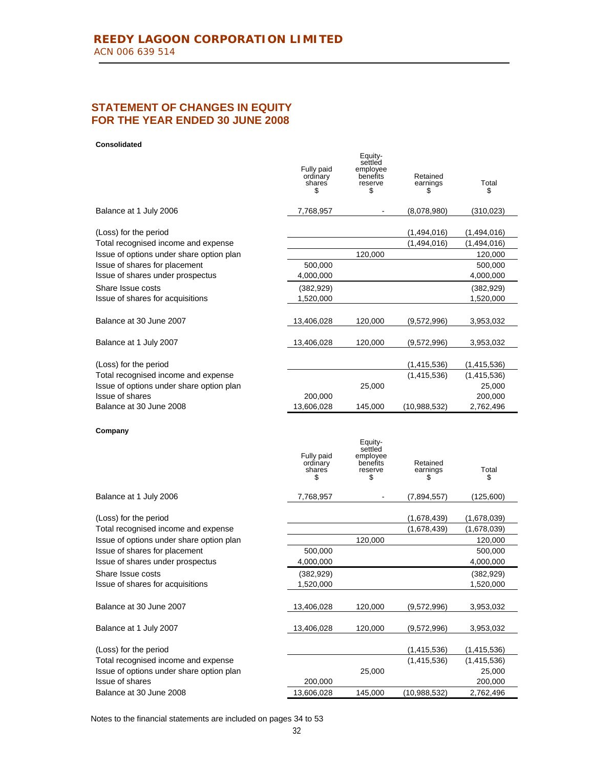**REEDY LAGOON CORPORATION LIMITED**
ACN 006 639 514

## STATEMENT OF CHANGES IN EQUITY FOR THE YEAR ENDED 30 JUNE 2008

**Consolidated**

| | Fully paid ordinary shares $ | Equity-settled employee benefits reserve $ | Retained earnings $ | Total $ |
|---|---|---|---|---|
| Balance at 1 July 2006 | 7,768,957 | - | (8,078,980) | (310,023) |
| (Loss) for the period | | | (1,494,016) | (1,494,016) |
| Total recognised income and expense | | | (1,494,016) | (1,494,016) |
| Issue of options under share option plan | | 120,000 | | 120,000 |
| Issue of shares for placement | 500,000 | | | 500,000 |
| Issue of shares under prospectus | 4,000,000 | | | 4,000,000 |
| Share Issue costs | (382,929) | | | (382,929) |
| Issue of shares for acquisitions | 1,520,000 | | | 1,520,000 |
| Balance at 30 June 2007 | 13,406,028 | 120,000 | (9,572,996) | 3,953,032 |
| Balance at 1 July 2007 | 13,406,028 | 120,000 | (9,572,996) | 3,953,032 |
| (Loss) for the period | | | (1,415,536) | (1,415,536) |
| Total recognised income and expense | | | (1,415,536) | (1,415,536) |
| Issue of options under share option plan | | 25,000 | | 25,000 |
| Issue of shares | 200,000 | | | 200,000 |
| Balance at 30 June 2008 | 13,606,028 | 145,000 | (10,988,532) | 2,762,496 |

**Company**

| | Fully paid ordinary shares $ | Equity-settled employee benefits reserve $ | Retained earnings $ | Total $ |
|---|---|---|---|---|
| Balance at 1 July 2006 | 7,768,957 | - | (7,894,557) | (125,600) |
| (Loss) for the period | | | (1,678,439) | (1,678,039) |
| Total recognised income and expense | | | (1,678,439) | (1,678,039) |
| Issue of options under share option plan | | 120,000 | | 120,000 |
| Issue of shares for placement | 500,000 | | | 500,000 |
| Issue of shares under prospectus | 4,000,000 | | | 4,000,000 |
| Share Issue costs | (382,929) | | | (382,929) |
| Issue of shares for acquisitions | 1,520,000 | | | 1,520,000 |
| Balance at 30 June 2007 | 13,406,028 | 120,000 | (9,572,996) | 3,953,032 |
| Balance at 1 July 2007 | 13,406,028 | 120,000 | (9,572,996) | 3,953,032 |
| (Loss) for the period | | | (1,415,536) | (1,415,536) |
| Total recognised income and expense | | | (1,415,536) | (1,415,536) |
| Issue of options under share option plan | | 25,000 | | 25,000 |
| Issue of shares | 200,000 | | | 200,000 |
| Balance at 30 June 2008 | 13,606,028 | 145,000 | (10,988,532) | 2,762,496 |

Notes to the financial statements are included on pages 34 to 53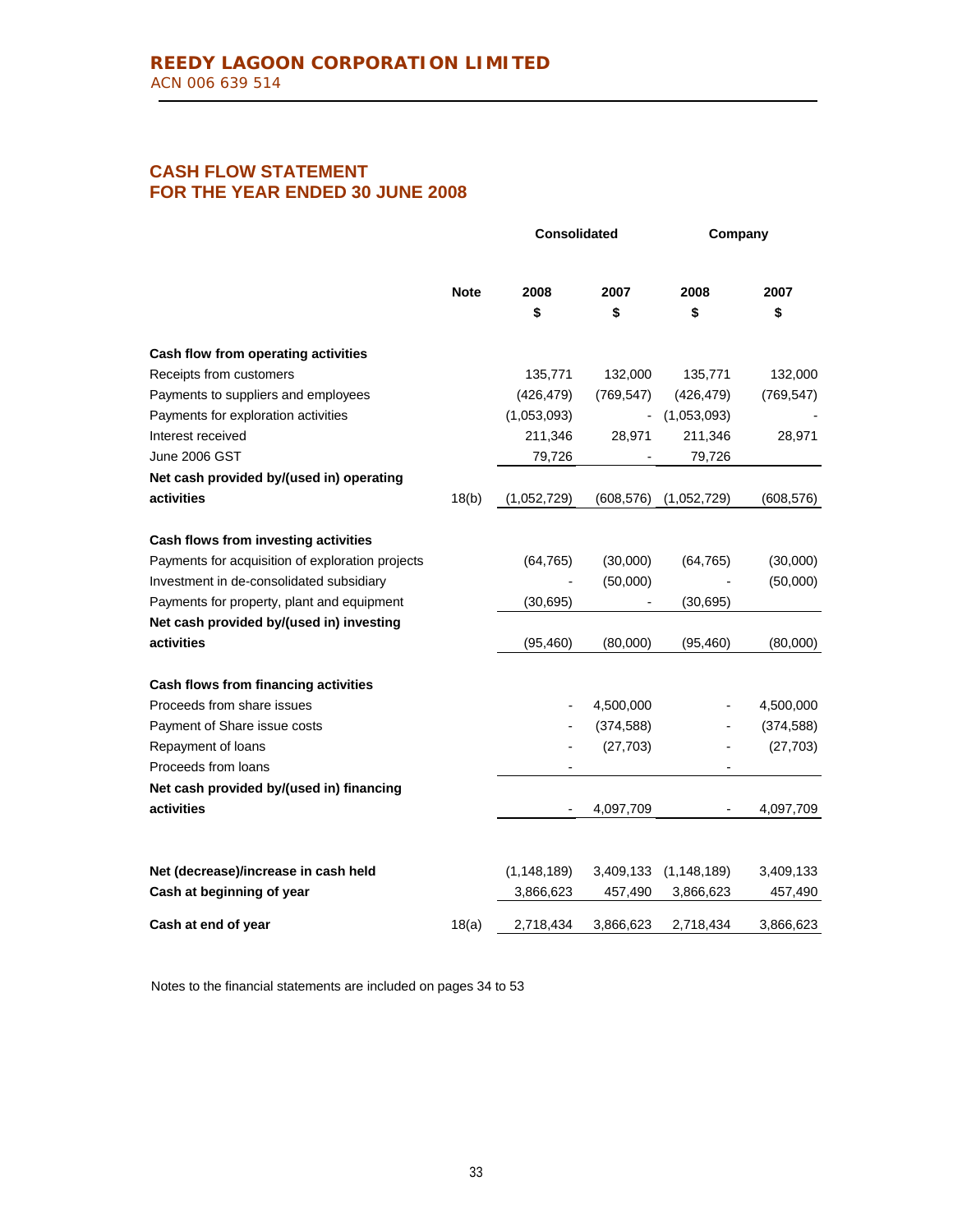**REEDY LAGOON CORPORATION LIMITED**
ACN 006 639 514

## CASH FLOW STATEMENT
## FOR THE YEAR ENDED 30 JUNE 2008

| | Note | Consolidated | | Company | |
|---|---|---|---|---|---|
| | | 2008 | 2007 | 2008 | 2007 |
| | | $ | $ | $ | $ |
| **Cash flow from operating activities** | | | | | |
| Receipts from customers | | 135,771 | 132,000 | 135,771 | 132,000 |
| Payments to suppliers and employees | | (426,479) | (769,547) | (426,479) | (769,547) |
| Payments for exploration activities | | (1,053,093) | - | (1,053,093) | - |
| Interest received | | 211,346 | 28,971 | 211,346 | 28,971 |
| June 2006 GST | | 79,726 | - | 79,726 | |
| **Net cash provided by/(used in) operating activities** | 18(b) | (1,052,729) | (608,576) | (1,052,729) | (608,576) |
| **Cash flows from investing activities** | | | | | |
| Payments for acquisition of exploration projects | | (64,765) | (30,000) | (64,765) | (30,000) |
| Investment in de-consolidated subsidiary | | - | (50,000) | - | (50,000) |
| Payments for property, plant and equipment | | (30,695) | - | (30,695) | |
| **Net cash provided by/(used in) investing activities** | | (95,460) | (80,000) | (95,460) | (80,000) |
| **Cash flows from financing activities** | | | | | |
| Proceeds from share issues | | - | 4,500,000 | - | 4,500,000 |
| Payment of Share issue costs | | - | (374,588) | - | (374,588) |
| Repayment of loans | | - | (27,703) | - | (27,703) |
| Proceeds from loans | | - | | - | |
| **Net cash provided by/(used in) financing activities** | | - | 4,097,709 | - | 4,097,709 |
| **Net (decrease)/increase in cash held** | | (1,148,189) | 3,409,133 | (1,148,189) | 3,409,133 |
| **Cash at beginning of year** | | 3,866,623 | 457,490 | 3,866,623 | 457,490 |
| **Cash at end of year** | 18(a) | 2,718,434 | 3,866,623 | 2,718,434 | 3,866,623 |

Notes to the financial statements are included on pages 34 to 53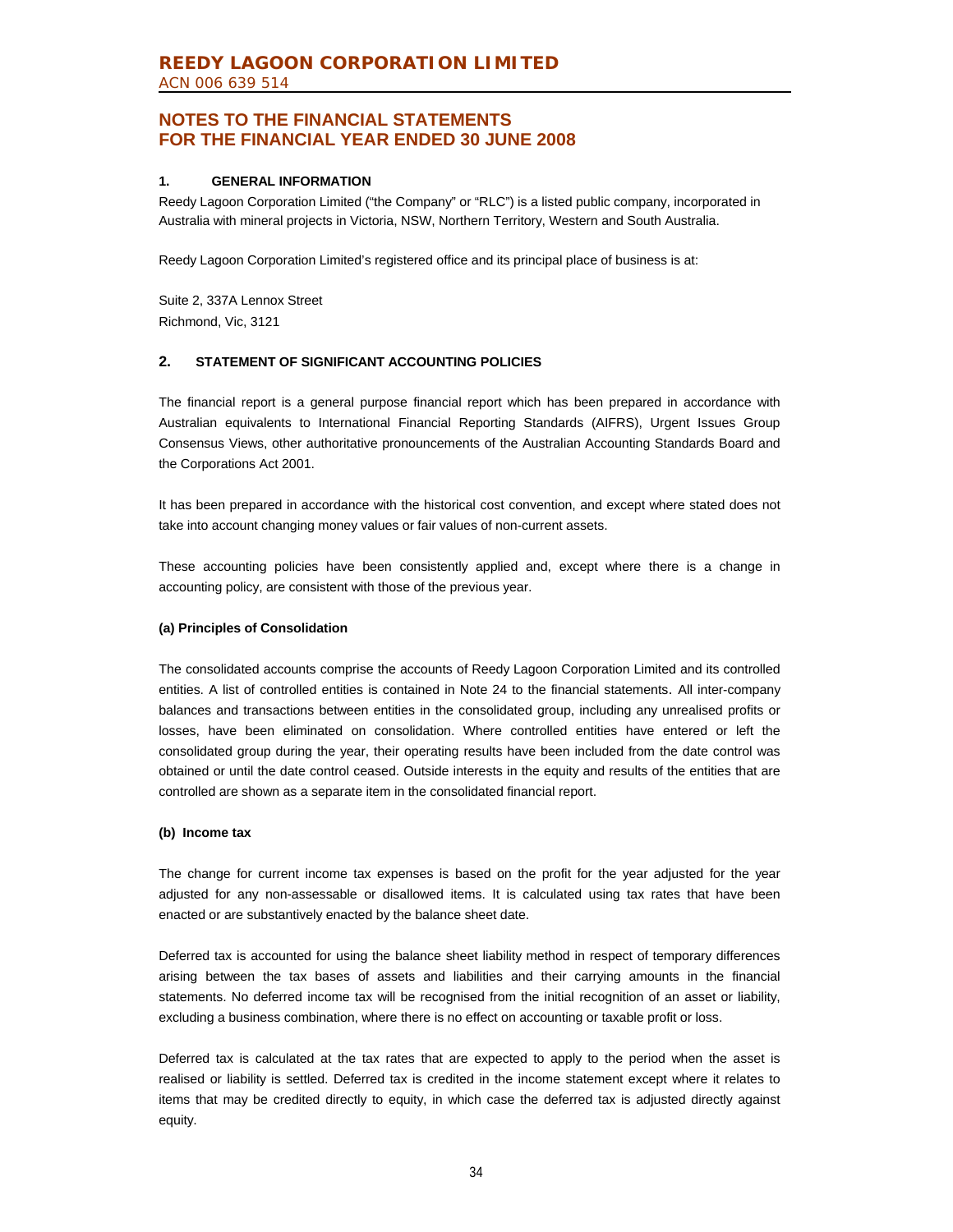# REEDY LAGOON CORPORATION LIMITED

ACN 006 639 514

## NOTES TO THE FINANCIAL STATEMENTS FOR THE FINANCIAL YEAR ENDED 30 JUNE 2008

### 1. GENERAL INFORMATION

Reedy Lagoon Corporation Limited ("the Company" or "RLC") is a listed public company, incorporated in Australia with mineral projects in Victoria, NSW, Northern Territory, Western and South Australia.

Reedy Lagoon Corporation Limited's registered office and its principal place of business is at:

Suite 2, 337A Lennox Street
Richmond, Vic, 3121

### 2. STATEMENT OF SIGNIFICANT ACCOUNTING POLICIES

The financial report is a general purpose financial report which has been prepared in accordance with Australian equivalents to International Financial Reporting Standards (AIFRS), Urgent Issues Group Consensus Views, other authoritative pronouncements of the Australian Accounting Standards Board and the Corporations Act 2001.

It has been prepared in accordance with the historical cost convention, and except where stated does not take into account changing money values or fair values of non-current assets.

These accounting policies have been consistently applied and, except where there is a change in accounting policy, are consistent with those of the previous year.

**(a) Principles of Consolidation**

The consolidated accounts comprise the accounts of Reedy Lagoon Corporation Limited and its controlled entities. A list of controlled entities is contained in Note 24 to the financial statements. All inter-company balances and transactions between entities in the consolidated group, including any unrealised profits or losses, have been eliminated on consolidation. Where controlled entities have entered or left the consolidated group during the year, their operating results have been included from the date control was obtained or until the date control ceased. Outside interests in the equity and results of the entities that are controlled are shown as a separate item in the consolidated financial report.

**(b) Income tax**

The change for current income tax expenses is based on the profit for the year adjusted for the year adjusted for any non-assessable or disallowed items. It is calculated using tax rates that have been enacted or are substantively enacted by the balance sheet date.

Deferred tax is accounted for using the balance sheet liability method in respect of temporary differences arising between the tax bases of assets and liabilities and their carrying amounts in the financial statements. No deferred income tax will be recognised from the initial recognition of an asset or liability, excluding a business combination, where there is no effect on accounting or taxable profit or loss.

Deferred tax is calculated at the tax rates that are expected to apply to the period when the asset is realised or liability is settled. Deferred tax is credited in the income statement except where it relates to items that may be credited directly to equity, in which case the deferred tax is adjusted directly against equity.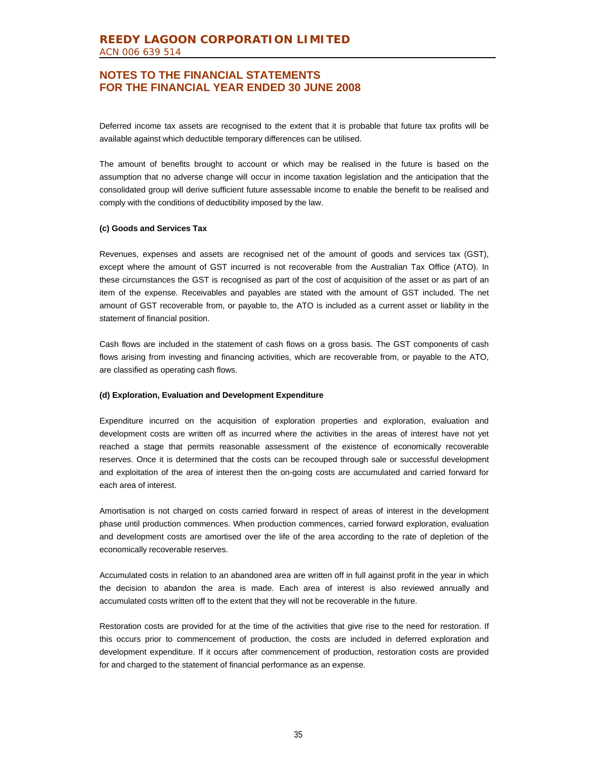Deferred income tax assets are recognised to the extent that it is probable that future tax profits will be available against which deductible temporary differences can be utilised.

The amount of benefits brought to account or which may be realised in the future is based on the assumption that no adverse change will occur in income taxation legislation and the anticipation that the consolidated group will derive sufficient future assessable income to enable the benefit to be realised and comply with the conditions of deductibility imposed by the law.

**(c) Goods and Services Tax**

Revenues, expenses and assets are recognised net of the amount of goods and services tax (GST), except where the amount of GST incurred is not recoverable from the Australian Tax Office (ATO). In these circumstances the GST is recognised as part of the cost of acquisition of the asset or as part of an item of the expense. Receivables and payables are stated with the amount of GST included. The net amount of GST recoverable from, or payable to, the ATO is included as a current asset or liability in the statement of financial position.

Cash flows are included in the statement of cash flows on a gross basis. The GST components of cash flows arising from investing and financing activities, which are recoverable from, or payable to the ATO, are classified as operating cash flows.

**(d) Exploration, Evaluation and Development Expenditure**

Expenditure incurred on the acquisition of exploration properties and exploration, evaluation and development costs are written off as incurred where the activities in the areas of interest have not yet reached a stage that permits reasonable assessment of the existence of economically recoverable reserves. Once it is determined that the costs can be recouped through sale or successful development and exploitation of the area of interest then the on-going costs are accumulated and carried forward for each area of interest.

Amortisation is not charged on costs carried forward in respect of areas of interest in the development phase until production commences. When production commences, carried forward exploration, evaluation and development costs are amortised over the life of the area according to the rate of depletion of the economically recoverable reserves.

Accumulated costs in relation to an abandoned area are written off in full against profit in the year in which the decision to abandon the area is made. Each area of interest is also reviewed annually and accumulated costs written off to the extent that they will not be recoverable in the future.

Restoration costs are provided for at the time of the activities that give rise to the need for restoration. If this occurs prior to commencement of production, the costs are included in deferred exploration and development expenditure. If it occurs after commencement of production, restoration costs are provided for and charged to the statement of financial performance as an expense.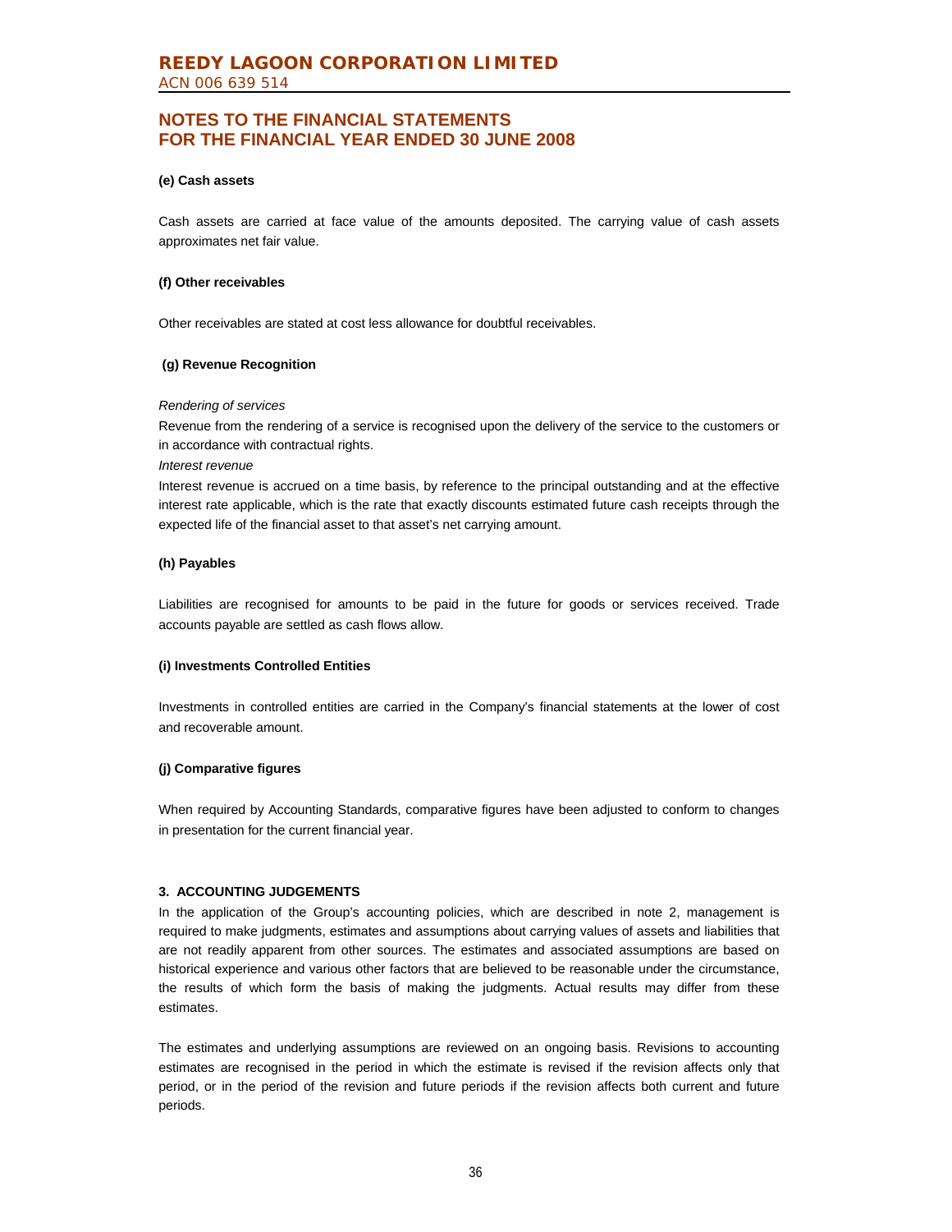**(e) Cash assets**

Cash assets are carried at face value of the amounts deposited. The carrying value of cash assets approximates net fair value.

**(f) Other receivables**

Other receivables are stated at cost less allowance for doubtful receivables.

**(g) Revenue Recognition**

*Rendering of services*

Revenue from the rendering of a service is recognised upon the delivery of the service to the customers or in accordance with contractual rights.

*Interest revenue*

Interest revenue is accrued on a time basis, by reference to the principal outstanding and at the effective interest rate applicable, which is the rate that exactly discounts estimated future cash receipts through the expected life of the financial asset to that asset's net carrying amount.

**(h) Payables**

Liabilities are recognised for amounts to be paid in the future for goods or services received. Trade accounts payable are settled as cash flows allow.

**(i) Investments Controlled Entities**

Investments in controlled entities are carried in the Company's financial statements at the lower of cost and recoverable amount.

**(j) Comparative figures**

When required by Accounting Standards, comparative figures have been adjusted to conform to changes in presentation for the current financial year.

## 3. ACCOUNTING JUDGEMENTS

In the application of the Group's accounting policies, which are described in note 2, management is required to make judgments, estimates and assumptions about carrying values of assets and liabilities that are not readily apparent from other sources. The estimates and associated assumptions are based on historical experience and various other factors that are believed to be reasonable under the circumstance, the results of which form the basis of making the judgments. Actual results may differ from these estimates.

The estimates and underlying assumptions are reviewed on an ongoing basis. Revisions to accounting estimates are recognised in the period in which the estimate is revised if the revision affects only that period, or in the period of the revision and future periods if the revision affects both current and future periods.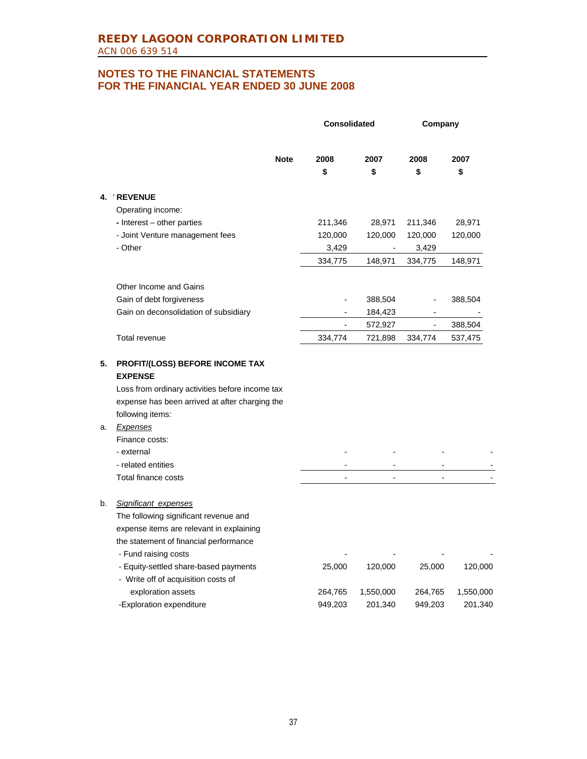**REEDY LAGOON CORPORATION LIMITED**
ACN 006 639 514

## NOTES TO THE FINANCIAL STATEMENTS
## FOR THE FINANCIAL YEAR ENDED 30 JUNE 2008

| | | Note | Consolidated | | Company | |
|---|---|---|---|---|---|---|
| | | | 2008 | 2007 | 2008 | 2007 |
| | | | $ | $ | $ | $ |
| **4.** | **REVENUE** | | | | | |
| | Operating income: | | | | | |
| | - Interest – other parties | | 211,346 | 28,971 | 211,346 | 28,971 |
| | - Joint Venture management fees | | 120,000 | 120,000 | 120,000 | 120,000 |
| | - Other | | 3,429 | - | 3,429 | |
| | | | 334,775 | 148,971 | 334,775 | 148,971 |
| | Other Income and Gains | | | | | |
| | Gain of debt forgiveness | | - | 388,504 | - | 388,504 |
| | Gain on deconsolidation of subsidiary | | - | 184,423 | - | - |
| | | | - | 572,927 | - | 388,504 |
| | Total revenue | | 334,774 | 721,898 | 334,774 | 537,475 |
| **5.** | **PROFIT/(LOSS) BEFORE INCOME TAX EXPENSE** | | | | | |
| | Loss from ordinary activities before income tax expense has been arrived at after charging the following items: | | | | | |
| a. | *Expenses* | | | | | |
| | Finance costs: | | | | | |
| | - external | | - | - | - | - |
| | - related entities | | - | - | - | - |
| | Total finance costs | | - | - | - | - |
| b. | *Significant expenses* | | | | | |
| | The following significant revenue and expense items are relevant in explaining the statement of financial performance | | | | | |
| | - Fund raising costs | | - | - | - | - |
| | - Equity-settled share-based payments | | 25,000 | 120,000 | 25,000 | 120,000 |
| | - Write off of acquisition costs of exploration assets | | 264,765 | 1,550,000 | 264,765 | 1,550,000 |
| | -Exploration expenditure | | 949,203 | 201,340 | 949,203 | 201,340 |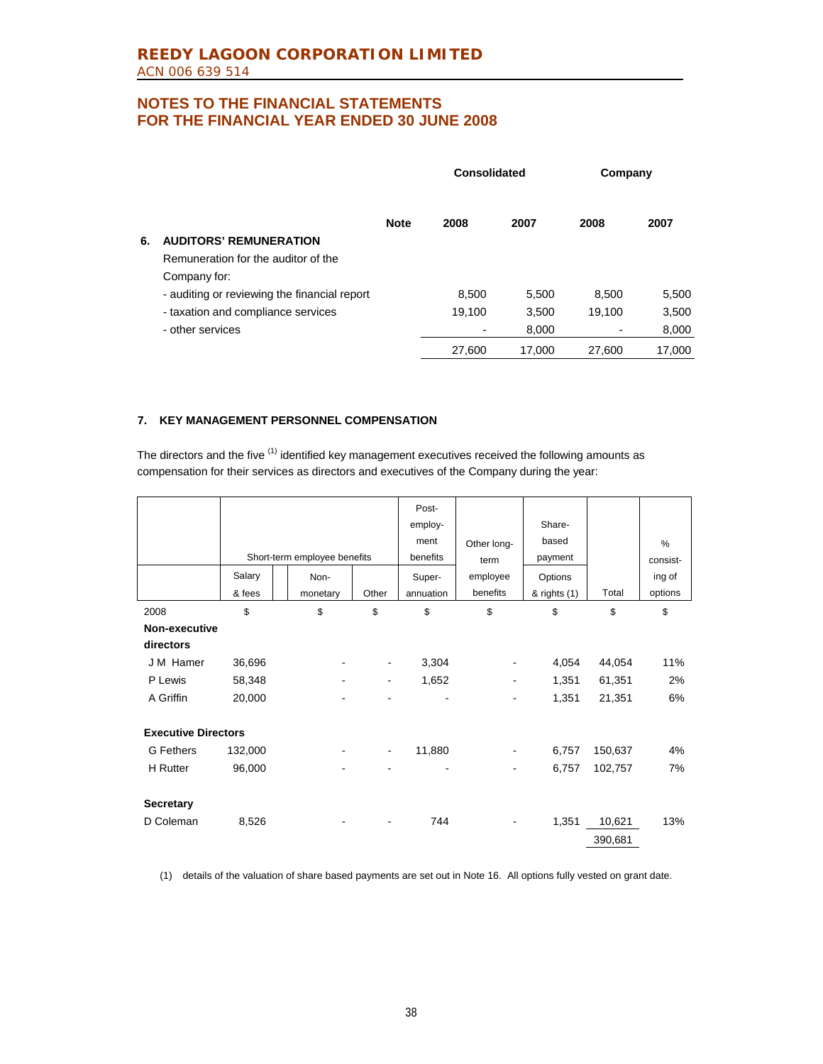## NOTES TO THE FINANCIAL STATEMENTS FOR THE FINANCIAL YEAR ENDED 30 JUNE 2008

| | Note | Consolidated 2008 | Consolidated 2007 | Company 2008 | Company 2007 |
|---|---|---|---|---|---|
| **6. AUDITORS' REMUNERATION** | | | | | |
| Remuneration for the auditor of the Company for: | | | | | |
| - auditing or reviewing the financial report | | 8,500 | 5,500 | 8,500 | 5,500 |
| - taxation and compliance services | | 19,100 | 3,500 | 19,100 | 3,500 |
| - other services | | - | 8,000 | - | 8,000 |
| | | 27,600 | 17,000 | 27,600 | 17,000 |

### 7. KEY MANAGEMENT PERSONNEL COMPENSATION

The directors and the five (1) identified key management executives received the following amounts as compensation for their services as directors and executives of the Company during the year:

| | Short-term employee benefits | | | Post-employment benefits | Other long-term employee benefits | Share-based payment | | % consisting of options |
|---|---|---|---|---|---|---|---|---|
| | Salary & fees | Non-monetary | Other | Superannuation | | Options & rights (1) | Total | |
| 2008 | $ | $ | $ | $ | $ | $ | $ | $ |
| **Non-executive directors** | | | | | | | | |
| J M Hamer | 36,696 | - | - | 3,304 | - | 4,054 | 44,054 | 11% |
| P Lewis | 58,348 | - | - | 1,652 | - | 1,351 | 61,351 | 2% |
| A Griffin | 20,000 | - | - | - | - | 1,351 | 21,351 | 6% |
| **Executive Directors** | | | | | | | | |
| G Fethers | 132,000 | - | - | 11,880 | - | 6,757 | 150,637 | 4% |
| H Rutter | 96,000 | - | - | - | - | 6,757 | 102,757 | 7% |
| **Secretary** | | | | | | | | |
| D Coleman | 8,526 | - | - | 744 | - | 1,351 | 10,621 | 13% |
| | | | | | | | 390,681 | |

(1) details of the valuation of share based payments are set out in Note 16. All options fully vested on grant date.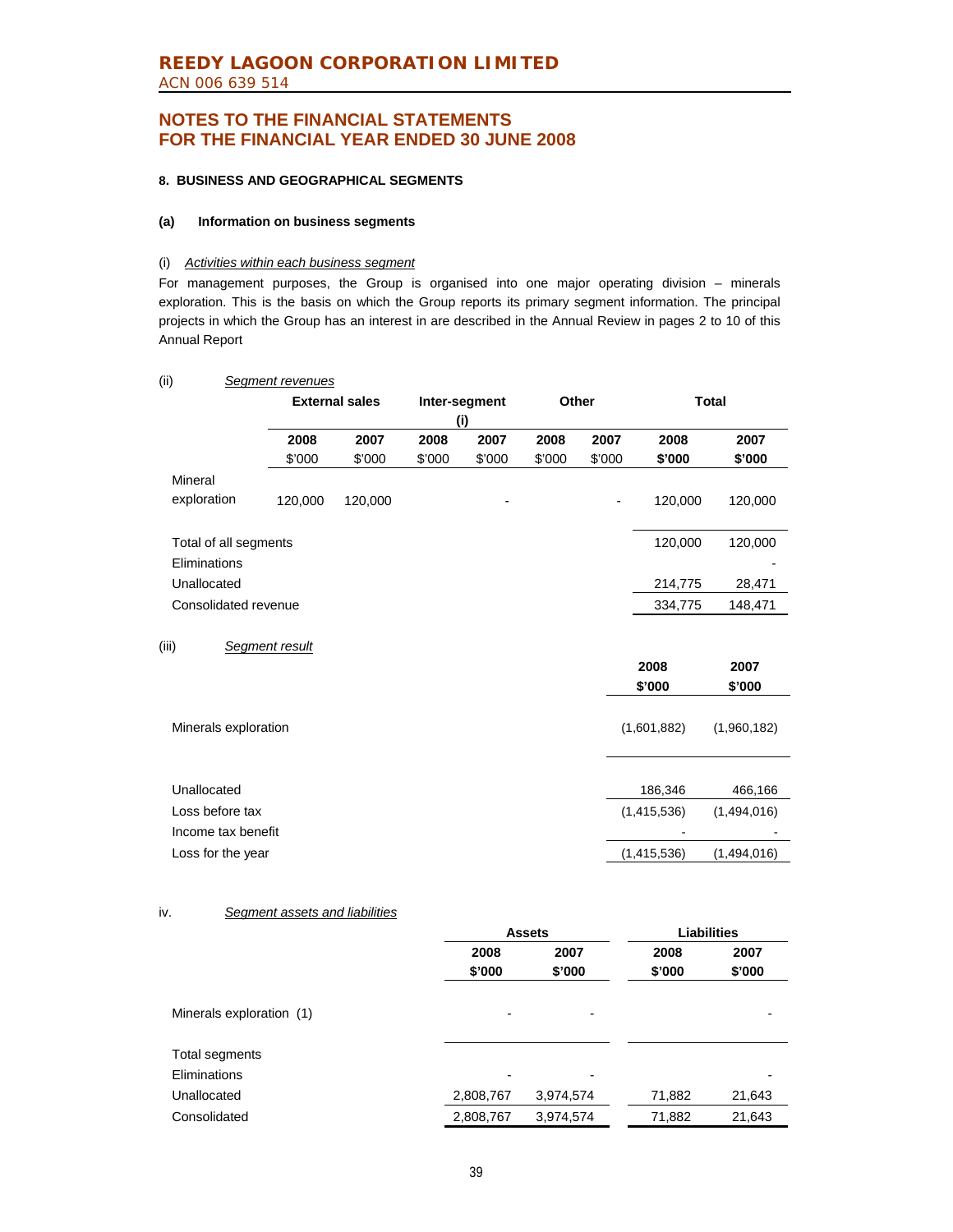## NOTES TO THE FINANCIAL STATEMENTS FOR THE FINANCIAL YEAR ENDED 30 JUNE 2008

### 8. BUSINESS AND GEOGRAPHICAL SEGMENTS

#### (a) Information on business segments

(i) *Activities within each business segment*

For management purposes, the Group is organised into one major operating division – minerals exploration. This is the basis on which the Group reports its primary segment information. The principal projects in which the Group has an interest in are described in the Annual Review in pages 2 to 10 of this Annual Report

(ii) *Segment revenues*

| | External sales | | Inter-segment (i) | | Other | | Total | |
|---|---|---|---|---|---|---|---|---|
| | 2008 | 2007 | 2008 | 2007 | 2008 | 2007 | 2008 | 2007 |
| | $'000 | $'000 | $'000 | $'000 | $'000 | $'000 | $'000 | $'000 |
| Mineral exploration | 120,000 | 120,000 | | - | | - | 120,000 | 120,000 |
| Total of all segments | | | | | | | 120,000 | 120,000 |
| Eliminations | | | | | | | | - |
| Unallocated | | | | | | | 214,775 | 28,471 |
| Consolidated revenue | | | | | | | 334,775 | 148,471 |

(iii) *Segment result*

| | 2008 | 2007 |
|---|---|---|
| | $'000 | $'000 |
| Minerals exploration | (1,601,882) | (1,960,182) |
| Unallocated | 186,346 | 466,166 |
| Loss before tax | (1,415,536) | (1,494,016) |
| Income tax benefit | - | - |
| Loss for the year | (1,415,536) | (1,494,016) |

iv. *Segment assets and liabilities*

| | Assets | | Liabilities | |
|---|---|---|---|---|
| | 2008 | 2007 | 2008 | 2007 |
| | $'000 | $'000 | $'000 | $'000 |
| Minerals exploration (1) | - | - | | - |
| Total segments | | | | |
| Eliminations | - | - | | - |
| Unallocated | 2,808,767 | 3,974,574 | 71,882 | 21,643 |
| Consolidated | 2,808,767 | 3,974,574 | 71,882 | 21,643 |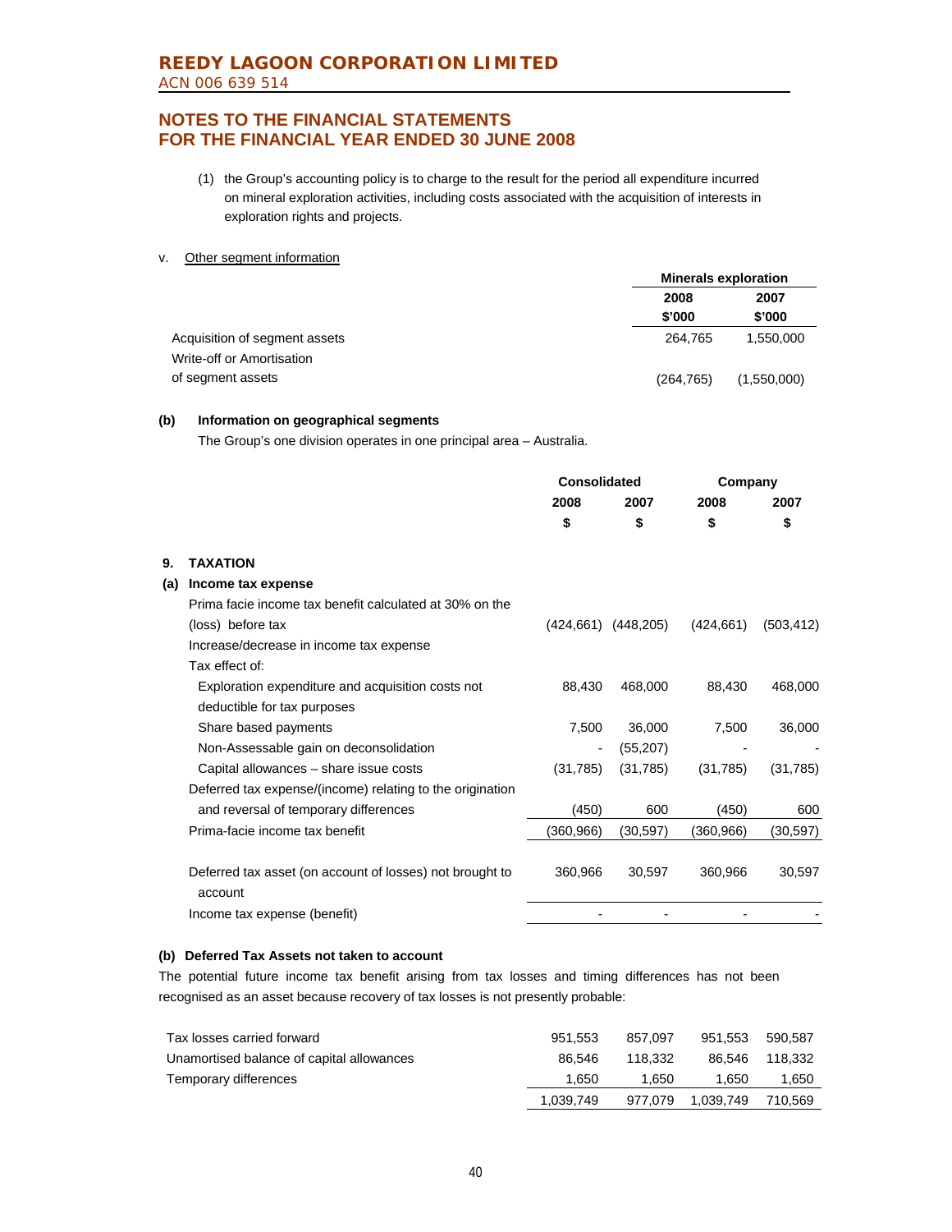# REEDY LAGOON CORPORATION LIMITED

ACN 006 639 514

## NOTES TO THE FINANCIAL STATEMENTS FOR THE FINANCIAL YEAR ENDED 30 JUNE 2008

(1) the Group's accounting policy is to charge to the result for the period all expenditure incurred on mineral exploration activities, including costs associated with the acquisition of interests in exploration rights and projects.

v. Other segment information

| | Minerals exploration | |
|---|---|---|
| | 2008 | 2007 |
| | $'000 | $'000 |
| Acquisition of segment assets | 264,765 | 1,550,000 |
| Write-off or Amortisation of segment assets | (264,765) | (1,550,000) |

**(b) Information on geographical segments**

The Group's one division operates in one principal area – Australia.

| | Consolidated | | Company | |
|---|---|---|---|---|
| | 2008 | 2007 | 2008 | 2007 |
| | $ | $ | $ | $ |
| **9. TAXATION** | | | | |
| **(a) Income tax expense** | | | | |
| Prima facie income tax benefit calculated at 30% on the (loss) before tax | (424,661) | (448,205) | (424,661) | (503,412) |
| Increase/decrease in income tax expense | | | | |
| Tax effect of: | | | | |
| Exploration expenditure and acquisition costs not deductible for tax purposes | 88,430 | 468,000 | 88,430 | 468,000 |
| Share based payments | 7,500 | 36,000 | 7,500 | 36,000 |
| Non-Assessable gain on deconsolidation | - | (55,207) | - | - |
| Capital allowances – share issue costs | (31,785) | (31,785) | (31,785) | (31,785) |
| Deferred tax expense/(income) relating to the origination and reversal of temporary differences | (450) | 600 | (450) | 600 |
| Prima-facie income tax benefit | (360,966) | (30,597) | (360,966) | (30,597) |
| Deferred tax asset (on account of losses) not brought to account | 360,966 | 30,597 | 360,966 | 30,597 |
| Income tax expense (benefit) | - | - | - | - |

**(b) Deferred Tax Assets not taken to account**

The potential future income tax benefit arising from tax losses and timing differences has not been recognised as an asset because recovery of tax losses is not presently probable:

| | | | | |
|---|---|---|---|---|
| Tax losses carried forward | 951,553 | 857,097 | 951,553 | 590,587 |
| Unamortised balance of capital allowances | 86,546 | 118,332 | 86,546 | 118,332 |
| Temporary differences | 1,650 | 1,650 | 1,650 | 1,650 |
| | 1,039,749 | 977,079 | 1,039,749 | 710,569 |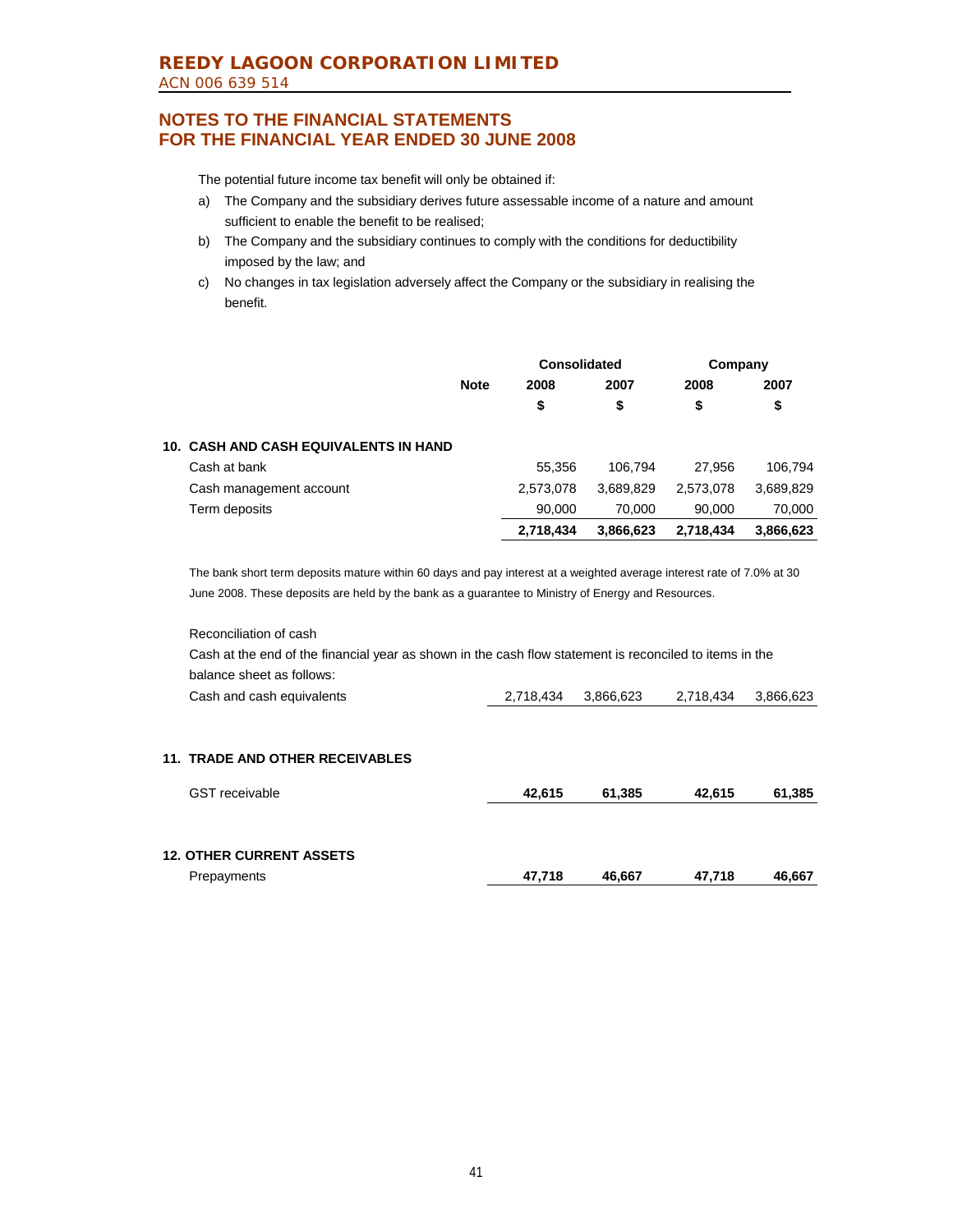# NOTES TO THE FINANCIAL STATEMENTS FOR THE FINANCIAL YEAR ENDED 30 JUNE 2008

The potential future income tax benefit will only be obtained if:

a) The Company and the subsidiary derives future assessable income of a nature and amount sufficient to enable the benefit to be realised;

b) The Company and the subsidiary continues to comply with the conditions for deductibility imposed by the law; and

c) No changes in tax legislation adversely affect the Company or the subsidiary in realising the benefit.

| | Note | Consolidated | | Company | |
|---|---|---|---|---|---|
| | | 2008 | 2007 | 2008 | 2007 |
| | | $ | $ | $ | $ |
| **10. CASH AND CASH EQUIVALENTS IN HAND** | | | | | |
| Cash at bank | | 55,356 | 106,794 | 27,956 | 106,794 |
| Cash management account | | 2,573,078 | 3,689,829 | 2,573,078 | 3,689,829 |
| Term deposits | | 90,000 | 70,000 | 90,000 | 70,000 |
| | | **2,718,434** | **3,866,623** | **2,718,434** | **3,866,623** |

The bank short term deposits mature within 60 days and pay interest at a weighted average interest rate of 7.0% at 30 June 2008. These deposits are held by the bank as a guarantee to Ministry of Energy and Resources.

Reconciliation of cash

Cash at the end of the financial year as shown in the cash flow statement is reconciled to items in the balance sheet as follows:

| | 2008 | 2007 | 2008 | 2007 |
|---|---|---|---|---|
| Cash and cash equivalents | 2,718,434 | 3,866,623 | 2,718,434 | 3,866,623 |

| | 2008 | 2007 | 2008 | 2007 |
|---|---|---|---|---|
| **11. TRADE AND OTHER RECEIVABLES** | | | | |
| GST receivable | **42,615** | **61,385** | **42,615** | **61,385** |
| **12. OTHER CURRENT ASSETS** | | | | |
| Prepayments | **47,718** | **46,667** | **47,718** | **46,667** |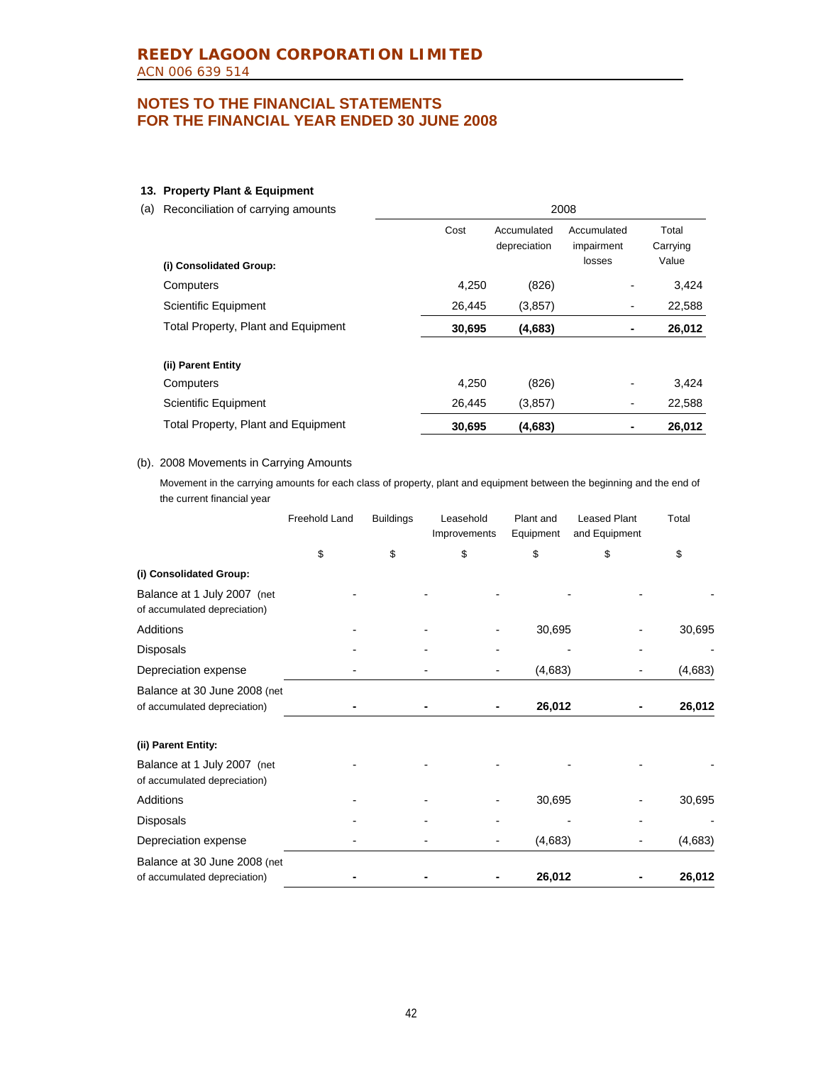## 13. Property Plant & Equipment

(a) Reconciliation of carrying amounts

| | 2008 | | | |
|---|---|---|---|---|
| | Cost | Accumulated depreciation | Accumulated impairment losses | Total Carrying Value |
| **(i) Consolidated Group:** | | | | |
| Computers | 4,250 | (826) | - | 3,424 |
| Scientific Equipment | 26,445 | (3,857) | - | 22,588 |
| Total Property, Plant and Equipment | **30,695** | **(4,683)** | **-** | **26,012** |
| | | | | |
| **(ii) Parent Entity** | | | | |
| Computers | 4,250 | (826) | - | 3,424 |
| Scientific Equipment | 26,445 | (3,857) | - | 22,588 |
| Total Property, Plant and Equipment | **30,695** | **(4,683)** | **-** | **26,012** |

(b). 2008 Movements in Carrying Amounts

Movement in the carrying amounts for each class of property, plant and equipment between the beginning and the end of the current financial year

| | Freehold Land | Buildings | Leasehold Improvements | Plant and Equipment | Leased Plant and Equipment | Total |
|---|---|---|---|---|---|---|
| | $ | $ | $ | $ | $ | $ |
| **(i) Consolidated Group:** | | | | | | |
| Balance at 1 July 2007 (net of accumulated depreciation) | - | - | - | - | - | - |
| Additions | - | - | - | 30,695 | - | 30,695 |
| Disposals | - | - | - | - | - | - |
| Depreciation expense | - | - | - | (4,683) | - | (4,683) |
| Balance at 30 June 2008 (net of accumulated depreciation) | **-** | **-** | **-** | **26,012** | **-** | **26,012** |
| | | | | | | |
| **(ii) Parent Entity:** | | | | | | |
| Balance at 1 July 2007 (net of accumulated depreciation) | - | - | - | - | - | - |
| Additions | - | - | - | 30,695 | - | 30,695 |
| Disposals | - | - | - | - | - | - |
| Depreciation expense | - | - | - | (4,683) | - | (4,683) |
| Balance at 30 June 2008 (net of accumulated depreciation) | **-** | **-** | **-** | **26,012** | **-** | **26,012** |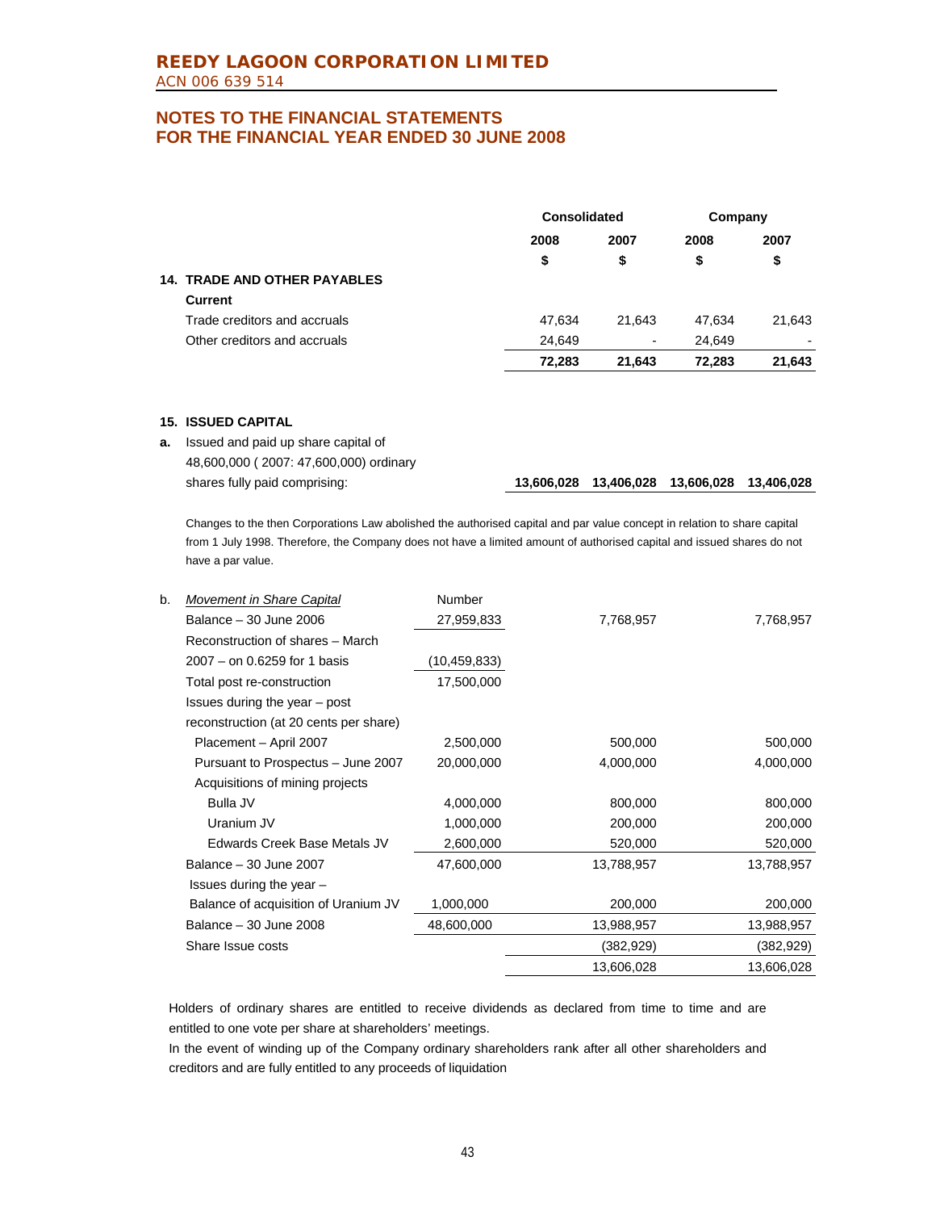# REEDY LAGOON CORPORATION LIMITED

ACN 006 639 514

## NOTES TO THE FINANCIAL STATEMENTS FOR THE FINANCIAL YEAR ENDED 30 JUNE 2008

| | Consolidated | | Company | |
|---|---|---|---|---|
| | 2008 | 2007 | 2008 | 2007 |
| | $ | $ | $ | $ |
| **14. TRADE AND OTHER PAYABLES** | | | | |
| **Current** | | | | |
| Trade creditors and accruals | 47,634 | 21,643 | 47,634 | 21,643 |
| Other creditors and accruals | 24,649 | - | 24,649 | - |
| | **72,283** | **21,643** | **72,283** | **21,643** |

### 15. ISSUED CAPITAL

| | Consolidated 2008 $ | Consolidated 2007 $ | Company 2008 $ | Company 2007 $ |
|---|---|---|---|---|
| **a.** Issued and paid up share capital of 48,600,000 ( 2007: 47,600,000) ordinary shares fully paid comprising: | **13,606,028** | **13,406,028** | **13,606,028** | **13,406,028** |

Changes to the then Corporations Law abolished the authorised capital and par value concept in relation to share capital from 1 July 1998. Therefore, the Company does not have a limited amount of authorised capital and issued shares do not have a par value.

| b. *Movement in Share Capital* | Number | | |
|---|---|---|---|
| Balance – 30 June 2006 | 27,959,833 | 7,768,957 | 7,768,957 |
| Reconstruction of shares – March 2007 – on 0.6259 for 1 basis | (10,459,833) | | |
| Total post re-construction | 17,500,000 | | |
| Issues during the year – post reconstruction (at 20 cents per share) | | | |
| Placement – April 2007 | 2,500,000 | 500,000 | 500,000 |
| Pursuant to Prospectus – June 2007 | 20,000,000 | 4,000,000 | 4,000,000 |
| Acquisitions of mining projects | | | |
| Bulla JV | 4,000,000 | 800,000 | 800,000 |
| Uranium JV | 1,000,000 | 200,000 | 200,000 |
| Edwards Creek Base Metals JV | 2,600,000 | 520,000 | 520,000 |
| Balance – 30 June 2007 | 47,600,000 | 13,788,957 | 13,788,957 |
| Issues during the year – Balance of acquisition of Uranium JV | 1,000,000 | 200,000 | 200,000 |
| Balance – 30 June 2008 | 48,600,000 | 13,988,957 | 13,988,957 |
| Share Issue costs | | (382,929) | (382,929) |
| | | 13,606,028 | 13,606,028 |

Holders of ordinary shares are entitled to receive dividends as declared from time to time and are entitled to one vote per share at shareholders' meetings.

In the event of winding up of the Company ordinary shareholders rank after all other shareholders and creditors and are fully entitled to any proceeds of liquidation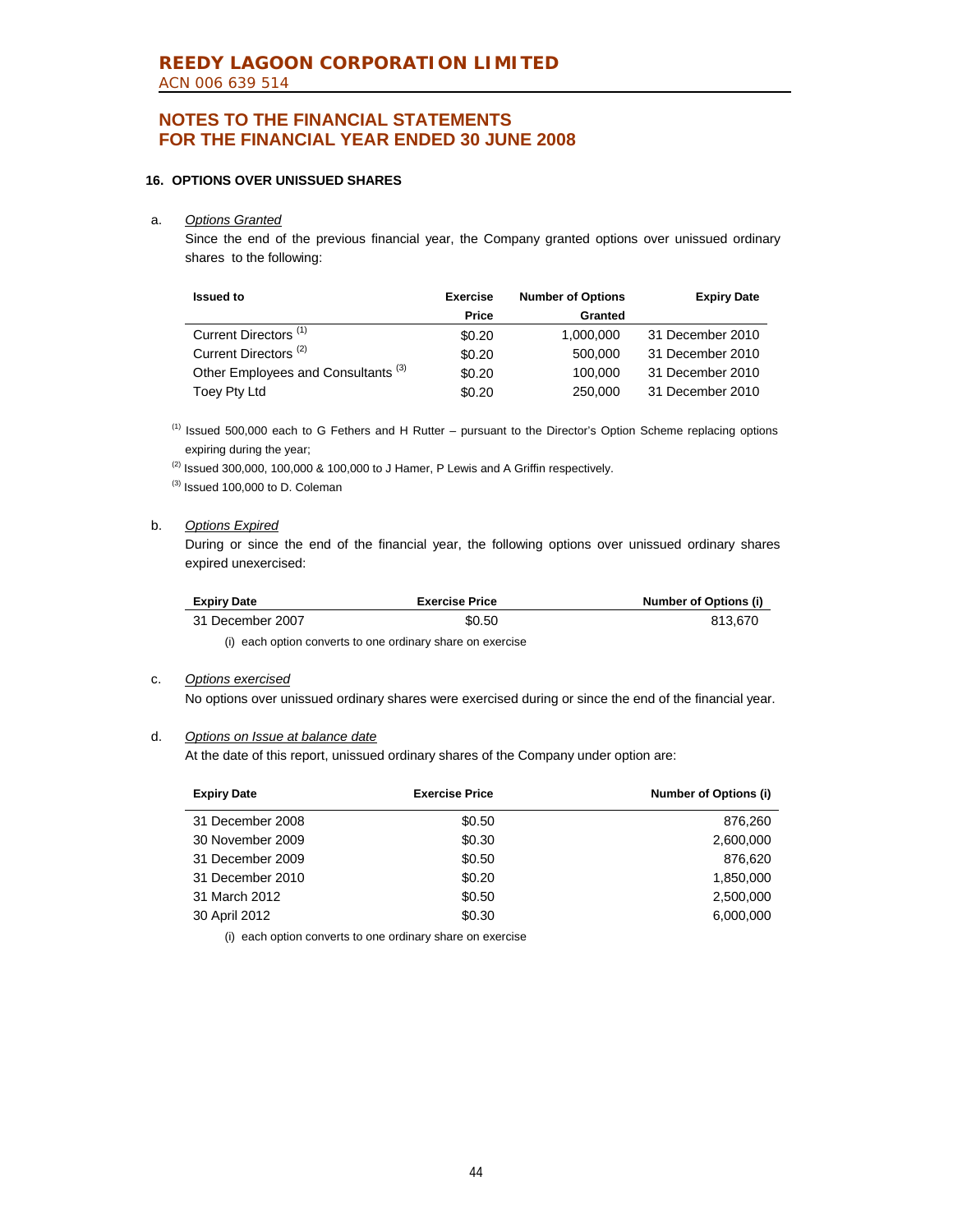# REEDY LAGOON CORPORATION LIMITED

ACN 006 639 514

## NOTES TO THE FINANCIAL STATEMENTS FOR THE FINANCIAL YEAR ENDED 30 JUNE 2008

### 16. OPTIONS OVER UNISSUED SHARES

a. *Options Granted*

Since the end of the previous financial year, the Company granted options over unissued ordinary shares to the following:

| Issued to | Exercise Price | Number of Options Granted | Expiry Date |
|---|---|---|---|
| Current Directors [1] | $0.20 | 1,000,000 | 31 December 2010 |
| Current Directors [2] | $0.20 | 500,000 | 31 December 2010 |
| Other Employees and Consultants [3] | $0.20 | 100,000 | 31 December 2010 |
| Toey Pty Ltd | $0.20 | 250,000 | 31 December 2010 |

[1] Issued 500,000 each to G Fethers and H Rutter – pursuant to the Director's Option Scheme replacing options expiring during the year;

[2] Issued 300,000, 100,000 & 100,000 to J Hamer, P Lewis and A Griffin respectively.

[3] Issued 100,000 to D. Coleman

b. *Options Expired*

During or since the end of the financial year, the following options over unissued ordinary shares expired unexercised:

| Expiry Date | Exercise Price | Number of Options (i) |
|---|---|---|
| 31 December 2007 | $0.50 | 813,670 |

(i) each option converts to one ordinary share on exercise

c. *Options exercised*

No options over unissued ordinary shares were exercised during or since the end of the financial year.

d. *Options on Issue at balance date*

At the date of this report, unissued ordinary shares of the Company under option are:

| Expiry Date | Exercise Price | Number of Options (i) |
|---|---|---|
| 31 December 2008 | $0.50 | 876,260 |
| 30 November 2009 | $0.30 | 2,600,000 |
| 31 December 2009 | $0.50 | 876,620 |
| 31 December 2010 | $0.20 | 1,850,000 |
| 31 March 2012 | $0.50 | 2,500,000 |
| 30 April 2012 | $0.30 | 6,000,000 |

(i) each option converts to one ordinary share on exercise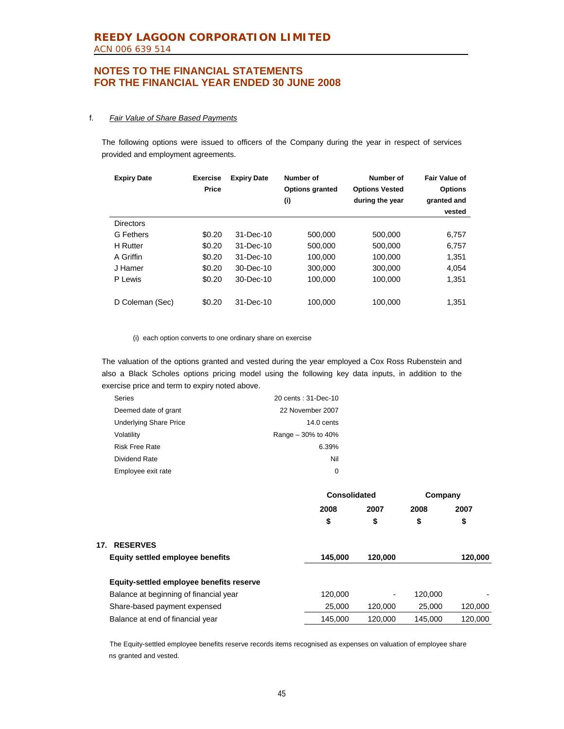f. *Fair Value of Share Based Payments*

The following options were issued to officers of the Company during the year in respect of services provided and employment agreements.

| Expiry Date | Exercise Price | Expiry Date | Number of Options granted (i) | Number of Options Vested during the year | Fair Value of Options granted and vested |
|---|---|---|---|---|---|
| Directors | | | | | |
| G Fethers | $0.20 | 31-Dec-10 | 500,000 | 500,000 | 6,757 |
| H Rutter | $0.20 | 31-Dec-10 | 500,000 | 500,000 | 6,757 |
| A Griffin | $0.20 | 31-Dec-10 | 100,000 | 100,000 | 1,351 |
| J Hamer | $0.20 | 30-Dec-10 | 300,000 | 300,000 | 4,054 |
| P Lewis | $0.20 | 30-Dec-10 | 100,000 | 100,000 | 1,351 |
| D Coleman (Sec) | $0.20 | 31-Dec-10 | 100,000 | 100,000 | 1,351 |

(i) each option converts to one ordinary share on exercise

The valuation of the options granted and vested during the year employed a Cox Ross Rubenstein and also a Black Scholes options pricing model using the following key data inputs, in addition to the exercise price and term to expiry noted above.

| | |
|---|---|
| Series | 20 cents : 31-Dec-10 |
| Deemed date of grant | 22 November 2007 |
| Underlying Share Price | 14.0 cents |
| Volatility | Range – 30% to 40% |
| Risk Free Rate | 6.39% |
| Dividend Rate | Nil |
| Employee exit rate | 0 |

| | Consolidated | | Company | |
|---|---|---|---|---|
| | 2008 | 2007 | 2008 | 2007 |
| | $ | $ | $ | $ |
| **17. RESERVES** | | | | |
| **Equity settled employee benefits** | **145,000** | **120,000** | | **120,000** |
| **Equity-settled employee benefits reserve** | | | | |
| Balance at beginning of financial year | 120,000 | - | 120,000 | - |
| Share-based payment expensed | 25,000 | 120,000 | 25,000 | 120,000 |
| Balance at end of financial year | 145,000 | 120,000 | 145,000 | 120,000 |

The Equity-settled employee benefits reserve records items recognised as expenses on valuation of employee share ns granted and vested.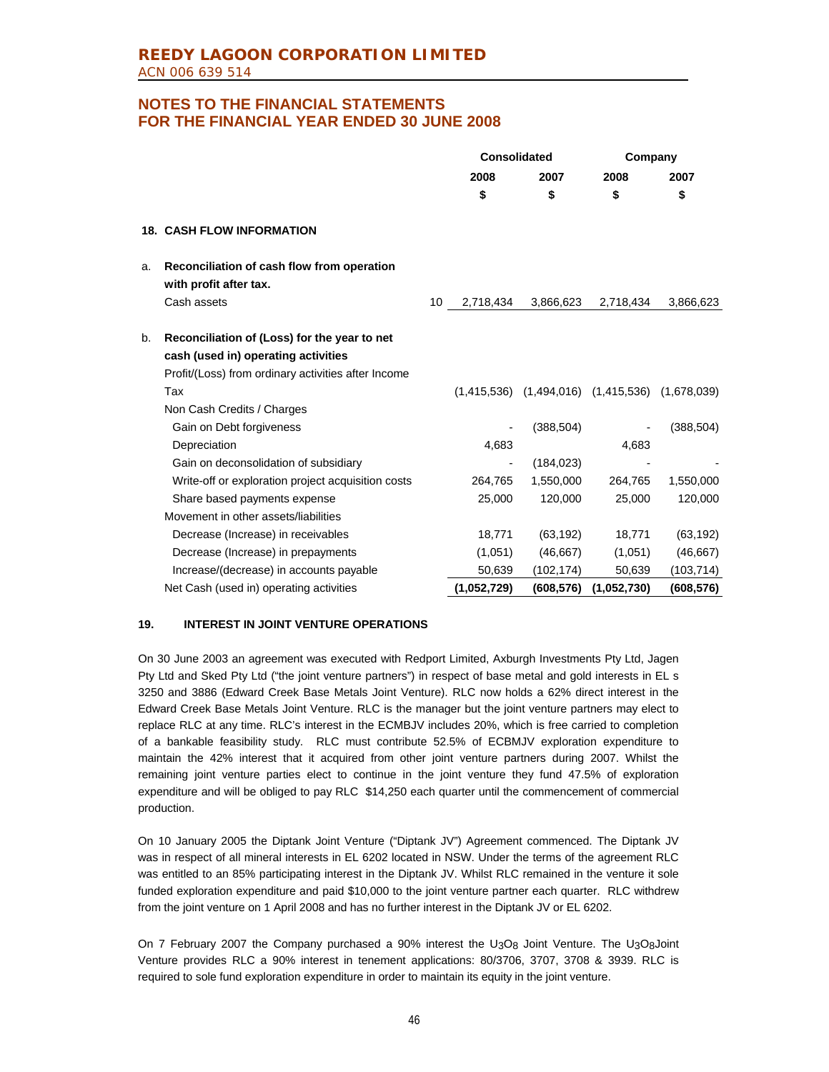**REEDY LAGOON CORPORATION LIMITED**
ACN 006 639 514

## NOTES TO THE FINANCIAL STATEMENTS FOR THE FINANCIAL YEAR ENDED 30 JUNE 2008

| | | Note | Consolidated 2008 $ | Consolidated 2007 $ | Company 2008 $ | Company 2007 $ |
|---|---|---|---|---|---|---|
| **18.** | **CASH FLOW INFORMATION** | | | | | |
| a. | **Reconciliation of cash flow from operation with profit after tax.** | | | | | |
| | Cash assets | 10 | 2,718,434 | 3,866,623 | 2,718,434 | 3,866,623 |
| b. | **Reconciliation of (Loss) for the year to net cash (used in) operating activities** | | | | | |
| | Profit/(Loss) from ordinary activities after Income Tax | | (1,415,536) | (1,494,016) | (1,415,536) | (1,678,039) |
| | Non Cash Credits / Charges | | | | | |
| | Gain on Debt forgiveness | | - | (388,504) | - | (388,504) |
| | Depreciation | | 4,683 | | 4,683 | |
| | Gain on deconsolidation of subsidiary | | - | (184,023) | - | - |
| | Write-off or exploration project acquisition costs | | 264,765 | 1,550,000 | 264,765 | 1,550,000 |
| | Share based payments expense | | 25,000 | 120,000 | 25,000 | 120,000 |
| | Movement in other assets/liabilities | | | | | |
| | Decrease (Increase) in receivables | | 18,771 | (63,192) | 18,771 | (63,192) |
| | Decrease (Increase) in prepayments | | (1,051) | (46,667) | (1,051) | (46,667) |
| | Increase/(decrease) in accounts payable | | 50,639 | (102,174) | 50,639 | (103,714) |
| | Net Cash (used in) operating activities | | **(1,052,729)** | **(608,576)** | **(1,052,730)** | **(608,576)** |

### 19. INTEREST IN JOINT VENTURE OPERATIONS

On 30 June 2003 an agreement was executed with Redport Limited, Axburgh Investments Pty Ltd, Jagen Pty Ltd and Sked Pty Ltd ("the joint venture partners") in respect of base metal and gold interests in EL s 3250 and 3886 (Edward Creek Base Metals Joint Venture). RLC now holds a 62% direct interest in the Edward Creek Base Metals Joint Venture. RLC is the manager but the joint venture partners may elect to replace RLC at any time. RLC's interest in the ECMBJV includes 20%, which is free carried to completion of a bankable feasibility study. RLC must contribute 52.5% of ECBMJV exploration expenditure to maintain the 42% interest that it acquired from other joint venture partners during 2007. Whilst the remaining joint venture parties elect to continue in the joint venture they fund 47.5% of exploration expenditure and will be obliged to pay RLC $14,250 each quarter until the commencement of commercial production.

On 10 January 2005 the Diptank Joint Venture ("Diptank JV") Agreement commenced. The Diptank JV was in respect of all mineral interests in EL 6202 located in NSW. Under the terms of the agreement RLC was entitled to an 85% participating interest in the Diptank JV. Whilst RLC remained in the venture it sole funded exploration expenditure and paid $10,000 to the joint venture partner each quarter. RLC withdrew from the joint venture on 1 April 2008 and has no further interest in the Diptank JV or EL 6202.

On 7 February 2007 the Company purchased a 90% interest the $U_3O_8$ Joint Venture. The $U_3O_8$ Joint Venture provides RLC a 90% interest in tenement applications: 80/3706, 3707, 3708 & 3939. RLC is required to sole fund exploration expenditure in order to maintain its equity in the joint venture.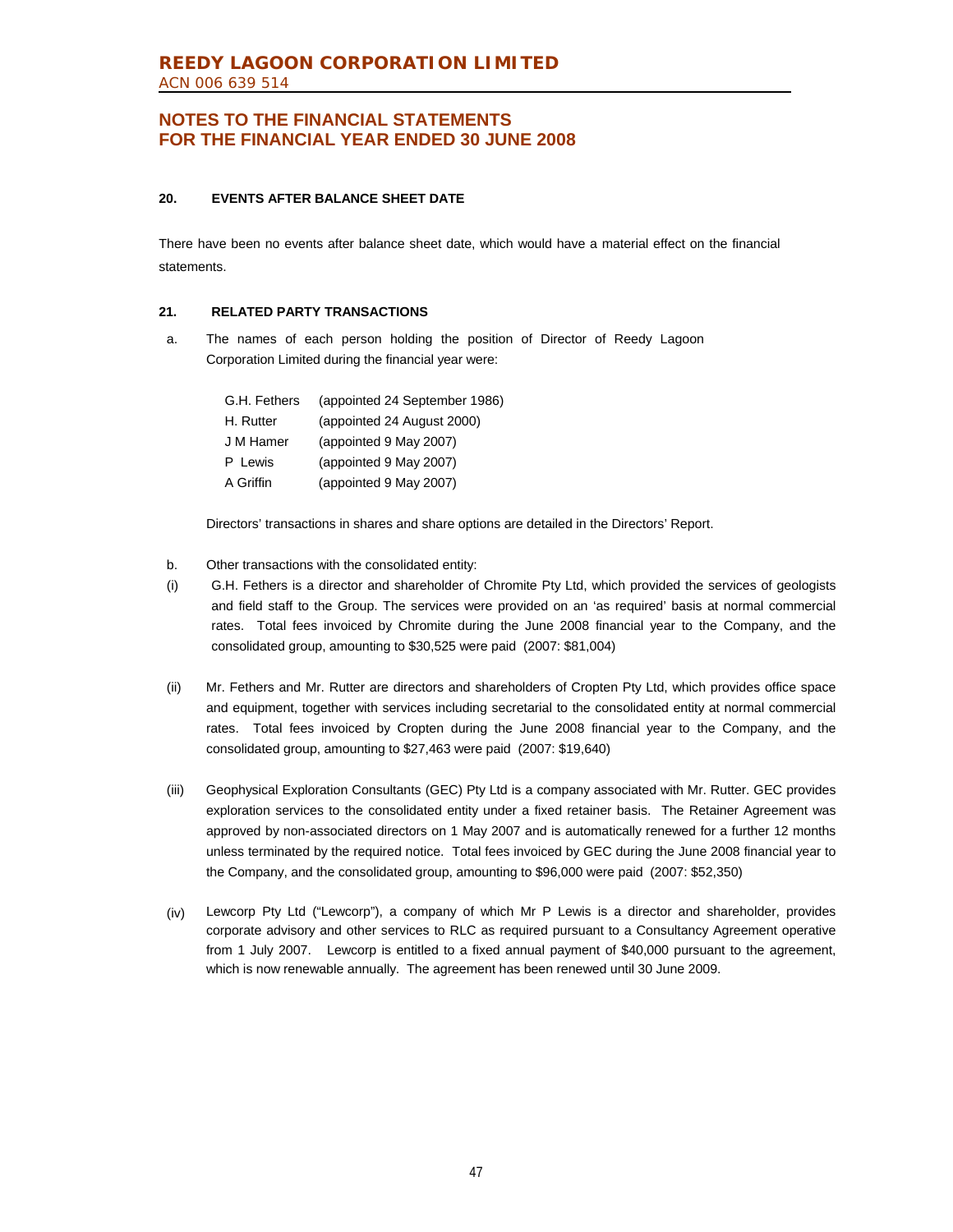# NOTES TO THE FINANCIAL STATEMENTS FOR THE FINANCIAL YEAR ENDED 30 JUNE 2008

## 20. EVENTS AFTER BALANCE SHEET DATE

There have been no events after balance sheet date, which would have a material effect on the financial statements.

## 21. RELATED PARTY TRANSACTIONS

a. The names of each person holding the position of Director of Reedy Lagoon Corporation Limited during the financial year were:

| | |
|---|---|
| G.H. Fethers | (appointed 24 September 1986) |
| H. Rutter | (appointed 24 August 2000) |
| J M Hamer | (appointed 9 May 2007) |
| P Lewis | (appointed 9 May 2007) |
| A Griffin | (appointed 9 May 2007) |

Directors' transactions in shares and share options are detailed in the Directors' Report.

b. Other transactions with the consolidated entity:

(i) G.H. Fethers is a director and shareholder of Chromite Pty Ltd, which provided the services of geologists and field staff to the Group. The services were provided on an 'as required' basis at normal commercial rates. Total fees invoiced by Chromite during the June 2008 financial year to the Company, and the consolidated group, amounting to $30,525 were paid (2007: $81,004)

(ii) Mr. Fethers and Mr. Rutter are directors and shareholders of Cropten Pty Ltd, which provides office space and equipment, together with services including secretarial to the consolidated entity at normal commercial rates. Total fees invoiced by Cropten during the June 2008 financial year to the Company, and the consolidated group, amounting to $27,463 were paid (2007: $19,640)

(iii) Geophysical Exploration Consultants (GEC) Pty Ltd is a company associated with Mr. Rutter. GEC provides exploration services to the consolidated entity under a fixed retainer basis. The Retainer Agreement was approved by non-associated directors on 1 May 2007 and is automatically renewed for a further 12 months unless terminated by the required notice. Total fees invoiced by GEC during the June 2008 financial year to the Company, and the consolidated group, amounting to $96,000 were paid (2007: $52,350)

(iv) Lewcorp Pty Ltd ("Lewcorp"), a company of which Mr P Lewis is a director and shareholder, provides corporate advisory and other services to RLC as required pursuant to a Consultancy Agreement operative from 1 July 2007. Lewcorp is entitled to a fixed annual payment of $40,000 pursuant to the agreement, which is now renewable annually. The agreement has been renewed until 30 June 2009.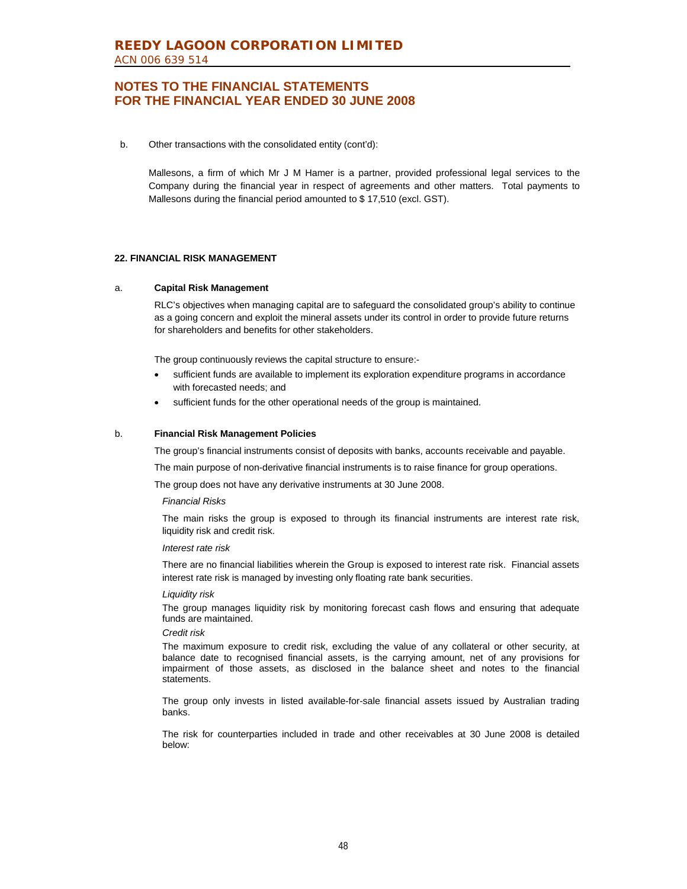b. Other transactions with the consolidated entity (cont'd):

Mallesons, a firm of which Mr J M Hamer is a partner, provided professional legal services to the Company during the financial year in respect of agreements and other matters. Total payments to Mallesons during the financial period amounted to $ 17,510 (excl. GST).

## 22. FINANCIAL RISK MANAGEMENT

### a. Capital Risk Management

RLC's objectives when managing capital are to safeguard the consolidated group's ability to continue as a going concern and exploit the mineral assets under its control in order to provide future returns for shareholders and benefits for other stakeholders.

The group continuously reviews the capital structure to ensure:-

- sufficient funds are available to implement its exploration expenditure programs in accordance with forecasted needs; and
- sufficient funds for the other operational needs of the group is maintained.

### b. Financial Risk Management Policies

The group's financial instruments consist of deposits with banks, accounts receivable and payable.

The main purpose of non-derivative financial instruments is to raise finance for group operations.

The group does not have any derivative instruments at 30 June 2008.

*Financial Risks*

The main risks the group is exposed to through its financial instruments are interest rate risk, liquidity risk and credit risk.

*Interest rate risk*

There are no financial liabilities wherein the Group is exposed to interest rate risk. Financial assets interest rate risk is managed by investing only floating rate bank securities.

*Liquidity risk*

The group manages liquidity risk by monitoring forecast cash flows and ensuring that adequate funds are maintained.

*Credit risk*

The maximum exposure to credit risk, excluding the value of any collateral or other security, at balance date to recognised financial assets, is the carrying amount, net of any provisions for impairment of those assets, as disclosed in the balance sheet and notes to the financial statements.

The group only invests in listed available-for-sale financial assets issued by Australian trading banks.

The risk for counterparties included in trade and other receivables at 30 June 2008 is detailed below: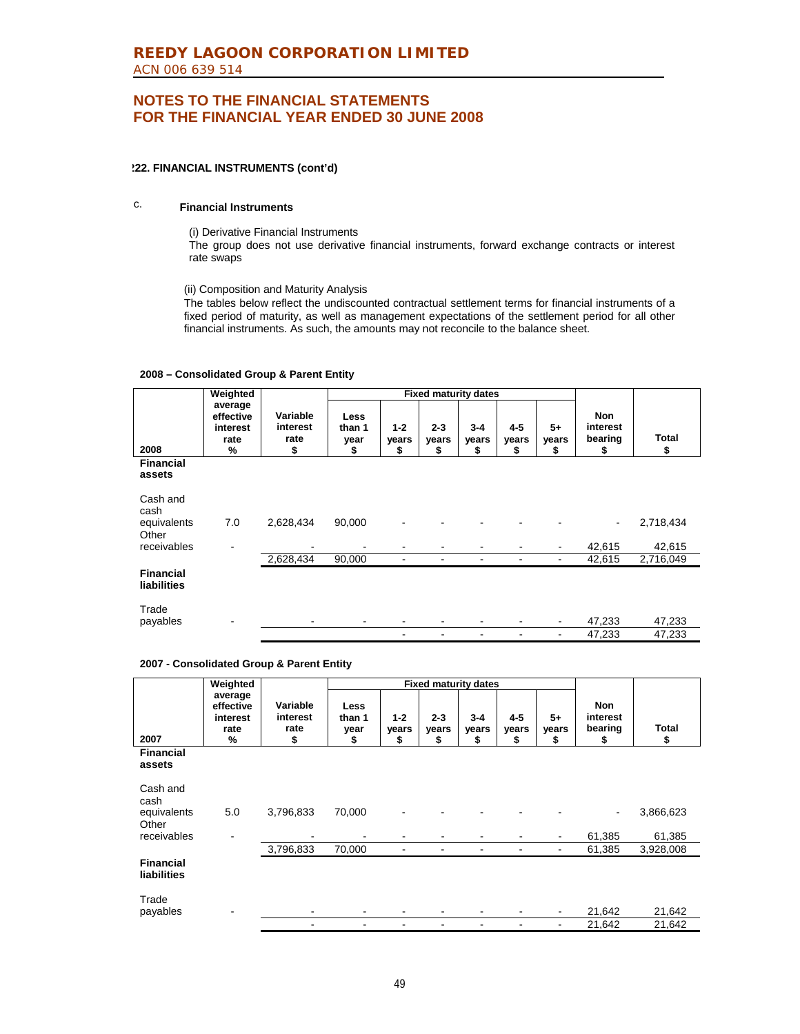# REEDY LAGOON CORPORATION LIMITED

ACN 006 639 514

## NOTES TO THE FINANCIAL STATEMENTS FOR THE FINANCIAL YEAR ENDED 30 JUNE 2008

**222. FINANCIAL INSTRUMENTS (cont'd)**

c. **Financial Instruments**

(i) Derivative Financial Instruments

The group does not use derivative financial instruments, forward exchange contracts or interest rate swaps

(ii) Composition and Maturity Analysis

The tables below reflect the undiscounted contractual settlement terms for financial instruments of a fixed period of maturity, as well as management expectations of the settlement period for all other financial instruments. As such, the amounts may not reconcile to the balance sheet.

**2008 – Consolidated Group & Parent Entity**

| 2008 | Weighted average effective interest rate % | Variable interest rate $ | Fixed maturity dates Less than 1 year $ | 1-2 years $ | 2-3 years $ | 3-4 years $ | 4-5 years $ | 5+ years $ | Non interest bearing $ | Total $ |
|---|---|---|---|---|---|---|---|---|---|---|
| **Financial assets** | | | | | | | | | | |
| Cash and cash equivalents | 7.0 | 2,628,434 | 90,000 | - | - | - | - | - | - | 2,718,434 |
| Other receivables | - | - | - | - | - | - | - | - | 42,615 | 42,615 |
| | | 2,628,434 | 90,000 | - | - | - | - | - | 42,615 | 2,716,049 |
| **Financial liabilities** | | | | | | | | | | |
| Trade payables | - | - | - | - | - | - | - | - | 47,233 | 47,233 |
| | | | | - | - | - | - | - | 47,233 | 47,233 |

**2007 - Consolidated Group & Parent Entity**

| 2007 | Weighted average effective interest rate % | Variable interest rate $ | Fixed maturity dates Less than 1 year $ | 1-2 years $ | 2-3 years $ | 3-4 years $ | 4-5 years $ | 5+ years $ | Non interest bearing $ | Total $ |
|---|---|---|---|---|---|---|---|---|---|---|
| **Financial assets** | | | | | | | | | | |
| Cash and cash equivalents | 5.0 | 3,796,833 | 70,000 | - | - | - | - | - | - | 3,866,623 |
| Other receivables | - | - | - | - | - | - | - | - | 61,385 | 61,385 |
| | | 3,796,833 | 70,000 | - | - | - | - | - | 61,385 | 3,928,008 |
| **Financial liabilities** | | | | | | | | | | |
| Trade payables | - | - | - | - | - | - | - | - | 21,642 | 21,642 |
| | | - | - | - | - | - | - | - | 21,642 | 21,642 |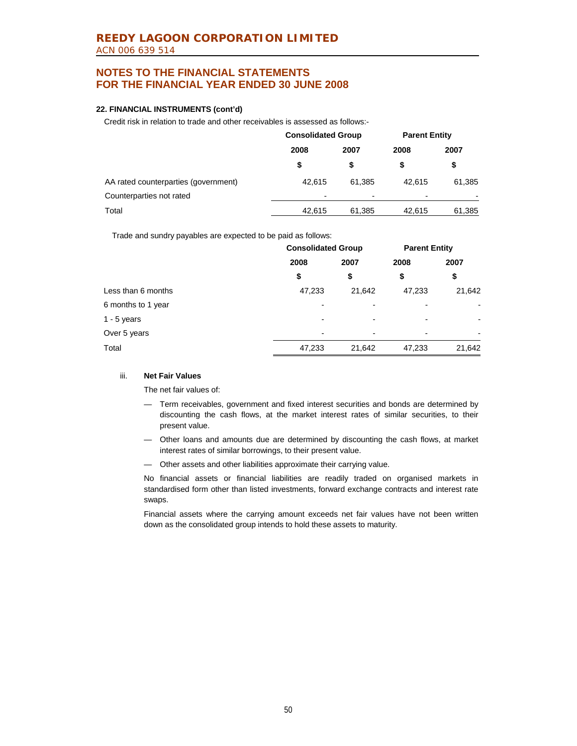### 22. FINANCIAL INSTRUMENTS (cont'd)

Credit risk in relation to trade and other receivables is assessed as follows:-

| | Consolidated Group | | Parent Entity | |
|---|---|---|---|---|
| | 2008 | 2007 | 2008 | 2007 |
| | $ | $ | $ | $ |
| AA rated counterparties (government) | 42,615 | 61,385 | 42,615 | 61,385 |
| Counterparties not rated | - | - | - | - |
| Total | 42,615 | 61,385 | 42,615 | 61,385 |

Trade and sundry payables are expected to be paid as follows:

| | Consolidated Group | | Parent Entity | |
|---|---|---|---|---|
| | 2008 | 2007 | 2008 | 2007 |
| | $ | $ | $ | $ |
| Less than 6 months | 47,233 | 21,642 | 47,233 | 21,642 |
| 6 months to 1 year | - | - | - | - |
| 1 - 5 years | - | - | - | - |
| Over 5 years | - | - | - | - |
| Total | 47,233 | 21,642 | 47,233 | 21,642 |

iii. **Net Fair Values**

The net fair values of:

- Term receivables, government and fixed interest securities and bonds are determined by discounting the cash flows, at the market interest rates of similar securities, to their present value.
- Other loans and amounts due are determined by discounting the cash flows, at market interest rates of similar borrowings, to their present value.
- Other assets and other liabilities approximate their carrying value.

No financial assets or financial liabilities are readily traded on organised markets in standardised form other than listed investments, forward exchange contracts and interest rate swaps.

Financial assets where the carrying amount exceeds net fair values have not been written down as the consolidated group intends to hold these assets to maturity.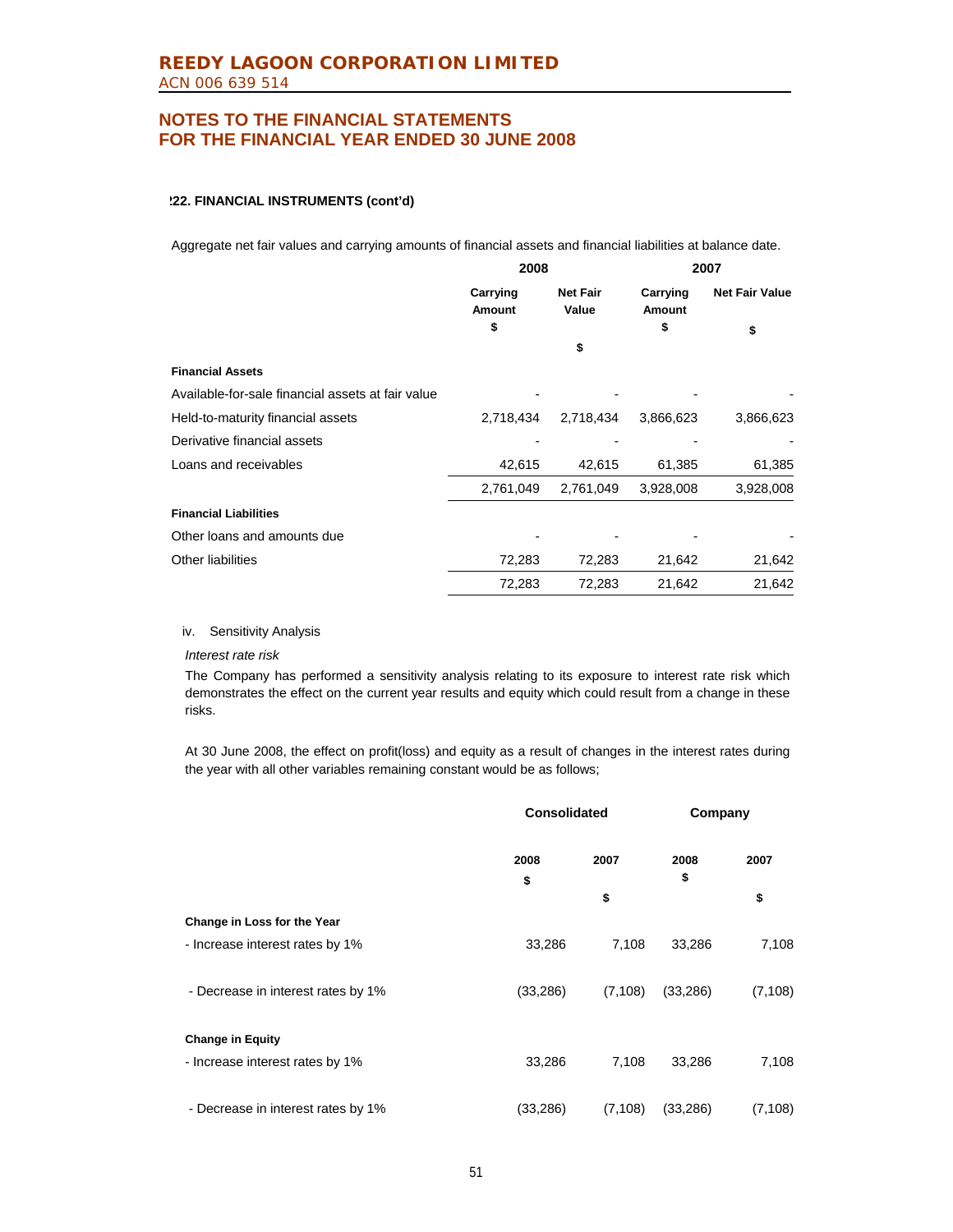# REEDY LAGOON CORPORATION LIMITED

ACN 006 639 514

## NOTES TO THE FINANCIAL STATEMENTS FOR THE FINANCIAL YEAR ENDED 30 JUNE 2008

**22. FINANCIAL INSTRUMENTS (cont'd)**

Aggregate net fair values and carrying amounts of financial assets and financial liabilities at balance date.

| | 2008 | | 2007 | |
|---|---|---|---|---|
| | Carrying Amount $ | Net Fair Value $ | Carrying Amount $ | Net Fair Value $ |
| **Financial Assets** | | | | |
| Available-for-sale financial assets at fair value | - | - | - | - |
| Held-to-maturity financial assets | 2,718,434 | 2,718,434 | 3,866,623 | 3,866,623 |
| Derivative financial assets | - | - | - | - |
| Loans and receivables | 42,615 | 42,615 | 61,385 | 61,385 |
| | 2,761,049 | 2,761,049 | 3,928,008 | 3,928,008 |
| **Financial Liabilities** | | | | |
| Other loans and amounts due | - | - | - | - |
| Other liabilities | 72,283 | 72,283 | 21,642 | 21,642 |
| | 72,283 | 72,283 | 21,642 | 21,642 |

iv. Sensitivity Analysis

*Interest rate risk*

The Company has performed a sensitivity analysis relating to its exposure to interest rate risk which demonstrates the effect on the current year results and equity which could result from a change in these risks.

At 30 June 2008, the effect on profit(loss) and equity as a result of changes in the interest rates during the year with all other variables remaining constant would be as follows;

| | Consolidated | | Company | |
|---|---|---|---|---|
| | 2008 $ | 2007 $ | 2008 $ | 2007 $ |
| **Change in Loss for the Year** | | | | |
| - Increase interest rates by 1% | 33,286 | 7,108 | 33,286 | 7,108 |
| - Decrease in interest rates by 1% | (33,286) | (7,108) | (33,286) | (7,108) |
| **Change in Equity** | | | | |
| - Increase interest rates by 1% | 33,286 | 7,108 | 33,286 | 7,108 |
| - Decrease in interest rates by 1% | (33,286) | (7,108) | (33,286) | (7,108) |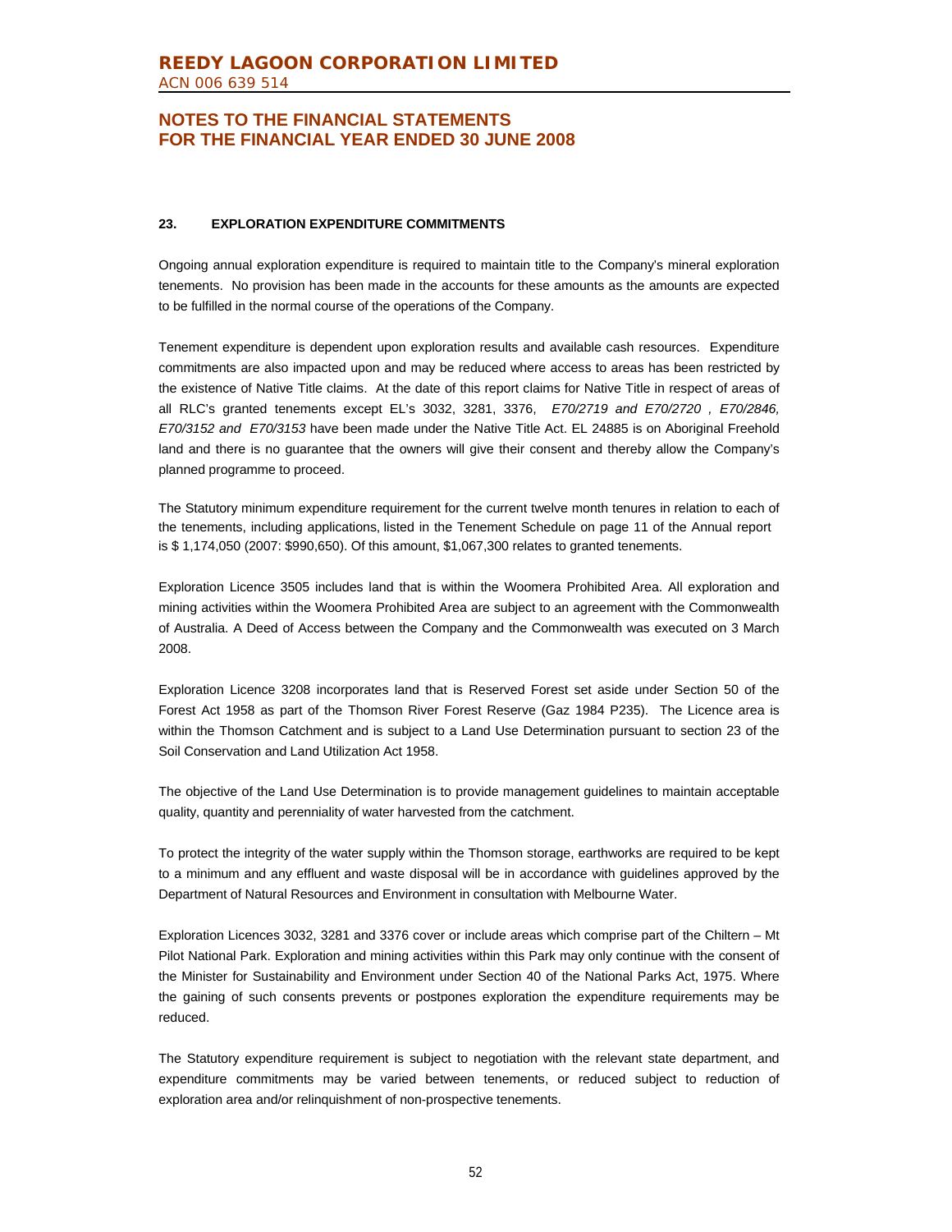## 23. EXPLORATION EXPENDITURE COMMITMENTS

Ongoing annual exploration expenditure is required to maintain title to the Company's mineral exploration tenements. No provision has been made in the accounts for these amounts as the amounts are expected to be fulfilled in the normal course of the operations of the Company.

Tenement expenditure is dependent upon exploration results and available cash resources. Expenditure commitments are also impacted upon and may be reduced where access to areas has been restricted by the existence of Native Title claims. At the date of this report claims for Native Title in respect of areas of all RLC's granted tenements except EL's 3032, 3281, 3376, *E70/2719 and E70/2720 , E70/2846, E70/3152 and E70/3153* have been made under the Native Title Act. EL 24885 is on Aboriginal Freehold land and there is no guarantee that the owners will give their consent and thereby allow the Company's planned programme to proceed.

The Statutory minimum expenditure requirement for the current twelve month tenures in relation to each of the tenements, including applications, listed in the Tenement Schedule on page 11 of the Annual report is $ 1,174,050 (2007: $990,650). Of this amount, $1,067,300 relates to granted tenements.

Exploration Licence 3505 includes land that is within the Woomera Prohibited Area. All exploration and mining activities within the Woomera Prohibited Area are subject to an agreement with the Commonwealth of Australia. A Deed of Access between the Company and the Commonwealth was executed on 3 March 2008.

Exploration Licence 3208 incorporates land that is Reserved Forest set aside under Section 50 of the Forest Act 1958 as part of the Thomson River Forest Reserve (Gaz 1984 P235). The Licence area is within the Thomson Catchment and is subject to a Land Use Determination pursuant to section 23 of the Soil Conservation and Land Utilization Act 1958.

The objective of the Land Use Determination is to provide management guidelines to maintain acceptable quality, quantity and perenniality of water harvested from the catchment.

To protect the integrity of the water supply within the Thomson storage, earthworks are required to be kept to a minimum and any effluent and waste disposal will be in accordance with guidelines approved by the Department of Natural Resources and Environment in consultation with Melbourne Water.

Exploration Licences 3032, 3281 and 3376 cover or include areas which comprise part of the Chiltern – Mt Pilot National Park. Exploration and mining activities within this Park may only continue with the consent of the Minister for Sustainability and Environment under Section 40 of the National Parks Act, 1975. Where the gaining of such consents prevents or postpones exploration the expenditure requirements may be reduced.

The Statutory expenditure requirement is subject to negotiation with the relevant state department, and expenditure commitments may be varied between tenements, or reduced subject to reduction of exploration area and/or relinquishment of non-prospective tenements.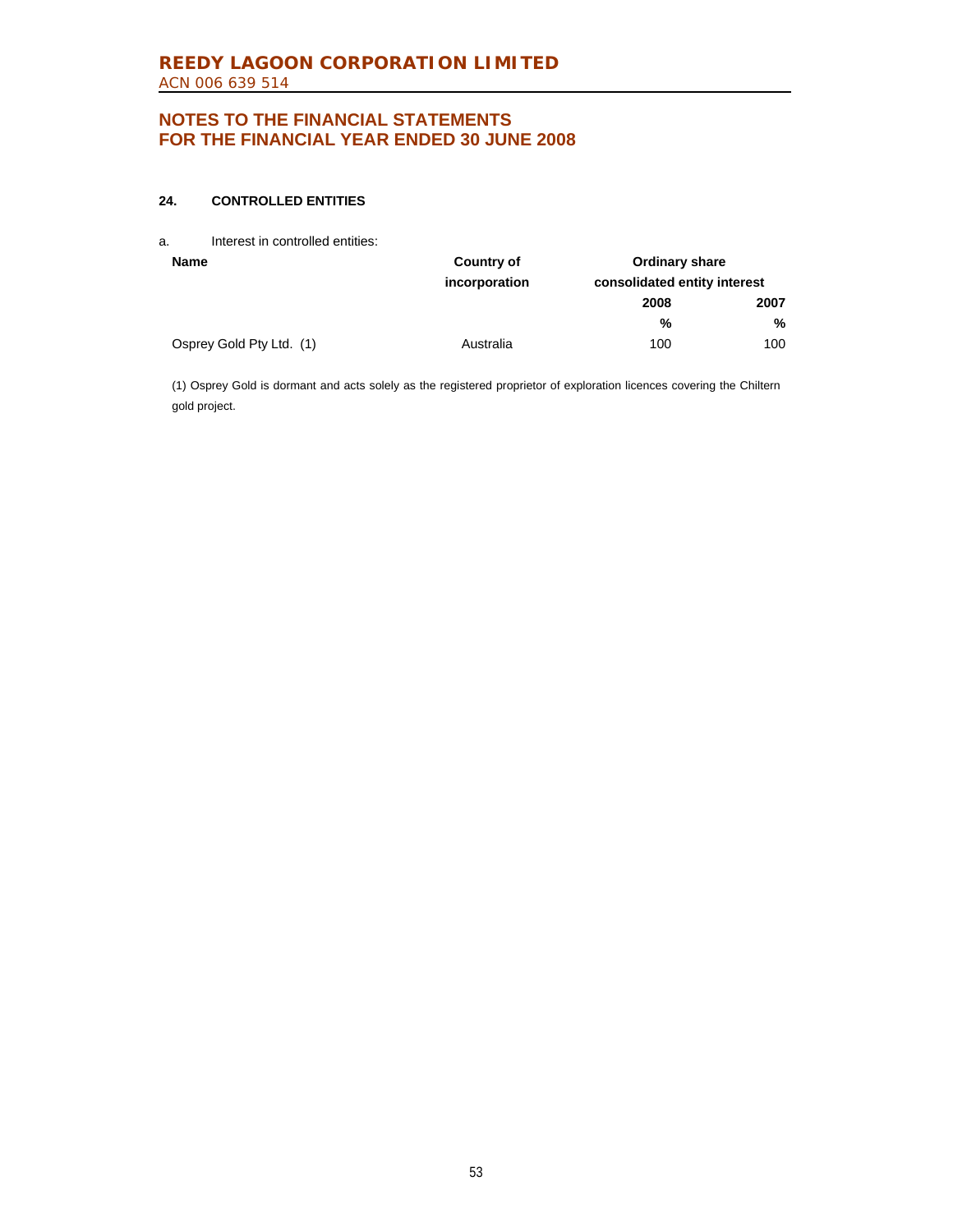## 24. CONTROLLED ENTITIES

a. Interest in controlled entities:

| Name | Country of incorporation | Ordinary share consolidated entity interest | |
|---|---|---|---|
| | | 2008 | 2007 |
| | | % | % |
| Osprey Gold Pty Ltd. (1) | Australia | 100 | 100 |

(1) Osprey Gold is dormant and acts solely as the registered proprietor of exploration licences covering the Chiltern gold project.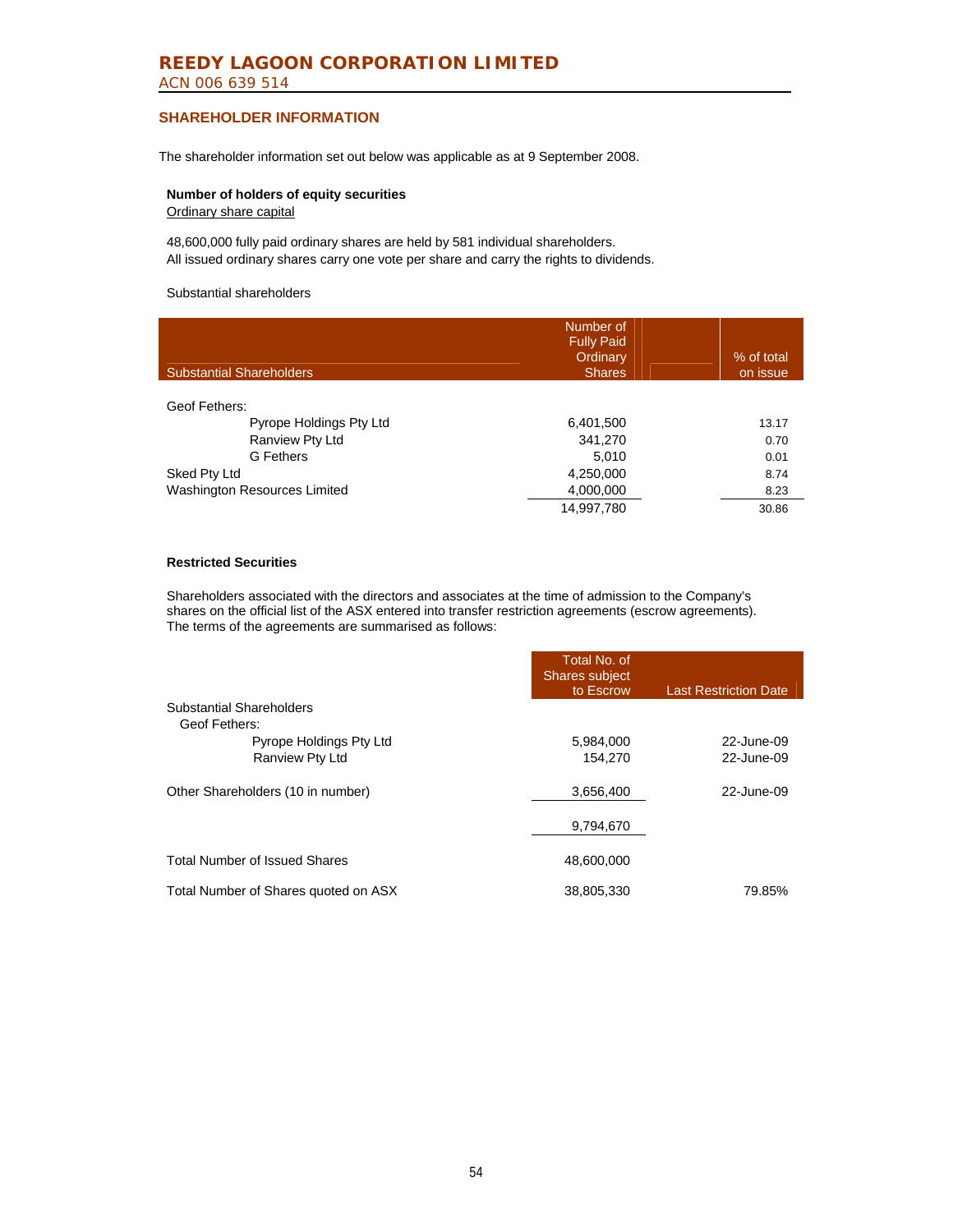## SHAREHOLDER INFORMATION

The shareholder information set out below was applicable as at 9 September 2008.

**Number of holders of equity securities**

Ordinary share capital

48,600,000 fully paid ordinary shares are held by 581 individual shareholders.
All issued ordinary shares carry one vote per share and carry the rights to dividends.

Substantial shareholders

| Substantial Shareholders | Number of Fully Paid Ordinary Shares | % of total on issue |
|---|---|---|
| Geof Fethers: | | |
| Pyrope Holdings Pty Ltd | 6,401,500 | 13.17 |
| Ranview Pty Ltd | 341,270 | 0.70 |
| G Fethers | 5,010 | 0.01 |
| Sked Pty Ltd | 4,250,000 | 8.74 |
| Washington Resources Limited | 4,000,000 | 8.23 |
| | 14,997,780 | 30.86 |

**Restricted Securities**

Shareholders associated with the directors and associates at the time of admission to the Company's shares on the official list of the ASX entered into transfer restriction agreements (escrow agreements). The terms of the agreements are summarised as follows:

| | Total No. of Shares subject to Escrow | Last Restriction Date |
|---|---|---|
| Substantial Shareholders | | |
| Geof Fethers: | | |
| Pyrope Holdings Pty Ltd | 5,984,000 | 22-June-09 |
| Ranview Pty Ltd | 154,270 | 22-June-09 |
| Other Shareholders (10 in number) | 3,656,400 | 22-June-09 |
| | 9,794,670 | |
| Total Number of Issued Shares | 48,600,000 | |
| Total Number of Shares quoted on ASX | 38,805,330 | 79.85% |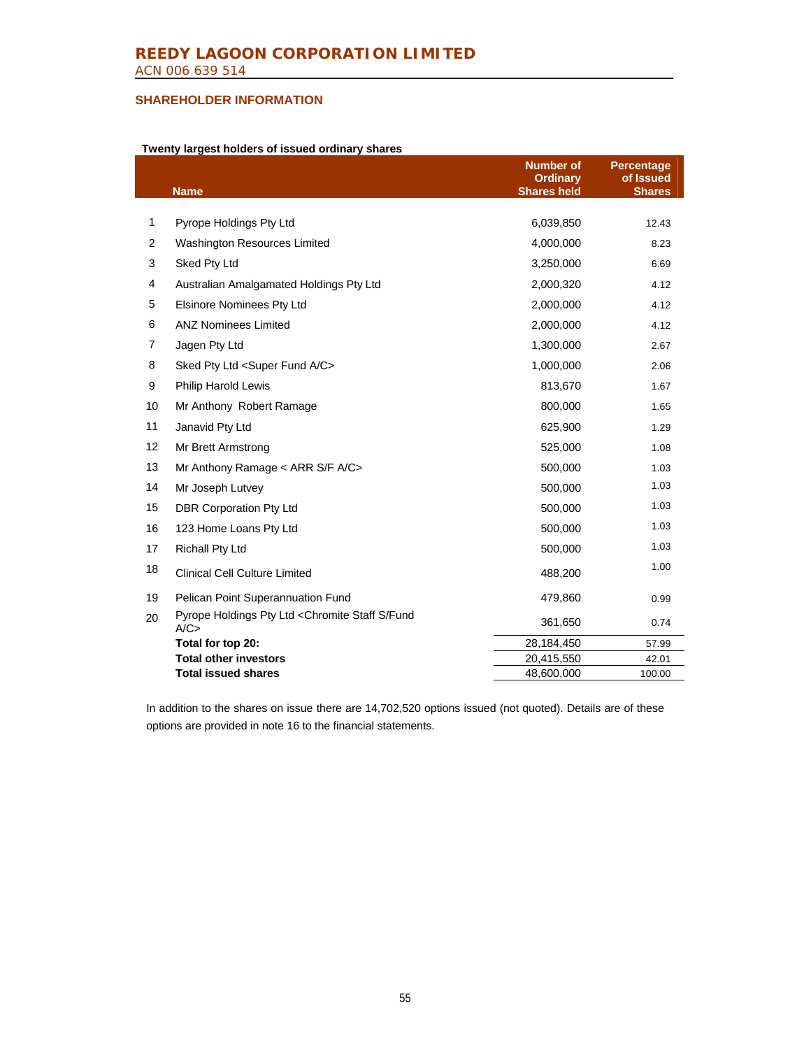# REEDY LAGOON CORPORATION LIMITED

ACN 006 639 514

## SHAREHOLDER INFORMATION

**Twenty largest holders of issued ordinary shares**

| | Name | Number of Ordinary Shares held | Percentage of Issued Shares |
|---|---|---|---|
| 1 | Pyrope Holdings Pty Ltd | 6,039,850 | 12.43 |
| 2 | Washington Resources Limited | 4,000,000 | 8.23 |
| 3 | Sked Pty Ltd | 3,250,000 | 6.69 |
| 4 | Australian Amalgamated Holdings Pty Ltd | 2,000,320 | 4.12 |
| 5 | Elsinore Nominees Pty Ltd | 2,000,000 | 4.12 |
| 6 | ANZ Nominees Limited | 2,000,000 | 4.12 |
| 7 | Jagen Pty Ltd | 1,300,000 | 2.67 |
| 8 | Sked Pty Ltd <Super Fund A/C> | 1,000,000 | 2.06 |
| 9 | Philip Harold Lewis | 813,670 | 1.67 |
| 10 | Mr Anthony Robert Ramage | 800,000 | 1.65 |
| 11 | Janavid Pty Ltd | 625,900 | 1.29 |
| 12 | Mr Brett Armstrong | 525,000 | 1.08 |
| 13 | Mr Anthony Ramage < ARR S/F A/C> | 500,000 | 1.03 |
| 14 | Mr Joseph Lutvey | 500,000 | 1.03 |
| 15 | DBR Corporation Pty Ltd | 500,000 | 1.03 |
| 16 | 123 Home Loans Pty Ltd | 500,000 | 1.03 |
| 17 | Richall Pty Ltd | 500,000 | 1.03 |
| 18 | Clinical Cell Culture Limited | 488,200 | 1.00 |
| 19 | Pelican Point Superannuation Fund | 479,860 | 0.99 |
| 20 | Pyrope Holdings Pty Ltd <Chromite Staff S/Fund A/C> | 361,650 | 0.74 |
| | **Total for top 20:** | 28,184,450 | 57.99 |
| | **Total other investors** | 20,415,550 | 42.01 |
| | **Total issued shares** | 48,600,000 | 100.00 |

In addition to the shares on issue there are 14,702,520 options issued (not quoted). Details are of these options are provided in note 16 to the financial statements.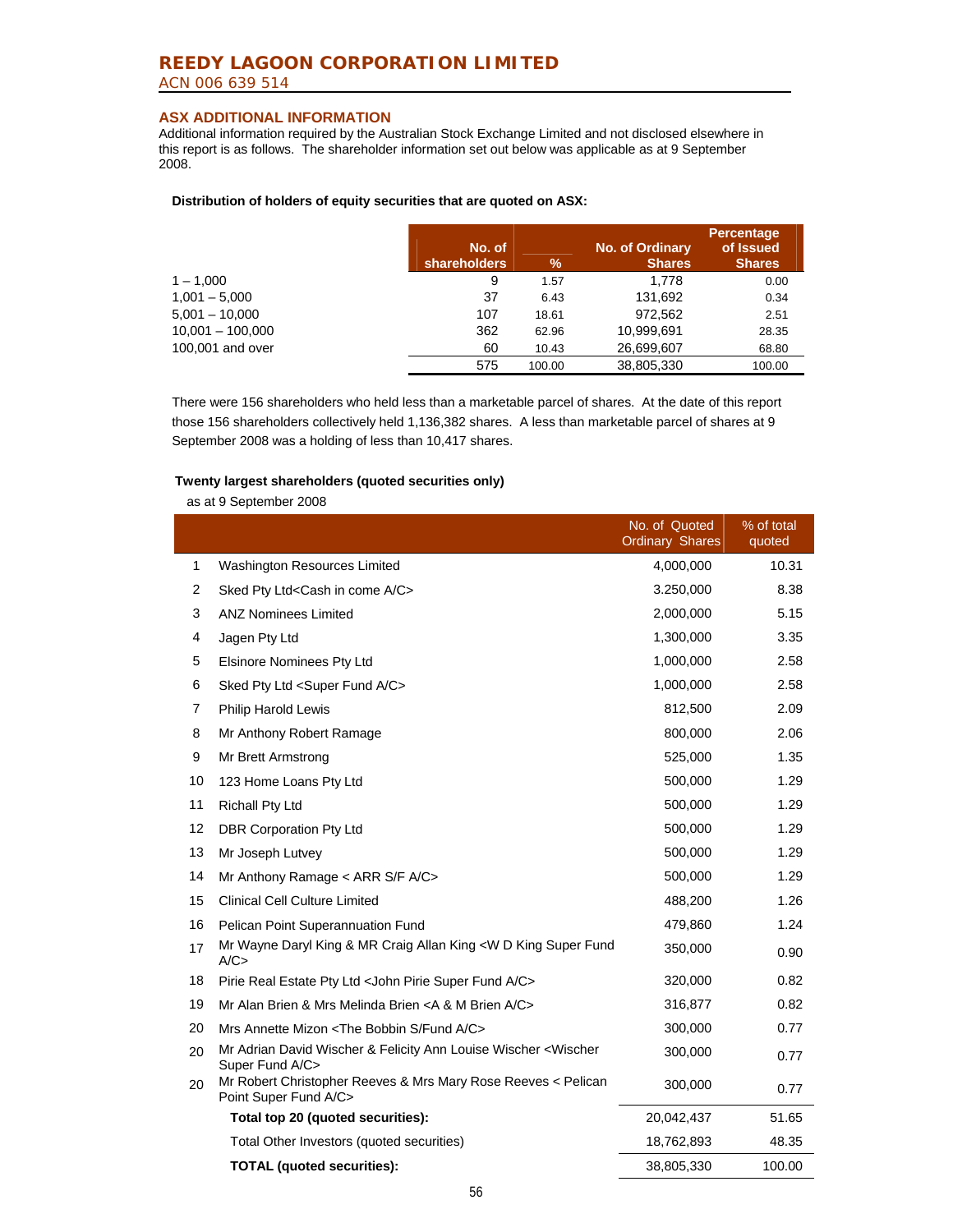# REEDY LAGOON CORPORATION LIMITED

ACN 006 639 514

## ASX ADDITIONAL INFORMATION

Additional information required by the Australian Stock Exchange Limited and not disclosed elsewhere in this report is as follows. The shareholder information set out below was applicable as at 9 September 2008.

**Distribution of holders of equity securities that are quoted on ASX:**

| | No. of shareholders | % | No. of Ordinary Shares | Percentage of Issued Shares |
|---|---|---|---|---|
| 1 – 1,000 | 9 | 1.57 | 1,778 | 0.00 |
| 1,001 – 5,000 | 37 | 6.43 | 131,692 | 0.34 |
| 5,001 – 10,000 | 107 | 18.61 | 972,562 | 2.51 |
| 10,001 – 100,000 | 362 | 62.96 | 10,999,691 | 28.35 |
| 100,001 and over | 60 | 10.43 | 26,699,607 | 68.80 |
| | 575 | 100.00 | 38,805,330 | 100.00 |

There were 156 shareholders who held less than a marketable parcel of shares. At the date of this report those 156 shareholders collectively held 1,136,382 shares. A less than marketable parcel of shares at 9 September 2008 was a holding of less than 10,417 shares.

**Twenty largest shareholders (quoted securities only)**

as at 9 September 2008

| | | No. of Quoted Ordinary Shares | % of total quoted |
|---|---|---|---|
| 1 | Washington Resources Limited | 4,000,000 | 10.31 |
| 2 | Sked Pty Ltd<Cash in come A/C> | 3.250,000 | 8.38 |
| 3 | ANZ Nominees Limited | 2,000,000 | 5.15 |
| 4 | Jagen Pty Ltd | 1,300,000 | 3.35 |
| 5 | Elsinore Nominees Pty Ltd | 1,000,000 | 2.58 |
| 6 | Sked Pty Ltd <Super Fund A/C> | 1,000,000 | 2.58 |
| 7 | Philip Harold Lewis | 812,500 | 2.09 |
| 8 | Mr Anthony Robert Ramage | 800,000 | 2.06 |
| 9 | Mr Brett Armstrong | 525,000 | 1.35 |
| 10 | 123 Home Loans Pty Ltd | 500,000 | 1.29 |
| 11 | Richall Pty Ltd | 500,000 | 1.29 |
| 12 | DBR Corporation Pty Ltd | 500,000 | 1.29 |
| 13 | Mr Joseph Lutvey | 500,000 | 1.29 |
| 14 | Mr Anthony Ramage < ARR S/F A/C> | 500,000 | 1.29 |
| 15 | Clinical Cell Culture Limited | 488,200 | 1.26 |
| 16 | Pelican Point Superannuation Fund | 479,860 | 1.24 |
| 17 | Mr Wayne Daryl King & MR Craig Allan King <W D King Super Fund A/C> | 350,000 | 0.90 |
| 18 | Pirie Real Estate Pty Ltd <John Pirie Super Fund A/C> | 320,000 | 0.82 |
| 19 | Mr Alan Brien & Mrs Melinda Brien <A & M Brien A/C> | 316,877 | 0.82 |
| 20 | Mrs Annette Mizon <The Bobbin S/Fund A/C> | 300,000 | 0.77 |
| 20 | Mr Adrian David Wischer & Felicity Ann Louise Wischer <Wischer Super Fund A/C> | 300,000 | 0.77 |
| 20 | Mr Robert Christopher Reeves & Mrs Mary Rose Reeves < Pelican Point Super Fund A/C> | 300,000 | 0.77 |
| | **Total top 20 (quoted securities):** | 20,042,437 | 51.65 |
| | Total Other Investors (quoted securities) | 18,762,893 | 48.35 |
| | **TOTAL (quoted securities):** | 38,805,330 | 100.00 |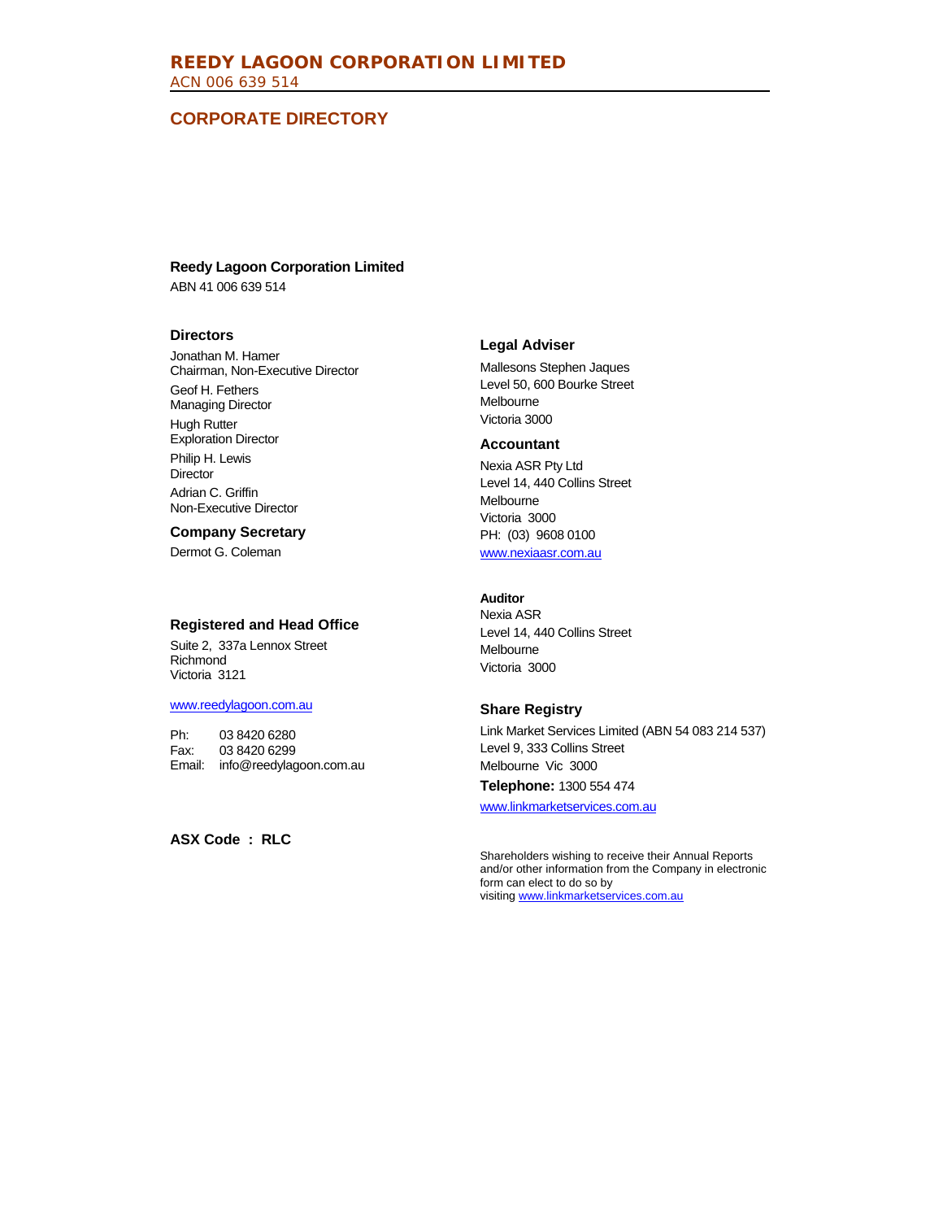# REEDY LAGOON CORPORATION LIMITED
ACN 006 639 514

## CORPORATE DIRECTORY

**Reedy Lagoon Corporation Limited**
ABN 41 006 639 514

### Directors

Jonathan M. Hamer
Chairman, Non-Executive Director

Geof H. Fethers
Managing Director

Hugh Rutter
Exploration Director

Philip H. Lewis
Director

Adrian C. Griffin
Non-Executive Director

### Company Secretary

Dermot G. Coleman

### Registered and Head Office

Suite 2, 337a Lennox Street
Richmond
Victoria 3121

www.reedylagoon.com.au

Ph: 03 8420 6280
Fax: 03 8420 6299
Email: info@reedylagoon.com.au

**ASX Code : RLC**

### Legal Adviser

Mallesons Stephen Jaques
Level 50, 600 Bourke Street
Melbourne
Victoria 3000

### Accountant

Nexia ASR Pty Ltd
Level 14, 440 Collins Street
Melbourne
Victoria 3000
PH: (03) 9608 0100
www.nexiaasr.com.au

### Auditor

Nexia ASR
Level 14, 440 Collins Street
Melbourne
Victoria 3000

### Share Registry

Link Market Services Limited (ABN 54 083 214 537)
Level 9, 333 Collins Street
Melbourne Vic 3000
**Telephone:** 1300 554 474
www.linkmarketservices.com.au

Shareholders wishing to receive their Annual Reports and/or other information from the Company in electronic form can elect to do so by visiting www.linkmarketservices.com.au